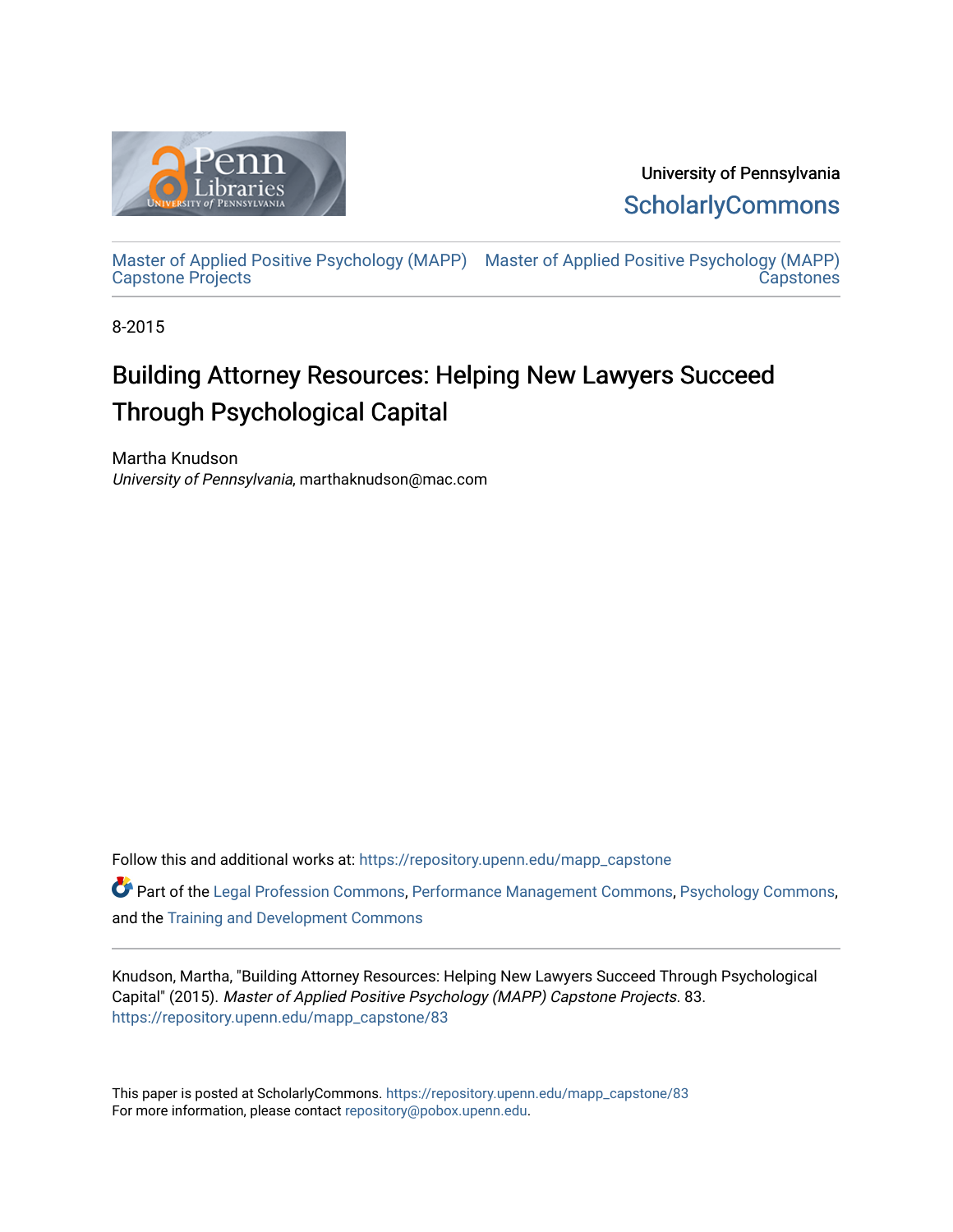University of Pennsylvania

ScholarlyCommons

Master of Applied Positive Psychology (MAPP) Capstone Projects

Master of Applied Positive Psychology (MAPP) Capstones

8-2015

# Building Attorney Resources: Helping New Lawyers Succeed Through Psychological Capital

Martha Knudson

*University of Pennsylvania*, marthaknudson@mac.com

Follow this and additional works at: https://repository.upenn.edu/mapp_capstone

Part of the Legal Profession Commons, Performance Management Commons, Psychology Commons, and the Training and Development Commons

Knudson, Martha, "Building Attorney Resources: Helping New Lawyers Succeed Through Psychological Capital" (2015). *Master of Applied Positive Psychology (MAPP) Capstone Projects*. 83. https://repository.upenn.edu/mapp_capstone/83

This paper is posted at ScholarlyCommons. https://repository.upenn.edu/mapp_capstone/83
For more information, please contact repository@pobox.upenn.edu.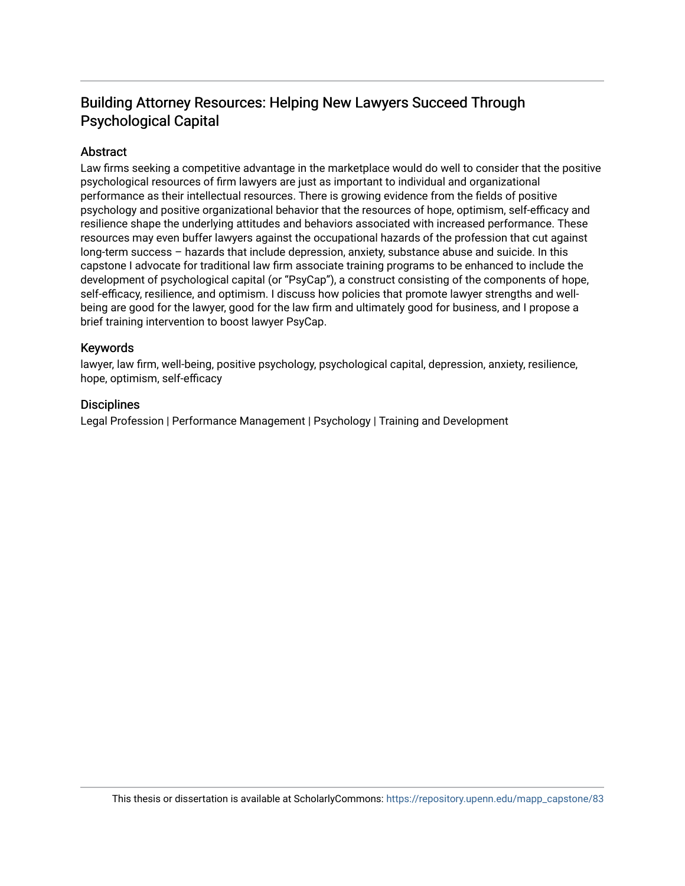## Building Attorney Resources: Helping New Lawyers Succeed Through Psychological Capital

### Abstract

Law firms seeking a competitive advantage in the marketplace would do well to consider that the positive psychological resources of firm lawyers are just as important to individual and organizational performance as their intellectual resources. There is growing evidence from the fields of positive psychology and positive organizational behavior that the resources of hope, optimism, self-efficacy and resilience shape the underlying attitudes and behaviors associated with increased performance. These resources may even buffer lawyers against the occupational hazards of the profession that cut against long-term success – hazards that include depression, anxiety, substance abuse and suicide. In this capstone I advocate for traditional law firm associate training programs to be enhanced to include the development of psychological capital (or "PsyCap"), a construct consisting of the components of hope, self-efficacy, resilience, and optimism. I discuss how policies that promote lawyer strengths and well-being are good for the lawyer, good for the law firm and ultimately good for business, and I propose a brief training intervention to boost lawyer PsyCap.

### Keywords

lawyer, law firm, well-being, positive psychology, psychological capital, depression, anxiety, resilience, hope, optimism, self-efficacy

### Disciplines

Legal Profession | Performance Management | Psychology | Training and Development

This thesis or dissertation is available at ScholarlyCommons: https://repository.upenn.edu/mapp_capstone/83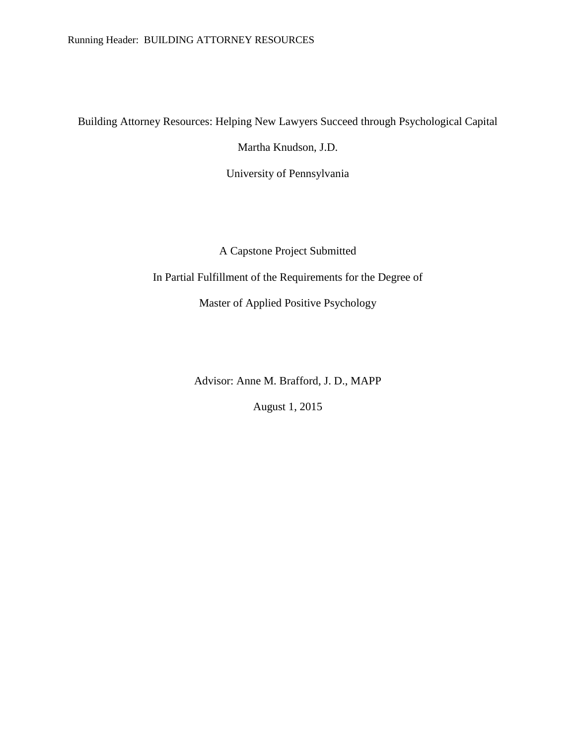# Building Attorney Resources: Helping New Lawyers Succeed through Psychological Capital

Martha Knudson, J.D.

University of Pennsylvania

A Capstone Project Submitted

In Partial Fulfillment of the Requirements for the Degree of

Master of Applied Positive Psychology

Advisor: Anne M. Brafford, J. D., MAPP

August 1, 2015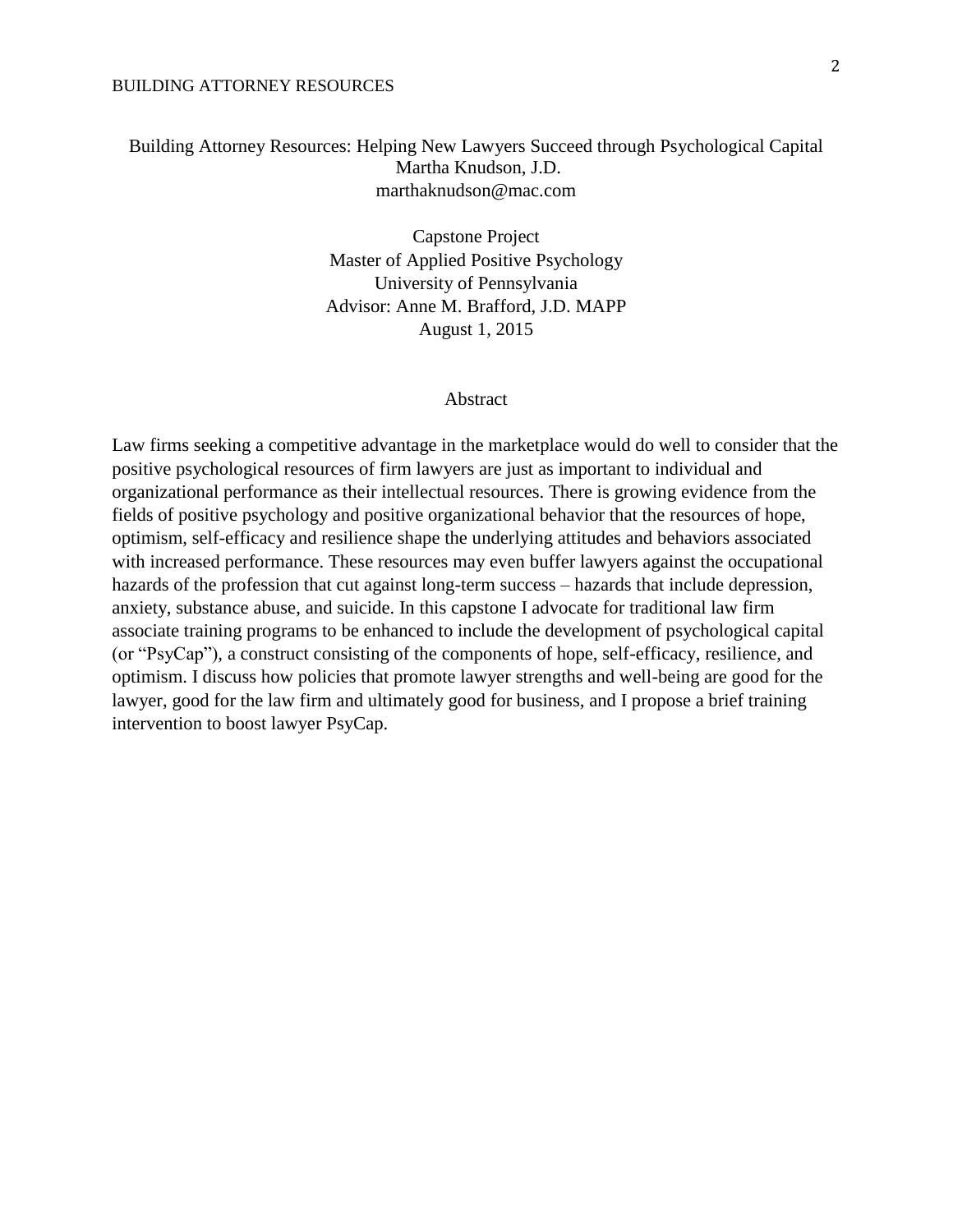Building Attorney Resources: Helping New Lawyers Succeed through Psychological Capital

Martha Knudson, J.D.

marthaknudson@mac.com

Capstone Project

Master of Applied Positive Psychology

University of Pennsylvania

Advisor: Anne M. Brafford, J.D. MAPP

August 1, 2015

## Abstract

Law firms seeking a competitive advantage in the marketplace would do well to consider that the positive psychological resources of firm lawyers are just as important to individual and organizational performance as their intellectual resources. There is growing evidence from the fields of positive psychology and positive organizational behavior that the resources of hope, optimism, self-efficacy and resilience shape the underlying attitudes and behaviors associated with increased performance. These resources may even buffer lawyers against the occupational hazards of the profession that cut against long-term success – hazards that include depression, anxiety, substance abuse, and suicide. In this capstone I advocate for traditional law firm associate training programs to be enhanced to include the development of psychological capital (or "PsyCap"), a construct consisting of the components of hope, self-efficacy, resilience, and optimism. I discuss how policies that promote lawyer strengths and well-being are good for the lawyer, good for the law firm and ultimately good for business, and I propose a brief training intervention to boost lawyer PsyCap.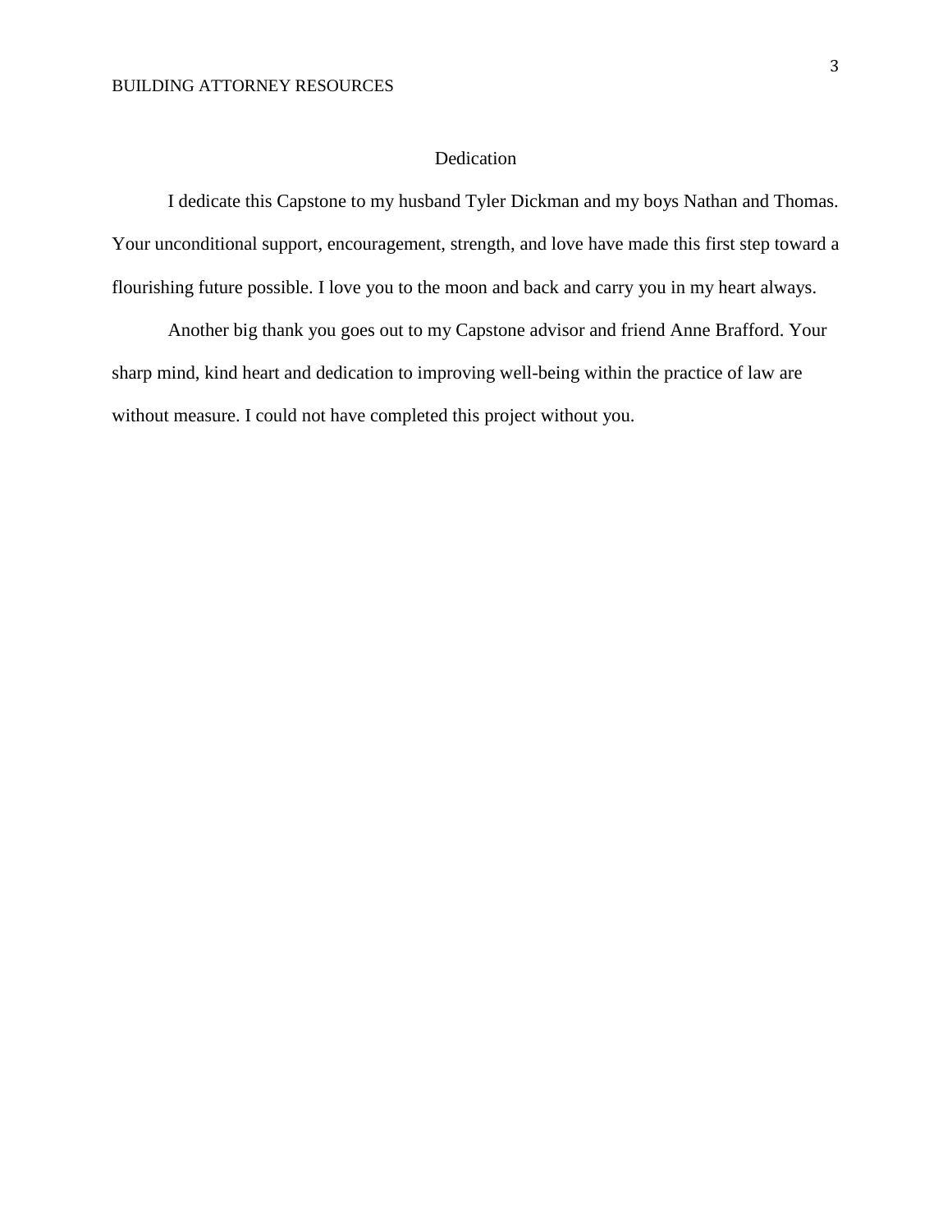# Dedication

I dedicate this Capstone to my husband Tyler Dickman and my boys Nathan and Thomas. Your unconditional support, encouragement, strength, and love have made this first step toward a flourishing future possible. I love you to the moon and back and carry you in my heart always.

Another big thank you goes out to my Capstone advisor and friend Anne Brafford. Your sharp mind, kind heart and dedication to improving well-being within the practice of law are without measure. I could not have completed this project without you.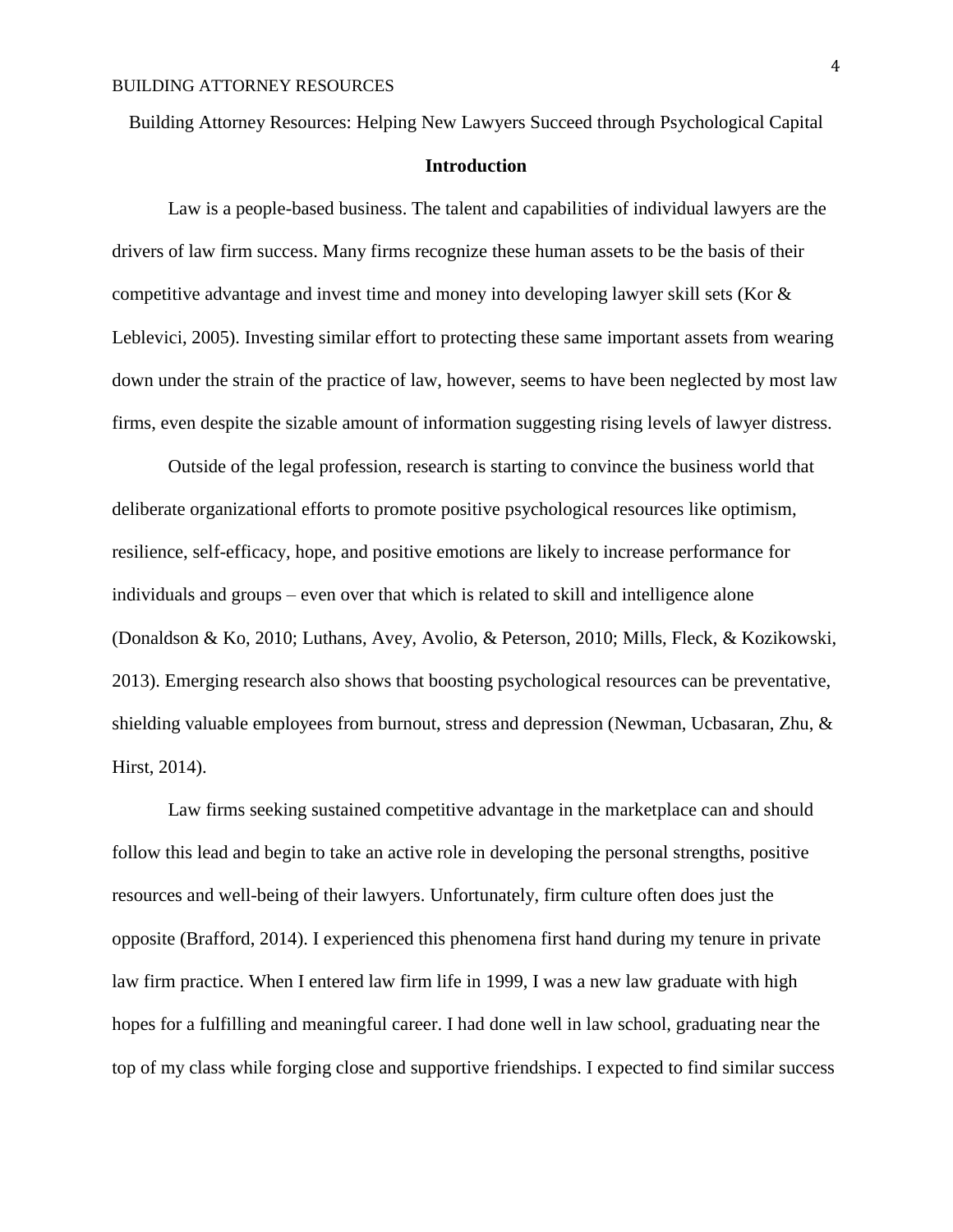Building Attorney Resources: Helping New Lawyers Succeed through Psychological Capital

## Introduction

Law is a people-based business. The talent and capabilities of individual lawyers are the drivers of law firm success. Many firms recognize these human assets to be the basis of their competitive advantage and invest time and money into developing lawyer skill sets (Kor & Leblevici, 2005). Investing similar effort to protecting these same important assets from wearing down under the strain of the practice of law, however, seems to have been neglected by most law firms, even despite the sizable amount of information suggesting rising levels of lawyer distress.

Outside of the legal profession, research is starting to convince the business world that deliberate organizational efforts to promote positive psychological resources like optimism, resilience, self-efficacy, hope, and positive emotions are likely to increase performance for individuals and groups – even over that which is related to skill and intelligence alone (Donaldson & Ko, 2010; Luthans, Avey, Avolio, & Peterson, 2010; Mills, Fleck, & Kozikowski, 2013). Emerging research also shows that boosting psychological resources can be preventative, shielding valuable employees from burnout, stress and depression (Newman, Ucbasaran, Zhu, & Hirst, 2014).

Law firms seeking sustained competitive advantage in the marketplace can and should follow this lead and begin to take an active role in developing the personal strengths, positive resources and well-being of their lawyers. Unfortunately, firm culture often does just the opposite (Brafford, 2014). I experienced this phenomena first hand during my tenure in private law firm practice. When I entered law firm life in 1999, I was a new law graduate with high hopes for a fulfilling and meaningful career. I had done well in law school, graduating near the top of my class while forging close and supportive friendships. I expected to find similar success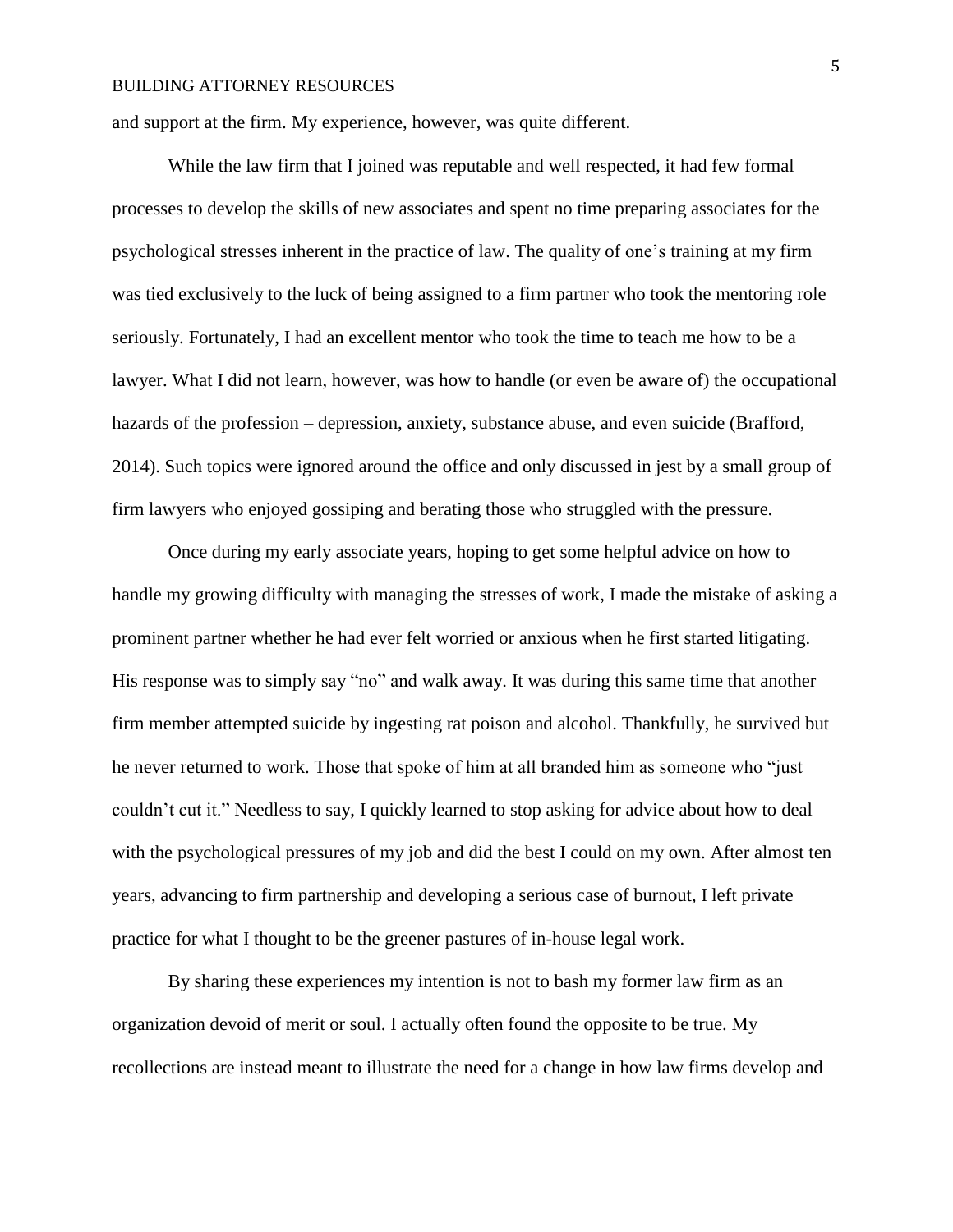and support at the firm. My experience, however, was quite different.

While the law firm that I joined was reputable and well respected, it had few formal processes to develop the skills of new associates and spent no time preparing associates for the psychological stresses inherent in the practice of law. The quality of one's training at my firm was tied exclusively to the luck of being assigned to a firm partner who took the mentoring role seriously. Fortunately, I had an excellent mentor who took the time to teach me how to be a lawyer. What I did not learn, however, was how to handle (or even be aware of) the occupational hazards of the profession – depression, anxiety, substance abuse, and even suicide (Brafford, 2014). Such topics were ignored around the office and only discussed in jest by a small group of firm lawyers who enjoyed gossiping and berating those who struggled with the pressure.

Once during my early associate years, hoping to get some helpful advice on how to handle my growing difficulty with managing the stresses of work, I made the mistake of asking a prominent partner whether he had ever felt worried or anxious when he first started litigating. His response was to simply say "no" and walk away. It was during this same time that another firm member attempted suicide by ingesting rat poison and alcohol. Thankfully, he survived but he never returned to work. Those that spoke of him at all branded him as someone who "just couldn't cut it." Needless to say, I quickly learned to stop asking for advice about how to deal with the psychological pressures of my job and did the best I could on my own. After almost ten years, advancing to firm partnership and developing a serious case of burnout, I left private practice for what I thought to be the greener pastures of in-house legal work.

By sharing these experiences my intention is not to bash my former law firm as an organization devoid of merit or soul. I actually often found the opposite to be true. My recollections are instead meant to illustrate the need for a change in how law firms develop and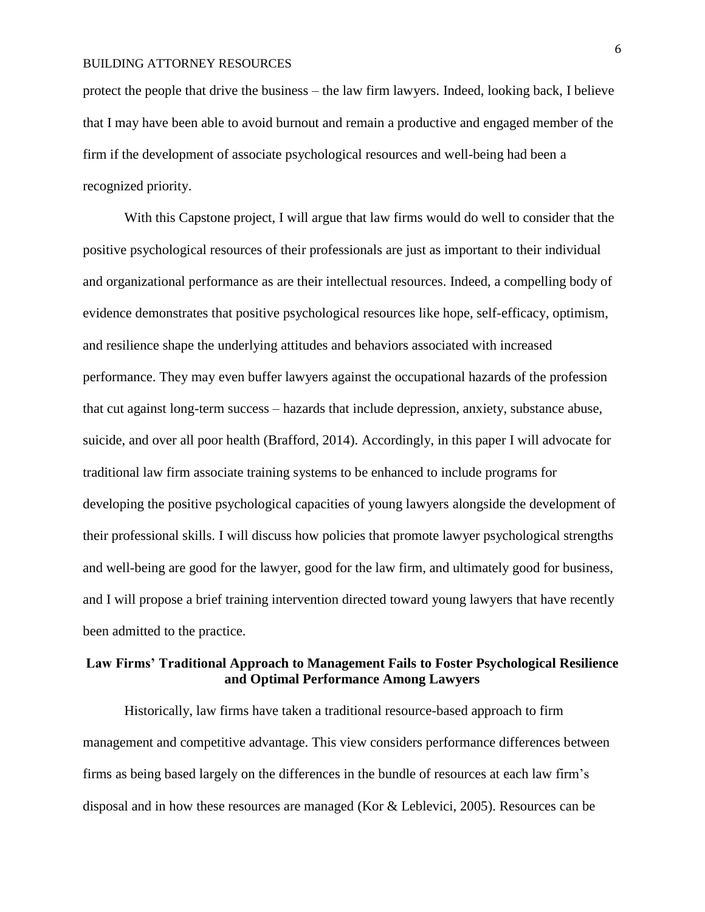protect the people that drive the business – the law firm lawyers. Indeed, looking back, I believe that I may have been able to avoid burnout and remain a productive and engaged member of the firm if the development of associate psychological resources and well-being had been a recognized priority.

With this Capstone project, I will argue that law firms would do well to consider that the positive psychological resources of their professionals are just as important to their individual and organizational performance as are their intellectual resources. Indeed, a compelling body of evidence demonstrates that positive psychological resources like hope, self-efficacy, optimism, and resilience shape the underlying attitudes and behaviors associated with increased performance. They may even buffer lawyers against the occupational hazards of the profession that cut against long-term success – hazards that include depression, anxiety, substance abuse, suicide, and over all poor health (Brafford, 2014). Accordingly, in this paper I will advocate for traditional law firm associate training systems to be enhanced to include programs for developing the positive psychological capacities of young lawyers alongside the development of their professional skills. I will discuss how policies that promote lawyer psychological strengths and well-being are good for the lawyer, good for the law firm, and ultimately good for business, and I will propose a brief training intervention directed toward young lawyers that have recently been admitted to the practice.

## Law Firms' Traditional Approach to Management Fails to Foster Psychological Resilience and Optimal Performance Among Lawyers

Historically, law firms have taken a traditional resource-based approach to firm management and competitive advantage. This view considers performance differences between firms as being based largely on the differences in the bundle of resources at each law firm's disposal and in how these resources are managed (Kor & Leblevici, 2005). Resources can be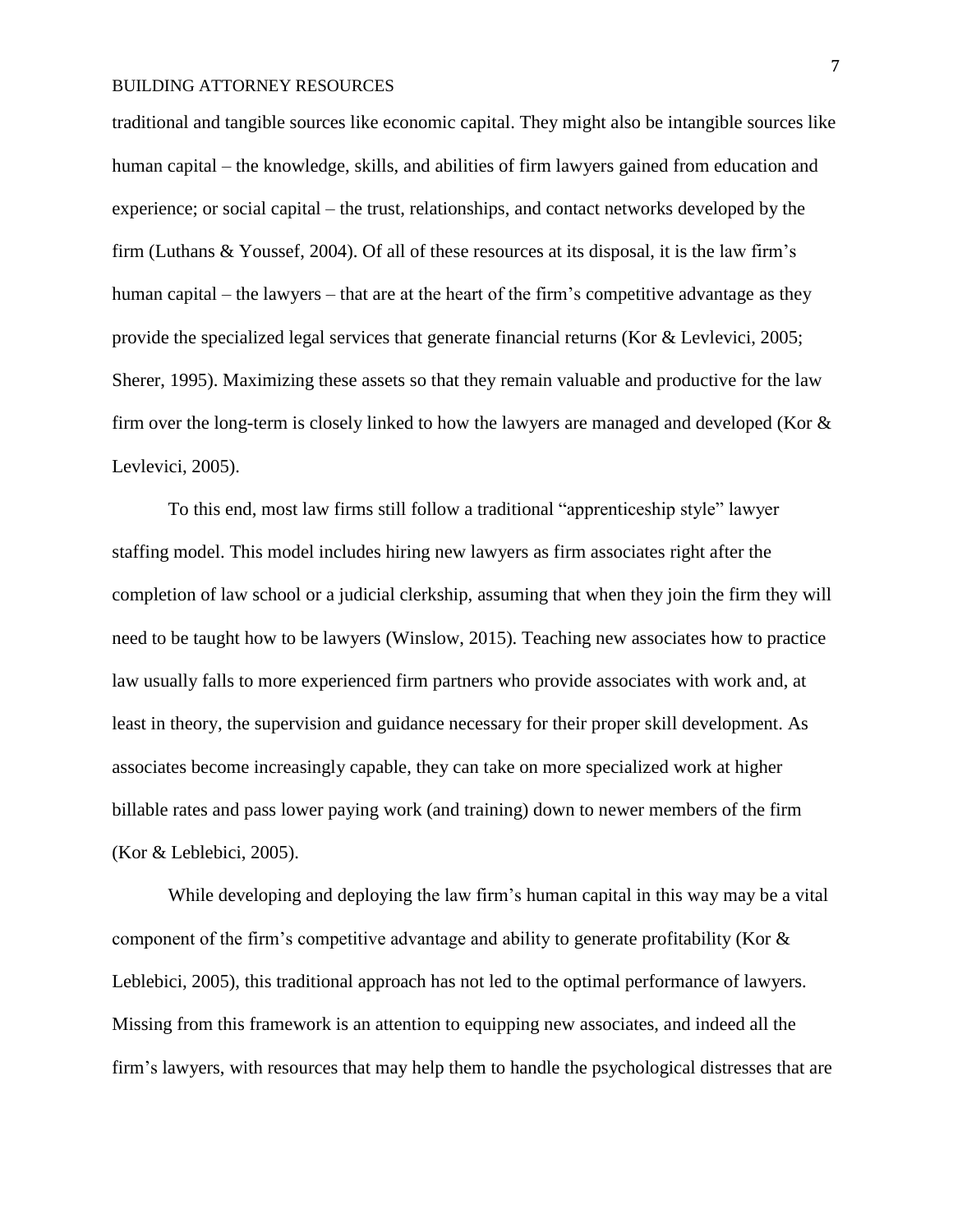traditional and tangible sources like economic capital. They might also be intangible sources like human capital – the knowledge, skills, and abilities of firm lawyers gained from education and experience; or social capital – the trust, relationships, and contact networks developed by the firm (Luthans & Youssef, 2004). Of all of these resources at its disposal, it is the law firm's human capital – the lawyers – that are at the heart of the firm's competitive advantage as they provide the specialized legal services that generate financial returns (Kor & Levlevici, 2005; Sherer, 1995). Maximizing these assets so that they remain valuable and productive for the law firm over the long-term is closely linked to how the lawyers are managed and developed (Kor & Levlevici, 2005).

To this end, most law firms still follow a traditional "apprenticeship style" lawyer staffing model. This model includes hiring new lawyers as firm associates right after the completion of law school or a judicial clerkship, assuming that when they join the firm they will need to be taught how to be lawyers (Winslow, 2015). Teaching new associates how to practice law usually falls to more experienced firm partners who provide associates with work and, at least in theory, the supervision and guidance necessary for their proper skill development. As associates become increasingly capable, they can take on more specialized work at higher billable rates and pass lower paying work (and training) down to newer members of the firm (Kor & Leblebici, 2005).

While developing and deploying the law firm's human capital in this way may be a vital component of the firm's competitive advantage and ability to generate profitability (Kor & Leblebici, 2005), this traditional approach has not led to the optimal performance of lawyers. Missing from this framework is an attention to equipping new associates, and indeed all the firm's lawyers, with resources that may help them to handle the psychological distresses that are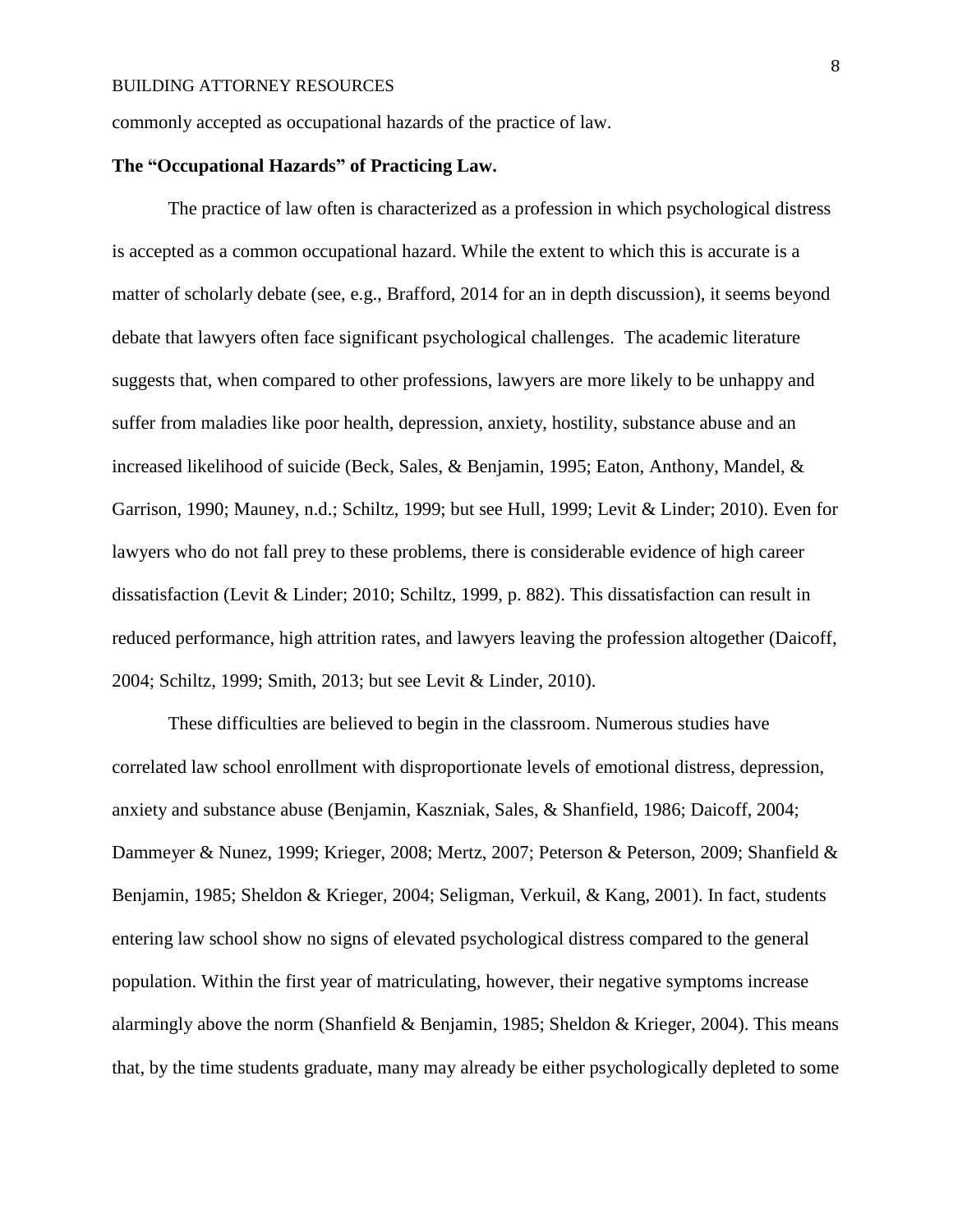commonly accepted as occupational hazards of the practice of law.

**The "Occupational Hazards" of Practicing Law.**

The practice of law often is characterized as a profession in which psychological distress is accepted as a common occupational hazard. While the extent to which this is accurate is a matter of scholarly debate (see, e.g., Brafford, 2014 for an in depth discussion), it seems beyond debate that lawyers often face significant psychological challenges. The academic literature suggests that, when compared to other professions, lawyers are more likely to be unhappy and suffer from maladies like poor health, depression, anxiety, hostility, substance abuse and an increased likelihood of suicide (Beck, Sales, & Benjamin, 1995; Eaton, Anthony, Mandel, & Garrison, 1990; Mauney, n.d.; Schiltz, 1999; but see Hull, 1999; Levit & Linder; 2010). Even for lawyers who do not fall prey to these problems, there is considerable evidence of high career dissatisfaction (Levit & Linder; 2010; Schiltz, 1999, p. 882). This dissatisfaction can result in reduced performance, high attrition rates, and lawyers leaving the profession altogether (Daicoff, 2004; Schiltz, 1999; Smith, 2013; but see Levit & Linder, 2010).

These difficulties are believed to begin in the classroom. Numerous studies have correlated law school enrollment with disproportionate levels of emotional distress, depression, anxiety and substance abuse (Benjamin, Kaszniak, Sales, & Shanfield, 1986; Daicoff, 2004; Dammeyer & Nunez, 1999; Krieger, 2008; Mertz, 2007; Peterson & Peterson, 2009; Shanfield & Benjamin, 1985; Sheldon & Krieger, 2004; Seligman, Verkuil, & Kang, 2001). In fact, students entering law school show no signs of elevated psychological distress compared to the general population. Within the first year of matriculating, however, their negative symptoms increase alarmingly above the norm (Shanfield & Benjamin, 1985; Sheldon & Krieger, 2004). This means that, by the time students graduate, many may already be either psychologically depleted to some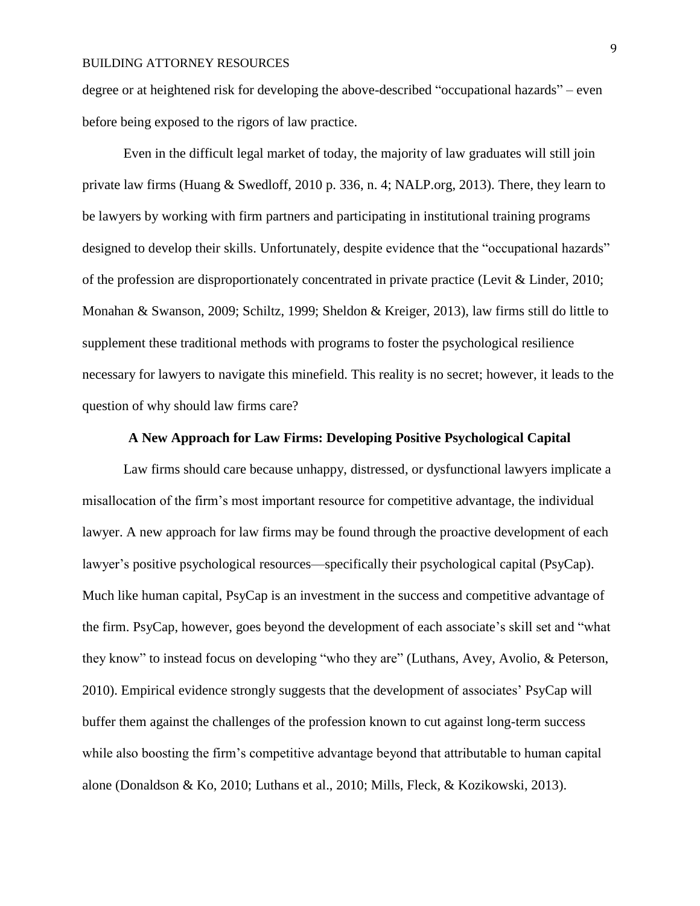degree or at heightened risk for developing the above-described "occupational hazards" – even before being exposed to the rigors of law practice.

Even in the difficult legal market of today, the majority of law graduates will still join private law firms (Huang & Swedloff, 2010 p. 336, n. 4; NALP.org, 2013). There, they learn to be lawyers by working with firm partners and participating in institutional training programs designed to develop their skills. Unfortunately, despite evidence that the "occupational hazards" of the profession are disproportionately concentrated in private practice (Levit & Linder, 2010; Monahan & Swanson, 2009; Schiltz, 1999; Sheldon & Kreiger, 2013), law firms still do little to supplement these traditional methods with programs to foster the psychological resilience necessary for lawyers to navigate this minefield. This reality is no secret; however, it leads to the question of why should law firms care?

## A New Approach for Law Firms: Developing Positive Psychological Capital

Law firms should care because unhappy, distressed, or dysfunctional lawyers implicate a misallocation of the firm's most important resource for competitive advantage, the individual lawyer. A new approach for law firms may be found through the proactive development of each lawyer's positive psychological resources—specifically their psychological capital (PsyCap). Much like human capital, PsyCap is an investment in the success and competitive advantage of the firm. PsyCap, however, goes beyond the development of each associate's skill set and "what they know" to instead focus on developing "who they are" (Luthans, Avey, Avolio, & Peterson, 2010). Empirical evidence strongly suggests that the development of associates' PsyCap will buffer them against the challenges of the profession known to cut against long-term success while also boosting the firm's competitive advantage beyond that attributable to human capital alone (Donaldson & Ko, 2010; Luthans et al., 2010; Mills, Fleck, & Kozikowski, 2013).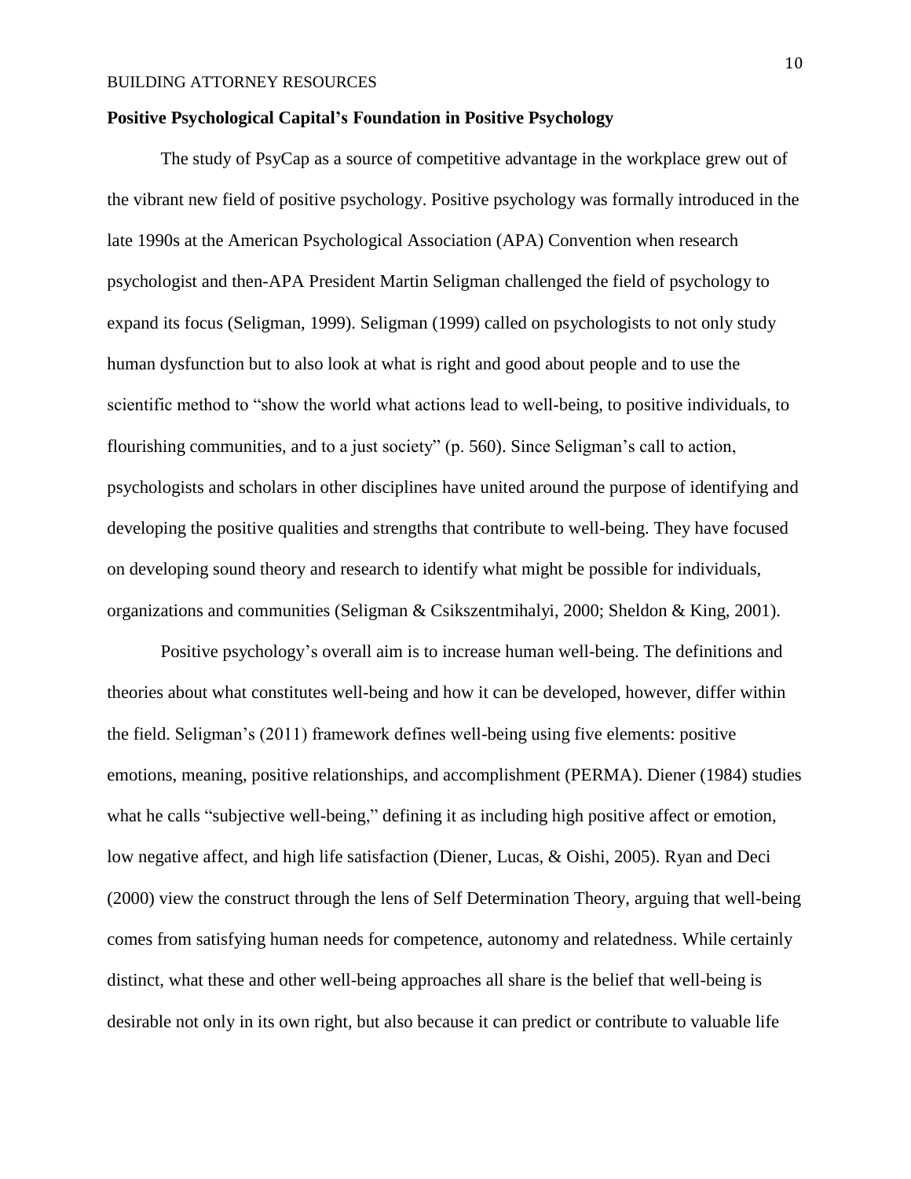**Positive Psychological Capital's Foundation in Positive Psychology**

The study of PsyCap as a source of competitive advantage in the workplace grew out of the vibrant new field of positive psychology. Positive psychology was formally introduced in the late 1990s at the American Psychological Association (APA) Convention when research psychologist and then-APA President Martin Seligman challenged the field of psychology to expand its focus (Seligman, 1999). Seligman (1999) called on psychologists to not only study human dysfunction but to also look at what is right and good about people and to use the scientific method to "show the world what actions lead to well-being, to positive individuals, to flourishing communities, and to a just society" (p. 560). Since Seligman's call to action, psychologists and scholars in other disciplines have united around the purpose of identifying and developing the positive qualities and strengths that contribute to well-being. They have focused on developing sound theory and research to identify what might be possible for individuals, organizations and communities (Seligman & Csikszentmihalyi, 2000; Sheldon & King, 2001).

Positive psychology's overall aim is to increase human well-being. The definitions and theories about what constitutes well-being and how it can be developed, however, differ within the field. Seligman's (2011) framework defines well-being using five elements: positive emotions, meaning, positive relationships, and accomplishment (PERMA). Diener (1984) studies what he calls "subjective well-being," defining it as including high positive affect or emotion, low negative affect, and high life satisfaction (Diener, Lucas, & Oishi, 2005). Ryan and Deci (2000) view the construct through the lens of Self Determination Theory, arguing that well-being comes from satisfying human needs for competence, autonomy and relatedness. While certainly distinct, what these and other well-being approaches all share is the belief that well-being is desirable not only in its own right, but also because it can predict or contribute to valuable life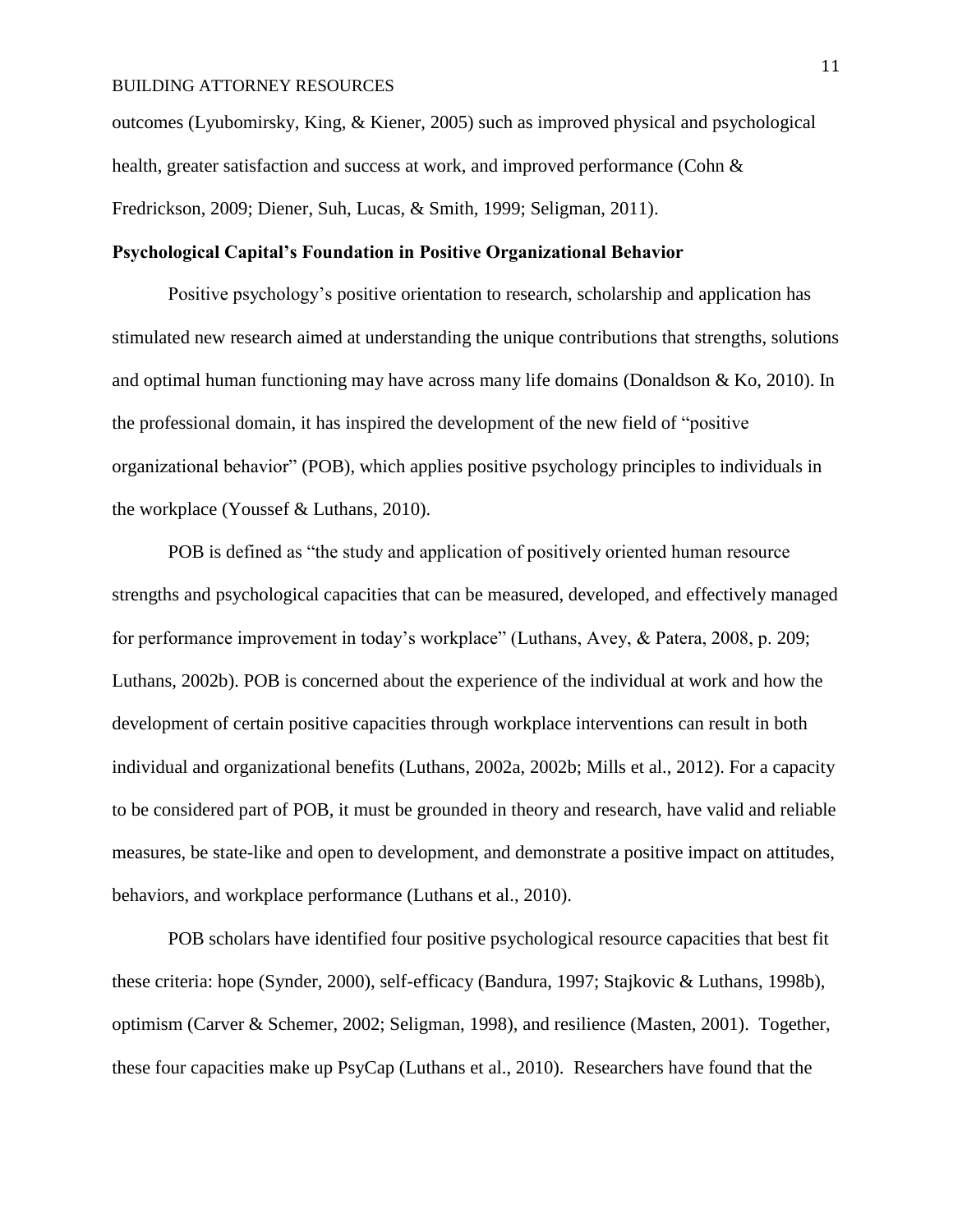outcomes (Lyubomirsky, King, & Kiener, 2005) such as improved physical and psychological health, greater satisfaction and success at work, and improved performance (Cohn & Fredrickson, 2009; Diener, Suh, Lucas, & Smith, 1999; Seligman, 2011).

## Psychological Capital's Foundation in Positive Organizational Behavior

Positive psychology's positive orientation to research, scholarship and application has stimulated new research aimed at understanding the unique contributions that strengths, solutions and optimal human functioning may have across many life domains (Donaldson & Ko, 2010). In the professional domain, it has inspired the development of the new field of "positive organizational behavior" (POB), which applies positive psychology principles to individuals in the workplace (Youssef & Luthans, 2010).

POB is defined as "the study and application of positively oriented human resource strengths and psychological capacities that can be measured, developed, and effectively managed for performance improvement in today's workplace" (Luthans, Avey, & Patera, 2008, p. 209; Luthans, 2002b). POB is concerned about the experience of the individual at work and how the development of certain positive capacities through workplace interventions can result in both individual and organizational benefits (Luthans, 2002a, 2002b; Mills et al., 2012). For a capacity to be considered part of POB, it must be grounded in theory and research, have valid and reliable measures, be state-like and open to development, and demonstrate a positive impact on attitudes, behaviors, and workplace performance (Luthans et al., 2010).

POB scholars have identified four positive psychological resource capacities that best fit these criteria: hope (Synder, 2000), self-efficacy (Bandura, 1997; Stajkovic & Luthans, 1998b), optimism (Carver & Schemer, 2002; Seligman, 1998), and resilience (Masten, 2001). Together, these four capacities make up PsyCap (Luthans et al., 2010). Researchers have found that the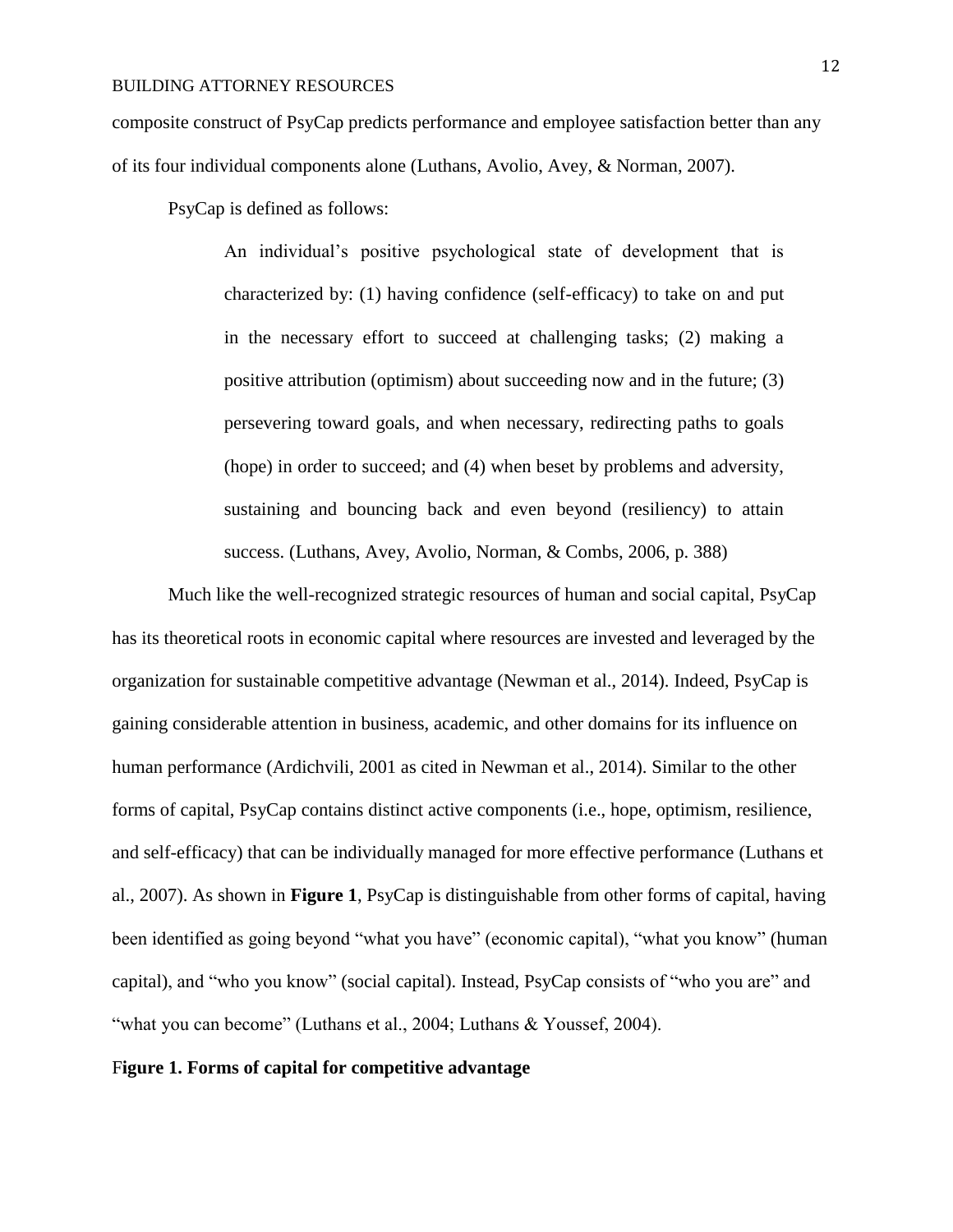composite construct of PsyCap predicts performance and employee satisfaction better than any of its four individual components alone (Luthans, Avolio, Avey, & Norman, 2007).

PsyCap is defined as follows:

> An individual's positive psychological state of development that is characterized by: (1) having confidence (self-efficacy) to take on and put in the necessary effort to succeed at challenging tasks; (2) making a positive attribution (optimism) about succeeding now and in the future; (3) persevering toward goals, and when necessary, redirecting paths to goals (hope) in order to succeed; and (4) when beset by problems and adversity, sustaining and bouncing back and even beyond (resiliency) to attain success. (Luthans, Avey, Avolio, Norman, & Combs, 2006, p. 388)

Much like the well-recognized strategic resources of human and social capital, PsyCap has its theoretical roots in economic capital where resources are invested and leveraged by the organization for sustainable competitive advantage (Newman et al., 2014). Indeed, PsyCap is gaining considerable attention in business, academic, and other domains for its influence on human performance (Ardichvili, 2001 as cited in Newman et al., 2014). Similar to the other forms of capital, PsyCap contains distinct active components (i.e., hope, optimism, resilience, and self-efficacy) that can be individually managed for more effective performance (Luthans et al., 2007). As shown in **Figure 1**, PsyCap is distinguishable from other forms of capital, having been identified as going beyond "what you have" (economic capital), "what you know" (human capital), and "who you know" (social capital). Instead, PsyCap consists of "who you are" and "what you can become" (Luthans et al., 2004; Luthans & Youssef, 2004).

**Figure 1. Forms of capital for competitive advantage**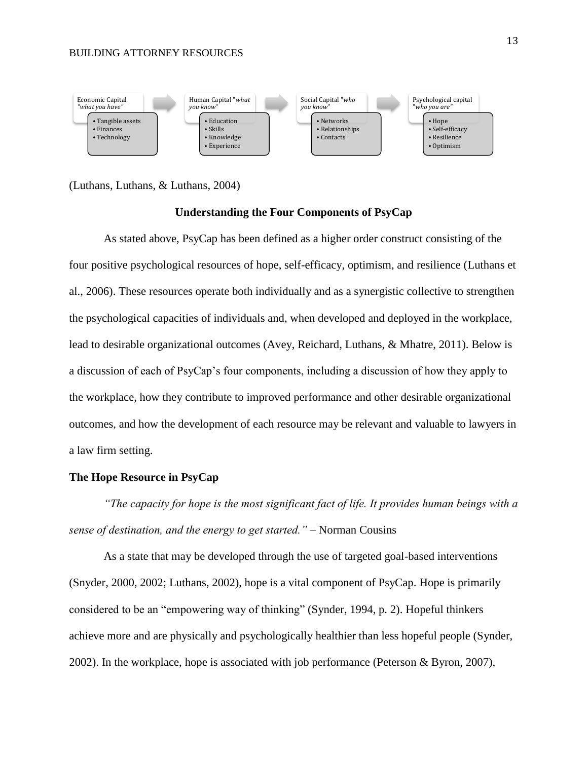Economic Capital *"what you have"*

- Tangible assets
- Finances
- Technology

Human Capital "*what you know*"

- Education
- Skills
- Knowledge
- Experience

Social Capital "*who you know*"

- Networks
- Relationships
- Contacts

Psychological capital "*who you are"*

- Hope
- Self-efficacy
- Resilience
- Optimism

(Luthans, Luthans, & Luthans, 2004)

## Understanding the Four Components of PsyCap

As stated above, PsyCap has been defined as a higher order construct consisting of the four positive psychological resources of hope, self-efficacy, optimism, and resilience (Luthans et al., 2006). These resources operate both individually and as a synergistic collective to strengthen the psychological capacities of individuals and, when developed and deployed in the workplace, lead to desirable organizational outcomes (Avey, Reichard, Luthans, & Mhatre, 2011). Below is a discussion of each of PsyCap's four components, including a discussion of how they apply to the workplace, how they contribute to improved performance and other desirable organizational outcomes, and how the development of each resource may be relevant and valuable to lawyers in a law firm setting.

### The Hope Resource in PsyCap

*"The capacity for hope is the most significant fact of life. It provides human beings with a sense of destination, and the energy to get started."* – Norman Cousins

As a state that may be developed through the use of targeted goal-based interventions (Snyder, 2000, 2002; Luthans, 2002), hope is a vital component of PsyCap. Hope is primarily considered to be an "empowering way of thinking" (Synder, 1994, p. 2). Hopeful thinkers achieve more and are physically and psychologically healthier than less hopeful people (Synder, 2002). In the workplace, hope is associated with job performance (Peterson & Byron, 2007),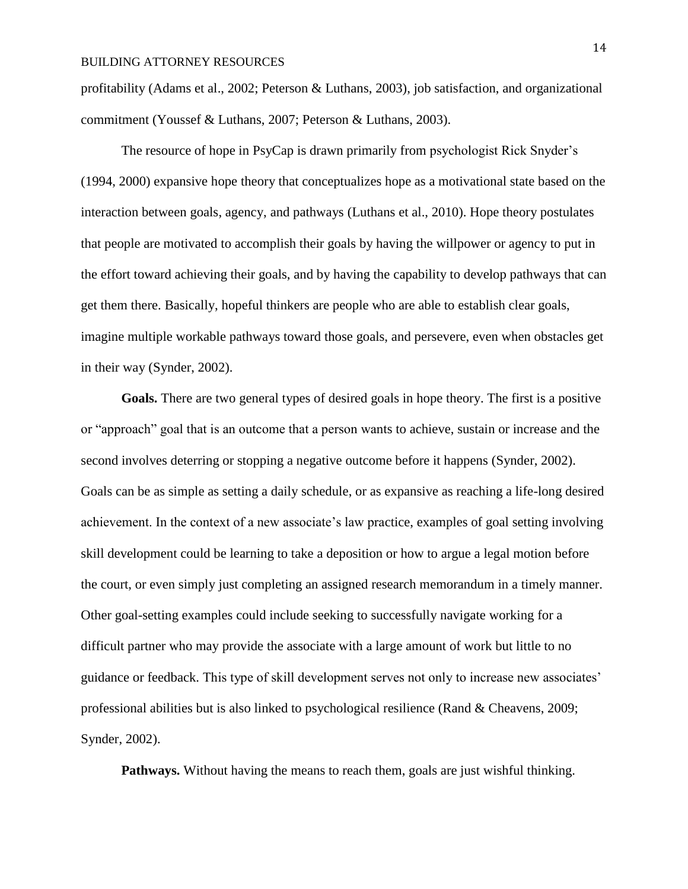profitability (Adams et al., 2002; Peterson & Luthans, 2003), job satisfaction, and organizational commitment (Youssef & Luthans, 2007; Peterson & Luthans, 2003).

The resource of hope in PsyCap is drawn primarily from psychologist Rick Snyder's (1994, 2000) expansive hope theory that conceptualizes hope as a motivational state based on the interaction between goals, agency, and pathways (Luthans et al., 2010). Hope theory postulates that people are motivated to accomplish their goals by having the willpower or agency to put in the effort toward achieving their goals, and by having the capability to develop pathways that can get them there. Basically, hopeful thinkers are people who are able to establish clear goals, imagine multiple workable pathways toward those goals, and persevere, even when obstacles get in their way (Synder, 2002).

**Goals.** There are two general types of desired goals in hope theory. The first is a positive or "approach" goal that is an outcome that a person wants to achieve, sustain or increase and the second involves deterring or stopping a negative outcome before it happens (Synder, 2002). Goals can be as simple as setting a daily schedule, or as expansive as reaching a life-long desired achievement. In the context of a new associate's law practice, examples of goal setting involving skill development could be learning to take a deposition or how to argue a legal motion before the court, or even simply just completing an assigned research memorandum in a timely manner. Other goal-setting examples could include seeking to successfully navigate working for a difficult partner who may provide the associate with a large amount of work but little to no guidance or feedback. This type of skill development serves not only to increase new associates' professional abilities but is also linked to psychological resilience (Rand & Cheavens, 2009; Synder, 2002).

**Pathways.** Without having the means to reach them, goals are just wishful thinking.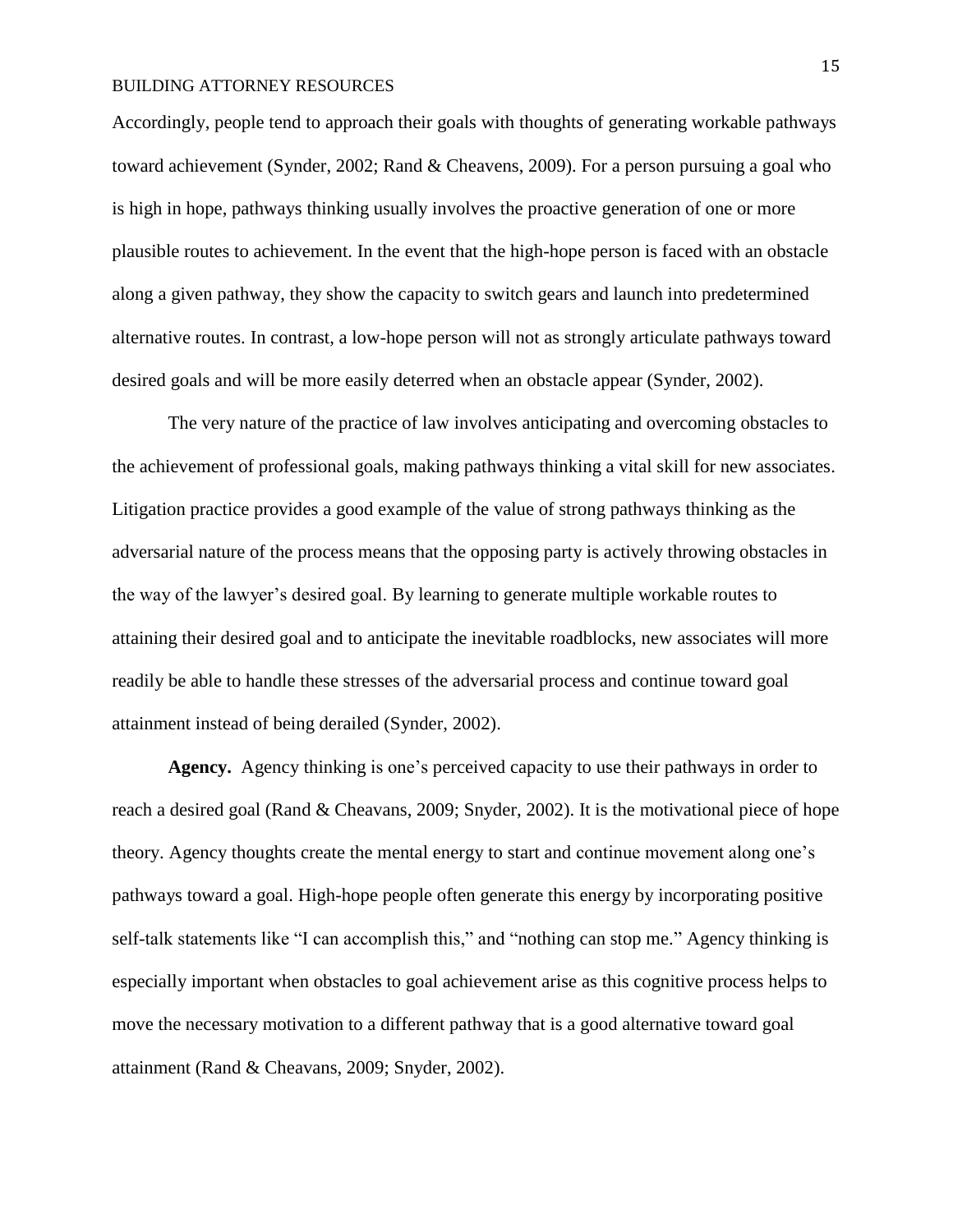Accordingly, people tend to approach their goals with thoughts of generating workable pathways toward achievement (Synder, 2002; Rand & Cheavens, 2009). For a person pursuing a goal who is high in hope, pathways thinking usually involves the proactive generation of one or more plausible routes to achievement. In the event that the high-hope person is faced with an obstacle along a given pathway, they show the capacity to switch gears and launch into predetermined alternative routes. In contrast, a low-hope person will not as strongly articulate pathways toward desired goals and will be more easily deterred when an obstacle appear (Synder, 2002).

The very nature of the practice of law involves anticipating and overcoming obstacles to the achievement of professional goals, making pathways thinking a vital skill for new associates. Litigation practice provides a good example of the value of strong pathways thinking as the adversarial nature of the process means that the opposing party is actively throwing obstacles in the way of the lawyer's desired goal. By learning to generate multiple workable routes to attaining their desired goal and to anticipate the inevitable roadblocks, new associates will more readily be able to handle these stresses of the adversarial process and continue toward goal attainment instead of being derailed (Synder, 2002).

**Agency.** Agency thinking is one's perceived capacity to use their pathways in order to reach a desired goal (Rand & Cheavans, 2009; Snyder, 2002). It is the motivational piece of hope theory. Agency thoughts create the mental energy to start and continue movement along one's pathways toward a goal. High-hope people often generate this energy by incorporating positive self-talk statements like "I can accomplish this," and "nothing can stop me." Agency thinking is especially important when obstacles to goal achievement arise as this cognitive process helps to move the necessary motivation to a different pathway that is a good alternative toward goal attainment (Rand & Cheavans, 2009; Snyder, 2002).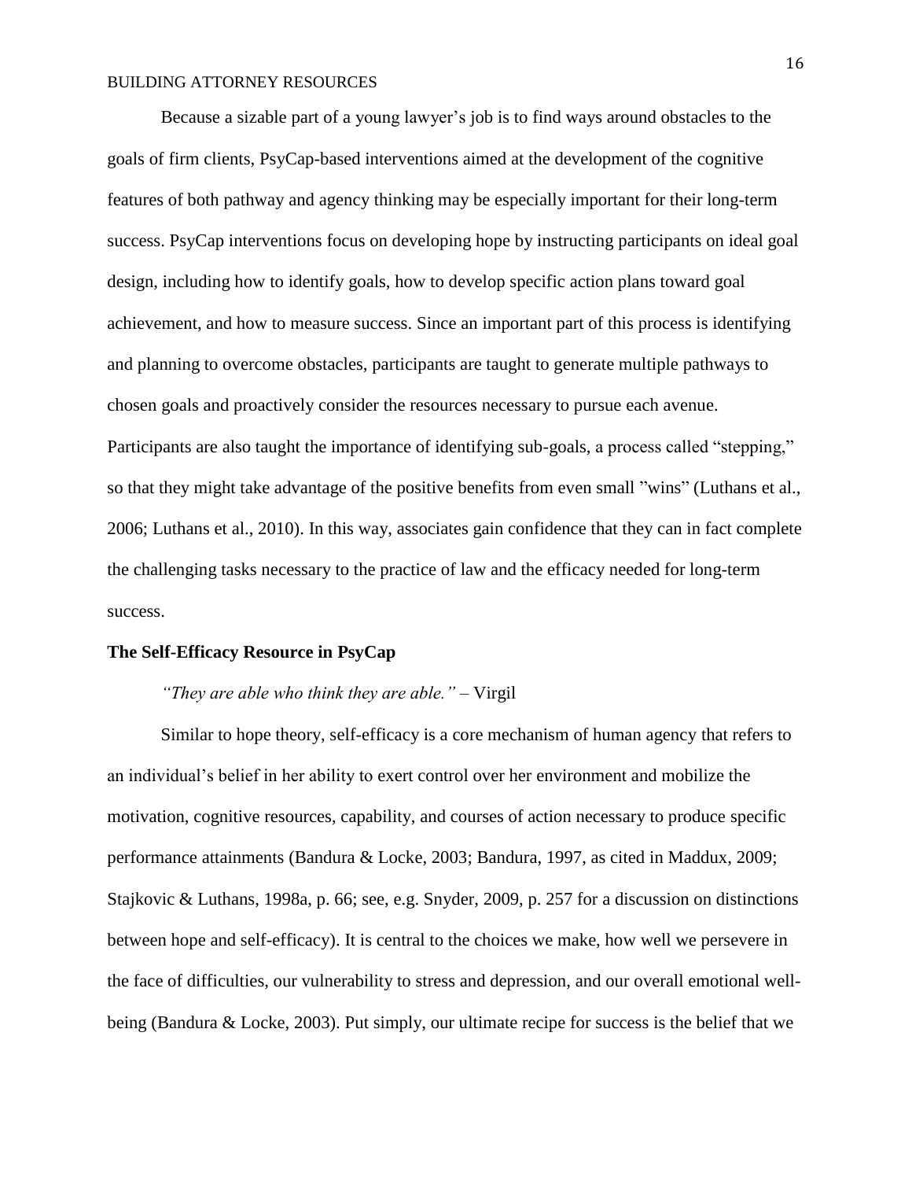Because a sizable part of a young lawyer's job is to find ways around obstacles to the goals of firm clients, PsyCap-based interventions aimed at the development of the cognitive features of both pathway and agency thinking may be especially important for their long-term success. PsyCap interventions focus on developing hope by instructing participants on ideal goal design, including how to identify goals, how to develop specific action plans toward goal achievement, and how to measure success. Since an important part of this process is identifying and planning to overcome obstacles, participants are taught to generate multiple pathways to chosen goals and proactively consider the resources necessary to pursue each avenue. Participants are also taught the importance of identifying sub-goals, a process called "stepping," so that they might take advantage of the positive benefits from even small "wins" (Luthans et al., 2006; Luthans et al., 2010). In this way, associates gain confidence that they can in fact complete the challenging tasks necessary to the practice of law and the efficacy needed for long-term success.

**The Self-Efficacy Resource in PsyCap**

*"They are able who think they are able."* – Virgil

Similar to hope theory, self-efficacy is a core mechanism of human agency that refers to an individual's belief in her ability to exert control over her environment and mobilize the motivation, cognitive resources, capability, and courses of action necessary to produce specific performance attainments (Bandura & Locke, 2003; Bandura, 1997, as cited in Maddux, 2009; Stajkovic & Luthans, 1998a, p. 66; see, e.g. Snyder, 2009, p. 257 for a discussion on distinctions between hope and self-efficacy). It is central to the choices we make, how well we persevere in the face of difficulties, our vulnerability to stress and depression, and our overall emotional well-being (Bandura & Locke, 2003). Put simply, our ultimate recipe for success is the belief that we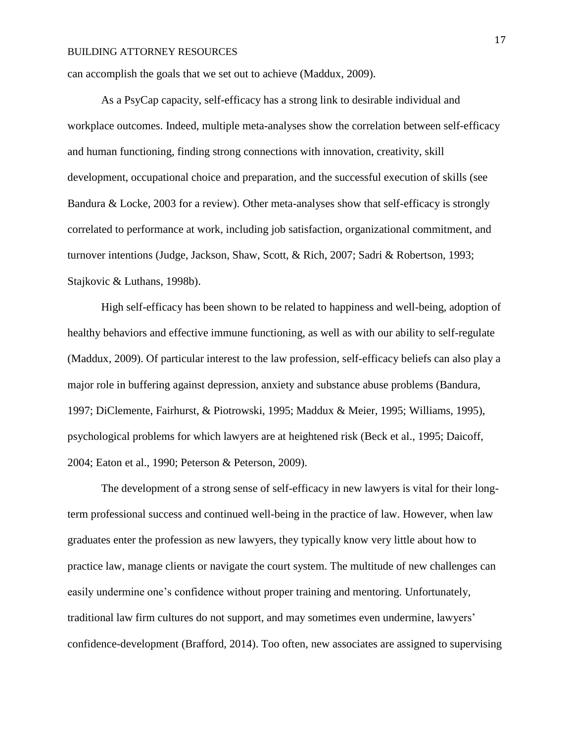can accomplish the goals that we set out to achieve (Maddux, 2009).

As a PsyCap capacity, self-efficacy has a strong link to desirable individual and workplace outcomes. Indeed, multiple meta-analyses show the correlation between self-efficacy and human functioning, finding strong connections with innovation, creativity, skill development, occupational choice and preparation, and the successful execution of skills (see Bandura & Locke, 2003 for a review). Other meta-analyses show that self-efficacy is strongly correlated to performance at work, including job satisfaction, organizational commitment, and turnover intentions (Judge, Jackson, Shaw, Scott, & Rich, 2007; Sadri & Robertson, 1993; Stajkovic & Luthans, 1998b).

High self-efficacy has been shown to be related to happiness and well-being, adoption of healthy behaviors and effective immune functioning, as well as with our ability to self-regulate (Maddux, 2009). Of particular interest to the law profession, self-efficacy beliefs can also play a major role in buffering against depression, anxiety and substance abuse problems (Bandura, 1997; DiClemente, Fairhurst, & Piotrowski, 1995; Maddux & Meier, 1995; Williams, 1995), psychological problems for which lawyers are at heightened risk (Beck et al., 1995; Daicoff, 2004; Eaton et al., 1990; Peterson & Peterson, 2009).

The development of a strong sense of self-efficacy in new lawyers is vital for their long-term professional success and continued well-being in the practice of law. However, when law graduates enter the profession as new lawyers, they typically know very little about how to practice law, manage clients or navigate the court system. The multitude of new challenges can easily undermine one's confidence without proper training and mentoring. Unfortunately, traditional law firm cultures do not support, and may sometimes even undermine, lawyers' confidence-development (Brafford, 2014). Too often, new associates are assigned to supervising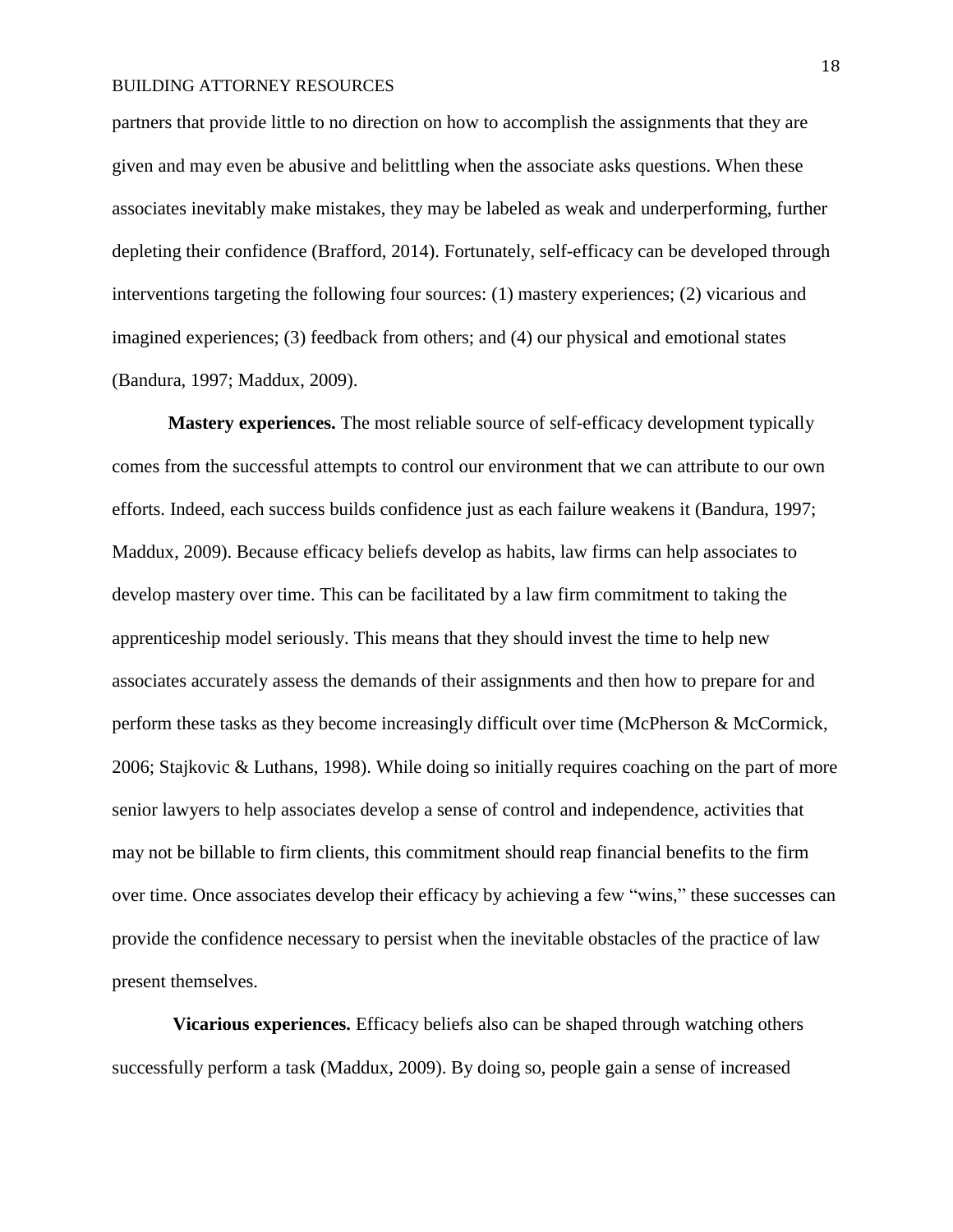partners that provide little to no direction on how to accomplish the assignments that they are given and may even be abusive and belittling when the associate asks questions. When these associates inevitably make mistakes, they may be labeled as weak and underperforming, further depleting their confidence (Brafford, 2014). Fortunately, self-efficacy can be developed through interventions targeting the following four sources: (1) mastery experiences; (2) vicarious and imagined experiences; (3) feedback from others; and (4) our physical and emotional states (Bandura, 1997; Maddux, 2009).

**Mastery experiences.** The most reliable source of self-efficacy development typically comes from the successful attempts to control our environment that we can attribute to our own efforts. Indeed, each success builds confidence just as each failure weakens it (Bandura, 1997; Maddux, 2009). Because efficacy beliefs develop as habits, law firms can help associates to develop mastery over time. This can be facilitated by a law firm commitment to taking the apprenticeship model seriously. This means that they should invest the time to help new associates accurately assess the demands of their assignments and then how to prepare for and perform these tasks as they become increasingly difficult over time (McPherson & McCormick, 2006; Stajkovic & Luthans, 1998). While doing so initially requires coaching on the part of more senior lawyers to help associates develop a sense of control and independence, activities that may not be billable to firm clients, this commitment should reap financial benefits to the firm over time. Once associates develop their efficacy by achieving a few "wins," these successes can provide the confidence necessary to persist when the inevitable obstacles of the practice of law present themselves.

**Vicarious experiences.** Efficacy beliefs also can be shaped through watching others successfully perform a task (Maddux, 2009). By doing so, people gain a sense of increased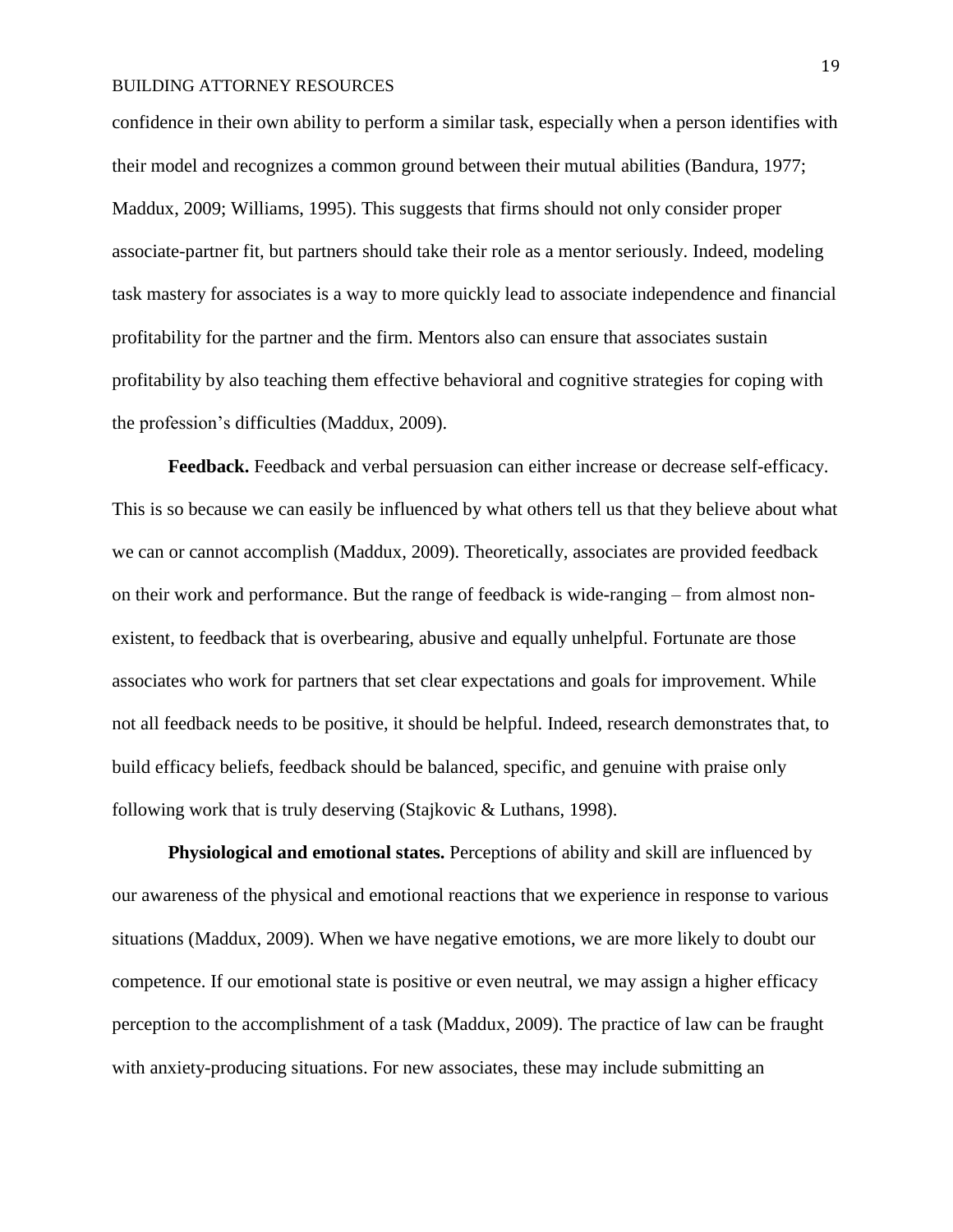confidence in their own ability to perform a similar task, especially when a person identifies with their model and recognizes a common ground between their mutual abilities (Bandura, 1977; Maddux, 2009; Williams, 1995). This suggests that firms should not only consider proper associate-partner fit, but partners should take their role as a mentor seriously. Indeed, modeling task mastery for associates is a way to more quickly lead to associate independence and financial profitability for the partner and the firm. Mentors also can ensure that associates sustain profitability by also teaching them effective behavioral and cognitive strategies for coping with the profession's difficulties (Maddux, 2009).

**Feedback.** Feedback and verbal persuasion can either increase or decrease self-efficacy. This is so because we can easily be influenced by what others tell us that they believe about what we can or cannot accomplish (Maddux, 2009). Theoretically, associates are provided feedback on their work and performance. But the range of feedback is wide-ranging – from almost non-existent, to feedback that is overbearing, abusive and equally unhelpful. Fortunate are those associates who work for partners that set clear expectations and goals for improvement. While not all feedback needs to be positive, it should be helpful. Indeed, research demonstrates that, to build efficacy beliefs, feedback should be balanced, specific, and genuine with praise only following work that is truly deserving (Stajkovic & Luthans, 1998).

**Physiological and emotional states.** Perceptions of ability and skill are influenced by our awareness of the physical and emotional reactions that we experience in response to various situations (Maddux, 2009). When we have negative emotions, we are more likely to doubt our competence. If our emotional state is positive or even neutral, we may assign a higher efficacy perception to the accomplishment of a task (Maddux, 2009). The practice of law can be fraught with anxiety-producing situations. For new associates, these may include submitting an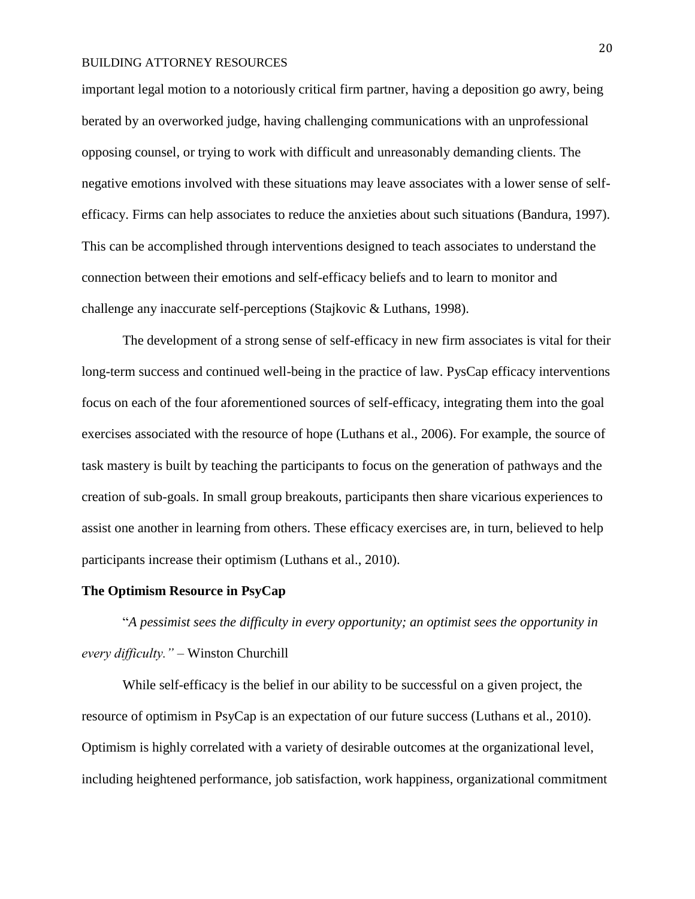important legal motion to a notoriously critical firm partner, having a deposition go awry, being berated by an overworked judge, having challenging communications with an unprofessional opposing counsel, or trying to work with difficult and unreasonably demanding clients. The negative emotions involved with these situations may leave associates with a lower sense of self-efficacy. Firms can help associates to reduce the anxieties about such situations (Bandura, 1997). This can be accomplished through interventions designed to teach associates to understand the connection between their emotions and self-efficacy beliefs and to learn to monitor and challenge any inaccurate self-perceptions (Stajkovic & Luthans, 1998).

The development of a strong sense of self-efficacy in new firm associates is vital for their long-term success and continued well-being in the practice of law. PysCap efficacy interventions focus on each of the four aforementioned sources of self-efficacy, integrating them into the goal exercises associated with the resource of hope (Luthans et al., 2006). For example, the source of task mastery is built by teaching the participants to focus on the generation of pathways and the creation of sub-goals. In small group breakouts, participants then share vicarious experiences to assist one another in learning from others. These efficacy exercises are, in turn, believed to help participants increase their optimism (Luthans et al., 2010).

**The Optimism Resource in PsyCap**

"*A pessimist sees the difficulty in every opportunity; an optimist sees the opportunity in every difficulty."* – Winston Churchill

While self-efficacy is the belief in our ability to be successful on a given project, the resource of optimism in PsyCap is an expectation of our future success (Luthans et al., 2010). Optimism is highly correlated with a variety of desirable outcomes at the organizational level, including heightened performance, job satisfaction, work happiness, organizational commitment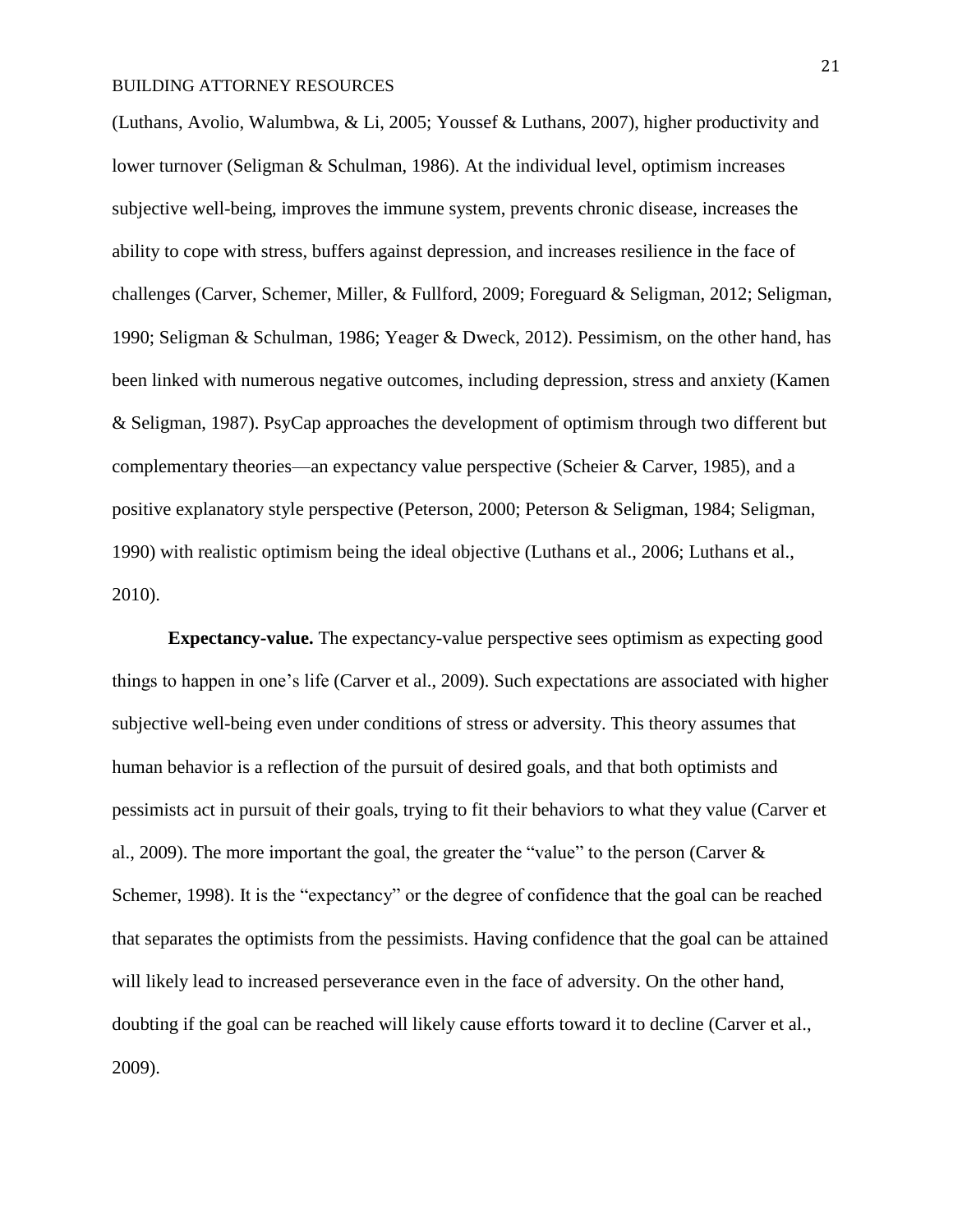(Luthans, Avolio, Walumbwa, & Li, 2005; Youssef & Luthans, 2007), higher productivity and lower turnover (Seligman & Schulman, 1986). At the individual level, optimism increases subjective well-being, improves the immune system, prevents chronic disease, increases the ability to cope with stress, buffers against depression, and increases resilience in the face of challenges (Carver, Schemer, Miller, & Fullford, 2009; Foreguard & Seligman, 2012; Seligman, 1990; Seligman & Schulman, 1986; Yeager & Dweck, 2012). Pessimism, on the other hand, has been linked with numerous negative outcomes, including depression, stress and anxiety (Kamen & Seligman, 1987). PsyCap approaches the development of optimism through two different but complementary theories—an expectancy value perspective (Scheier & Carver, 1985), and a positive explanatory style perspective (Peterson, 2000; Peterson & Seligman, 1984; Seligman, 1990) with realistic optimism being the ideal objective (Luthans et al., 2006; Luthans et al., 2010).

**Expectancy-value.** The expectancy-value perspective sees optimism as expecting good things to happen in one's life (Carver et al., 2009). Such expectations are associated with higher subjective well-being even under conditions of stress or adversity. This theory assumes that human behavior is a reflection of the pursuit of desired goals, and that both optimists and pessimists act in pursuit of their goals, trying to fit their behaviors to what they value (Carver et al., 2009). The more important the goal, the greater the "value" to the person (Carver & Schemer, 1998). It is the "expectancy" or the degree of confidence that the goal can be reached that separates the optimists from the pessimists. Having confidence that the goal can be attained will likely lead to increased perseverance even in the face of adversity. On the other hand, doubting if the goal can be reached will likely cause efforts toward it to decline (Carver et al., 2009).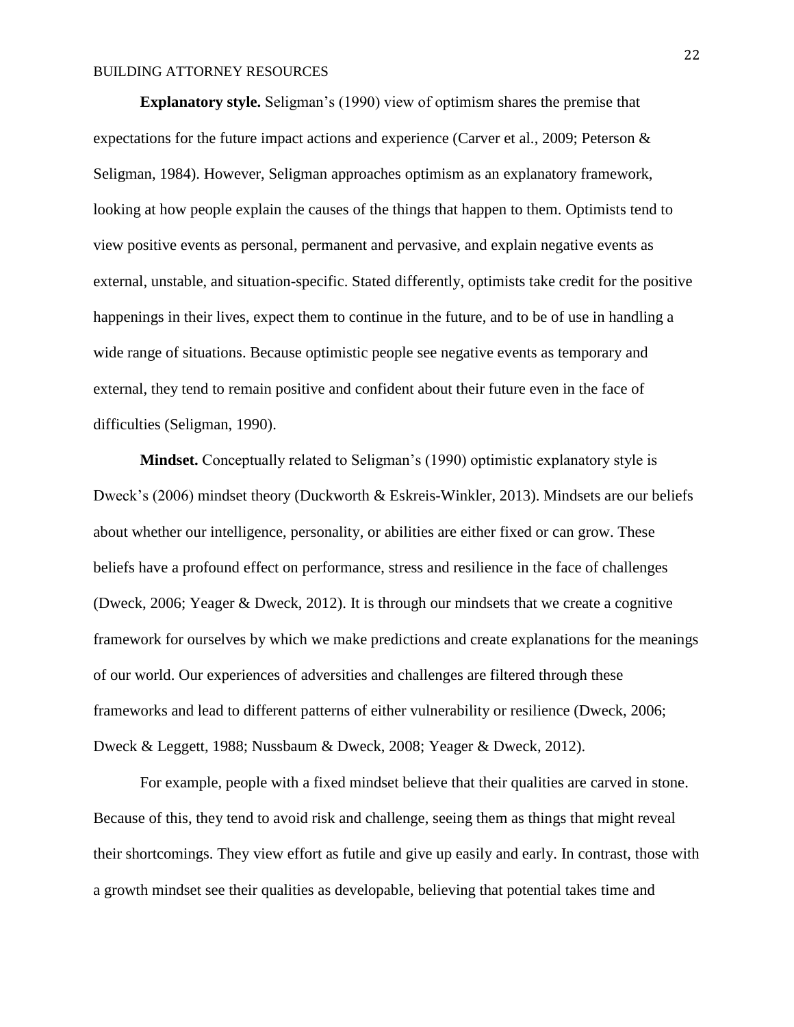**Explanatory style.** Seligman's (1990) view of optimism shares the premise that expectations for the future impact actions and experience (Carver et al., 2009; Peterson & Seligman, 1984). However, Seligman approaches optimism as an explanatory framework, looking at how people explain the causes of the things that happen to them. Optimists tend to view positive events as personal, permanent and pervasive, and explain negative events as external, unstable, and situation-specific. Stated differently, optimists take credit for the positive happenings in their lives, expect them to continue in the future, and to be of use in handling a wide range of situations. Because optimistic people see negative events as temporary and external, they tend to remain positive and confident about their future even in the face of difficulties (Seligman, 1990).

**Mindset.** Conceptually related to Seligman's (1990) optimistic explanatory style is Dweck's (2006) mindset theory (Duckworth & Eskreis-Winkler, 2013). Mindsets are our beliefs about whether our intelligence, personality, or abilities are either fixed or can grow. These beliefs have a profound effect on performance, stress and resilience in the face of challenges (Dweck, 2006; Yeager & Dweck, 2012). It is through our mindsets that we create a cognitive framework for ourselves by which we make predictions and create explanations for the meanings of our world. Our experiences of adversities and challenges are filtered through these frameworks and lead to different patterns of either vulnerability or resilience (Dweck, 2006; Dweck & Leggett, 1988; Nussbaum & Dweck, 2008; Yeager & Dweck, 2012).

For example, people with a fixed mindset believe that their qualities are carved in stone. Because of this, they tend to avoid risk and challenge, seeing them as things that might reveal their shortcomings. They view effort as futile and give up easily and early. In contrast, those with a growth mindset see their qualities as developable, believing that potential takes time and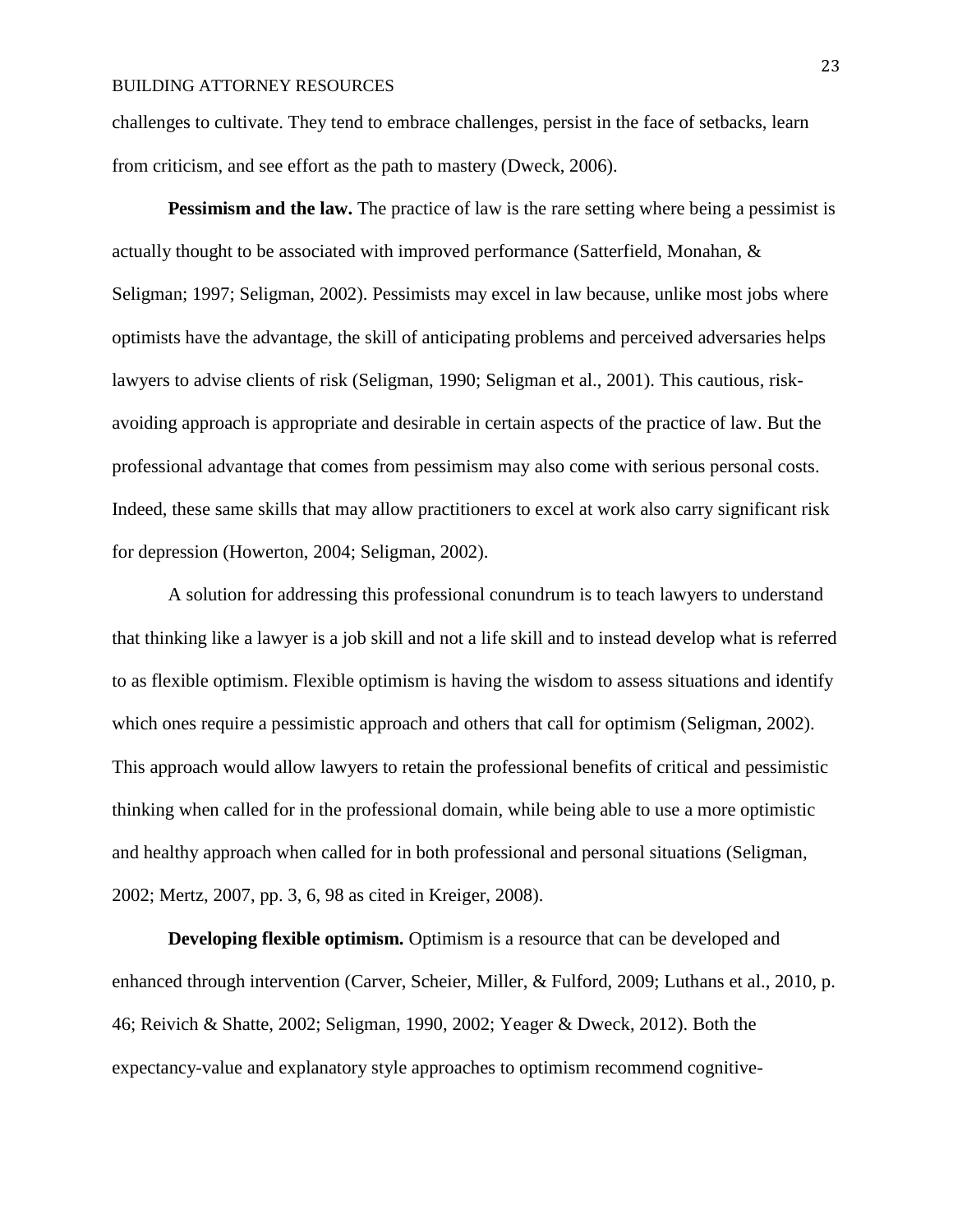challenges to cultivate. They tend to embrace challenges, persist in the face of setbacks, learn from criticism, and see effort as the path to mastery (Dweck, 2006).

**Pessimism and the law.** The practice of law is the rare setting where being a pessimist is actually thought to be associated with improved performance (Satterfield, Monahan, & Seligman; 1997; Seligman, 2002). Pessimists may excel in law because, unlike most jobs where optimists have the advantage, the skill of anticipating problems and perceived adversaries helps lawyers to advise clients of risk (Seligman, 1990; Seligman et al., 2001). This cautious, risk-avoiding approach is appropriate and desirable in certain aspects of the practice of law. But the professional advantage that comes from pessimism may also come with serious personal costs. Indeed, these same skills that may allow practitioners to excel at work also carry significant risk for depression (Howerton, 2004; Seligman, 2002).

A solution for addressing this professional conundrum is to teach lawyers to understand that thinking like a lawyer is a job skill and not a life skill and to instead develop what is referred to as flexible optimism. Flexible optimism is having the wisdom to assess situations and identify which ones require a pessimistic approach and others that call for optimism (Seligman, 2002). This approach would allow lawyers to retain the professional benefits of critical and pessimistic thinking when called for in the professional domain, while being able to use a more optimistic and healthy approach when called for in both professional and personal situations (Seligman, 2002; Mertz, 2007, pp. 3, 6, 98 as cited in Kreiger, 2008).

**Developing flexible optimism.** Optimism is a resource that can be developed and enhanced through intervention (Carver, Scheier, Miller, & Fulford, 2009; Luthans et al., 2010, p. 46; Reivich & Shatte, 2002; Seligman, 1990, 2002; Yeager & Dweck, 2012). Both the expectancy-value and explanatory style approaches to optimism recommend cognitive-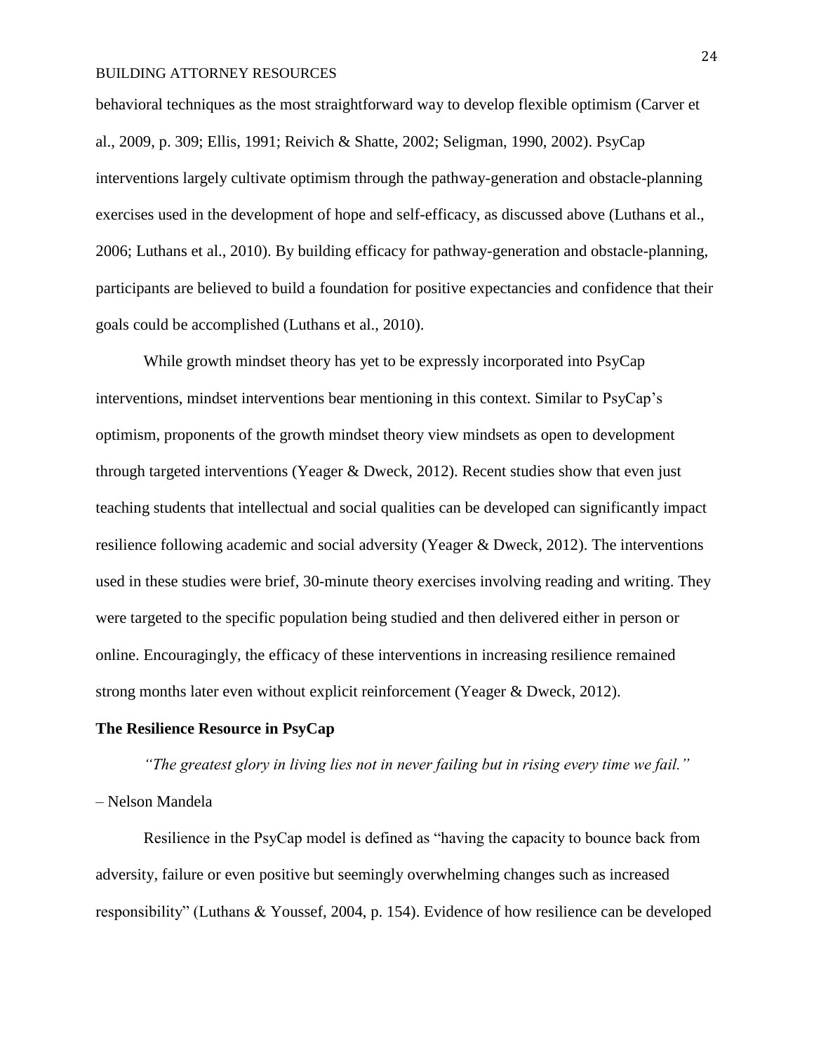behavioral techniques as the most straightforward way to develop flexible optimism (Carver et al., 2009, p. 309; Ellis, 1991; Reivich & Shatte, 2002; Seligman, 1990, 2002). PsyCap interventions largely cultivate optimism through the pathway-generation and obstacle-planning exercises used in the development of hope and self-efficacy, as discussed above (Luthans et al., 2006; Luthans et al., 2010). By building efficacy for pathway-generation and obstacle-planning, participants are believed to build a foundation for positive expectancies and confidence that their goals could be accomplished (Luthans et al., 2010).

While growth mindset theory has yet to be expressly incorporated into PsyCap interventions, mindset interventions bear mentioning in this context. Similar to PsyCap's optimism, proponents of the growth mindset theory view mindsets as open to development through targeted interventions (Yeager & Dweck, 2012). Recent studies show that even just teaching students that intellectual and social qualities can be developed can significantly impact resilience following academic and social adversity (Yeager & Dweck, 2012). The interventions used in these studies were brief, 30-minute theory exercises involving reading and writing. They were targeted to the specific population being studied and then delivered either in person or online. Encouragingly, the efficacy of these interventions in increasing resilience remained strong months later even without explicit reinforcement (Yeager & Dweck, 2012).

**The Resilience Resource in PsyCap**

*"The greatest glory in living lies not in never failing but in rising every time we fail."* – Nelson Mandela

Resilience in the PsyCap model is defined as "having the capacity to bounce back from adversity, failure or even positive but seemingly overwhelming changes such as increased responsibility" (Luthans & Youssef, 2004, p. 154). Evidence of how resilience can be developed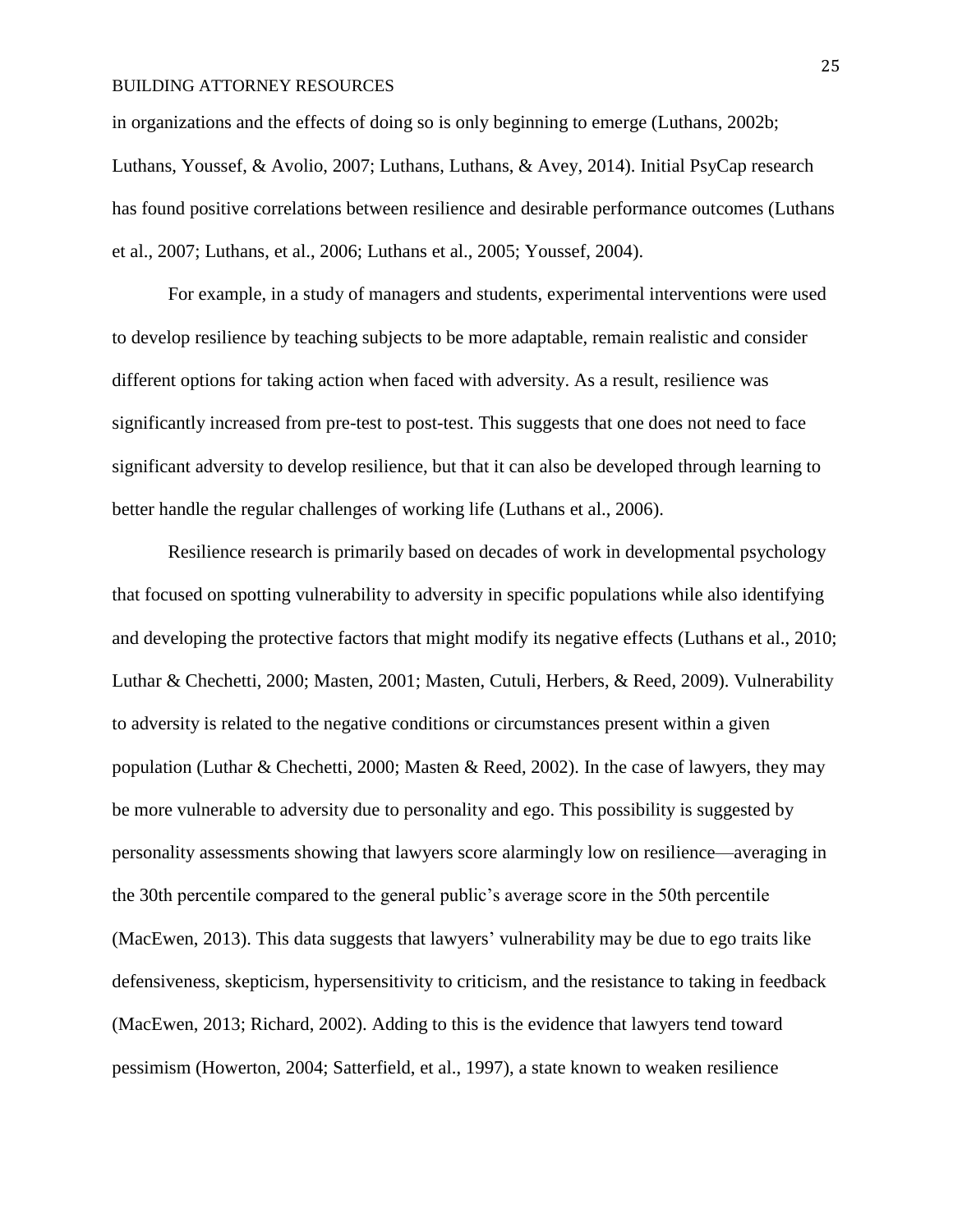in organizations and the effects of doing so is only beginning to emerge (Luthans, 2002b; Luthans, Youssef, & Avolio, 2007; Luthans, Luthans, & Avey, 2014). Initial PsyCap research has found positive correlations between resilience and desirable performance outcomes (Luthans et al., 2007; Luthans, et al., 2006; Luthans et al., 2005; Youssef, 2004).

For example, in a study of managers and students, experimental interventions were used to develop resilience by teaching subjects to be more adaptable, remain realistic and consider different options for taking action when faced with adversity. As a result, resilience was significantly increased from pre-test to post-test. This suggests that one does not need to face significant adversity to develop resilience, but that it can also be developed through learning to better handle the regular challenges of working life (Luthans et al., 2006).

Resilience research is primarily based on decades of work in developmental psychology that focused on spotting vulnerability to adversity in specific populations while also identifying and developing the protective factors that might modify its negative effects (Luthans et al., 2010; Luthar & Chechetti, 2000; Masten, 2001; Masten, Cutuli, Herbers, & Reed, 2009). Vulnerability to adversity is related to the negative conditions or circumstances present within a given population (Luthar & Chechetti, 2000; Masten & Reed, 2002). In the case of lawyers, they may be more vulnerable to adversity due to personality and ego. This possibility is suggested by personality assessments showing that lawyers score alarmingly low on resilience—averaging in the 30th percentile compared to the general public's average score in the 50th percentile (MacEwen, 2013). This data suggests that lawyers' vulnerability may be due to ego traits like defensiveness, skepticism, hypersensitivity to criticism, and the resistance to taking in feedback (MacEwen, 2013; Richard, 2002). Adding to this is the evidence that lawyers tend toward pessimism (Howerton, 2004; Satterfield, et al., 1997), a state known to weaken resilience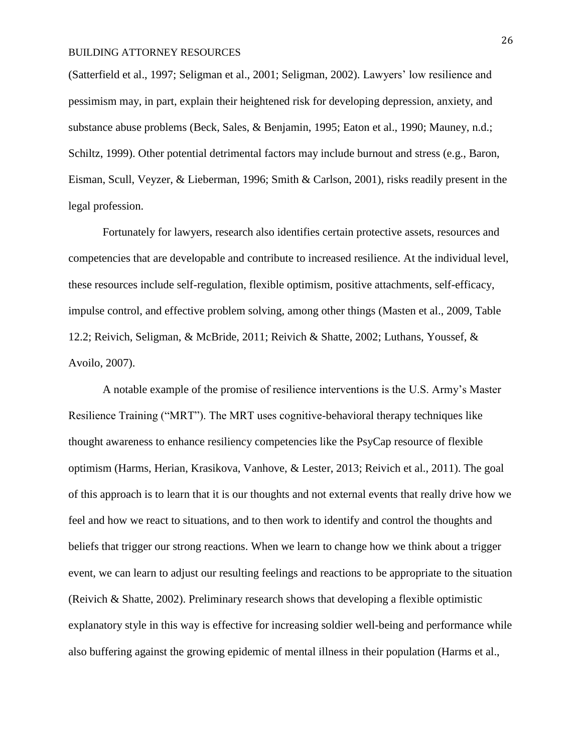(Satterfield et al., 1997; Seligman et al., 2001; Seligman, 2002). Lawyers' low resilience and pessimism may, in part, explain their heightened risk for developing depression, anxiety, and substance abuse problems (Beck, Sales, & Benjamin, 1995; Eaton et al., 1990; Mauney, n.d.; Schiltz, 1999). Other potential detrimental factors may include burnout and stress (e.g., Baron, Eisman, Scull, Veyzer, & Lieberman, 1996; Smith & Carlson, 2001), risks readily present in the legal profession.

Fortunately for lawyers, research also identifies certain protective assets, resources and competencies that are developable and contribute to increased resilience. At the individual level, these resources include self-regulation, flexible optimism, positive attachments, self-efficacy, impulse control, and effective problem solving, among other things (Masten et al., 2009, Table 12.2; Reivich, Seligman, & McBride, 2011; Reivich & Shatte, 2002; Luthans, Youssef, & Avoilo, 2007).

A notable example of the promise of resilience interventions is the U.S. Army's Master Resilience Training ("MRT"). The MRT uses cognitive-behavioral therapy techniques like thought awareness to enhance resiliency competencies like the PsyCap resource of flexible optimism (Harms, Herian, Krasikova, Vanhove, & Lester, 2013; Reivich et al., 2011). The goal of this approach is to learn that it is our thoughts and not external events that really drive how we feel and how we react to situations, and to then work to identify and control the thoughts and beliefs that trigger our strong reactions. When we learn to change how we think about a trigger event, we can learn to adjust our resulting feelings and reactions to be appropriate to the situation (Reivich & Shatte, 2002). Preliminary research shows that developing a flexible optimistic explanatory style in this way is effective for increasing soldier well-being and performance while also buffering against the growing epidemic of mental illness in their population (Harms et al.,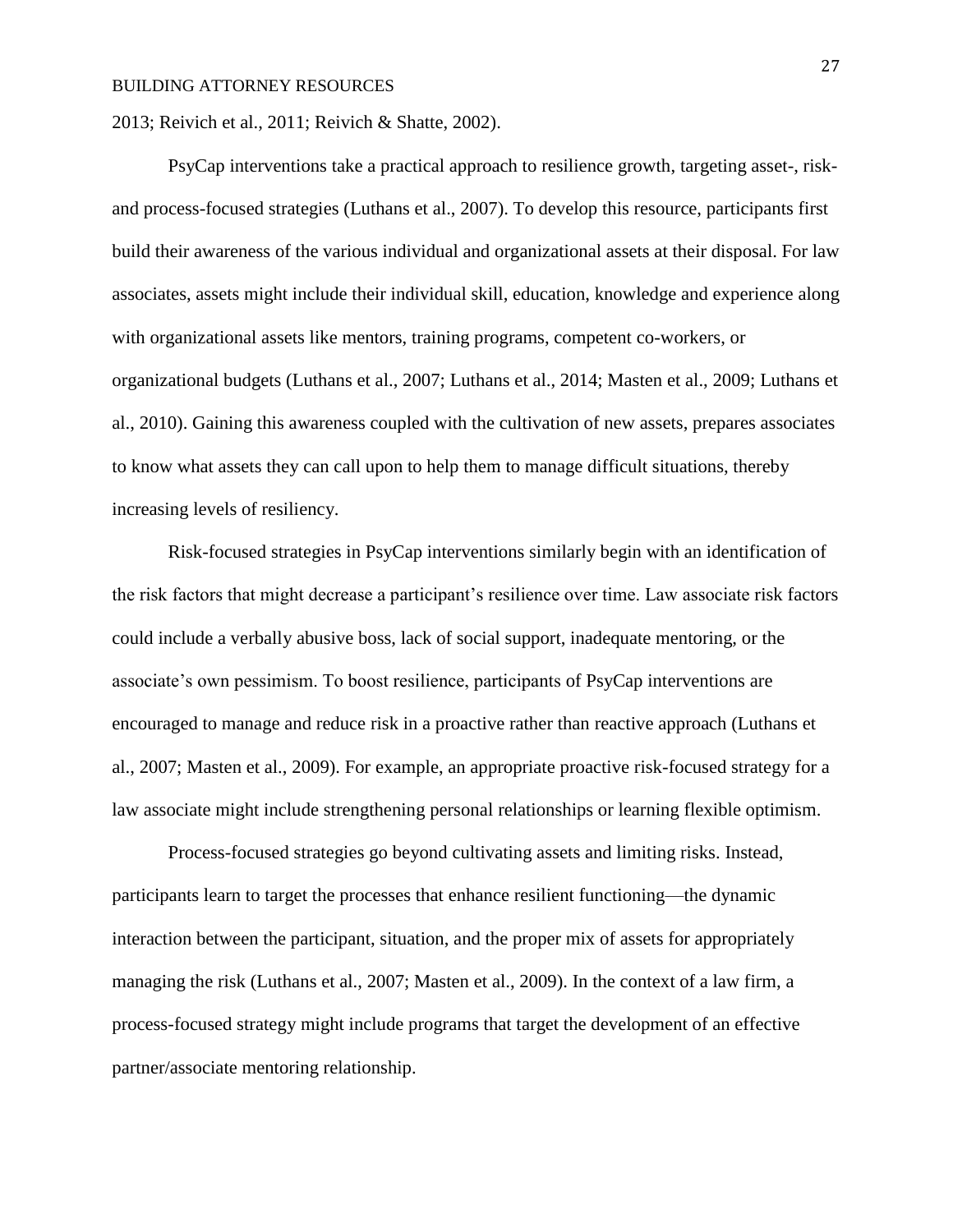2013; Reivich et al., 2011; Reivich & Shatte, 2002).

PsyCap interventions take a practical approach to resilience growth, targeting asset-, risk- and process-focused strategies (Luthans et al., 2007). To develop this resource, participants first build their awareness of the various individual and organizational assets at their disposal. For law associates, assets might include their individual skill, education, knowledge and experience along with organizational assets like mentors, training programs, competent co-workers, or organizational budgets (Luthans et al., 2007; Luthans et al., 2014; Masten et al., 2009; Luthans et al., 2010). Gaining this awareness coupled with the cultivation of new assets, prepares associates to know what assets they can call upon to help them to manage difficult situations, thereby increasing levels of resiliency.

Risk-focused strategies in PsyCap interventions similarly begin with an identification of the risk factors that might decrease a participant's resilience over time. Law associate risk factors could include a verbally abusive boss, lack of social support, inadequate mentoring, or the associate's own pessimism. To boost resilience, participants of PsyCap interventions are encouraged to manage and reduce risk in a proactive rather than reactive approach (Luthans et al., 2007; Masten et al., 2009). For example, an appropriate proactive risk-focused strategy for a law associate might include strengthening personal relationships or learning flexible optimism.

Process-focused strategies go beyond cultivating assets and limiting risks. Instead, participants learn to target the processes that enhance resilient functioning—the dynamic interaction between the participant, situation, and the proper mix of assets for appropriately managing the risk (Luthans et al., 2007; Masten et al., 2009). In the context of a law firm, a process-focused strategy might include programs that target the development of an effective partner/associate mentoring relationship.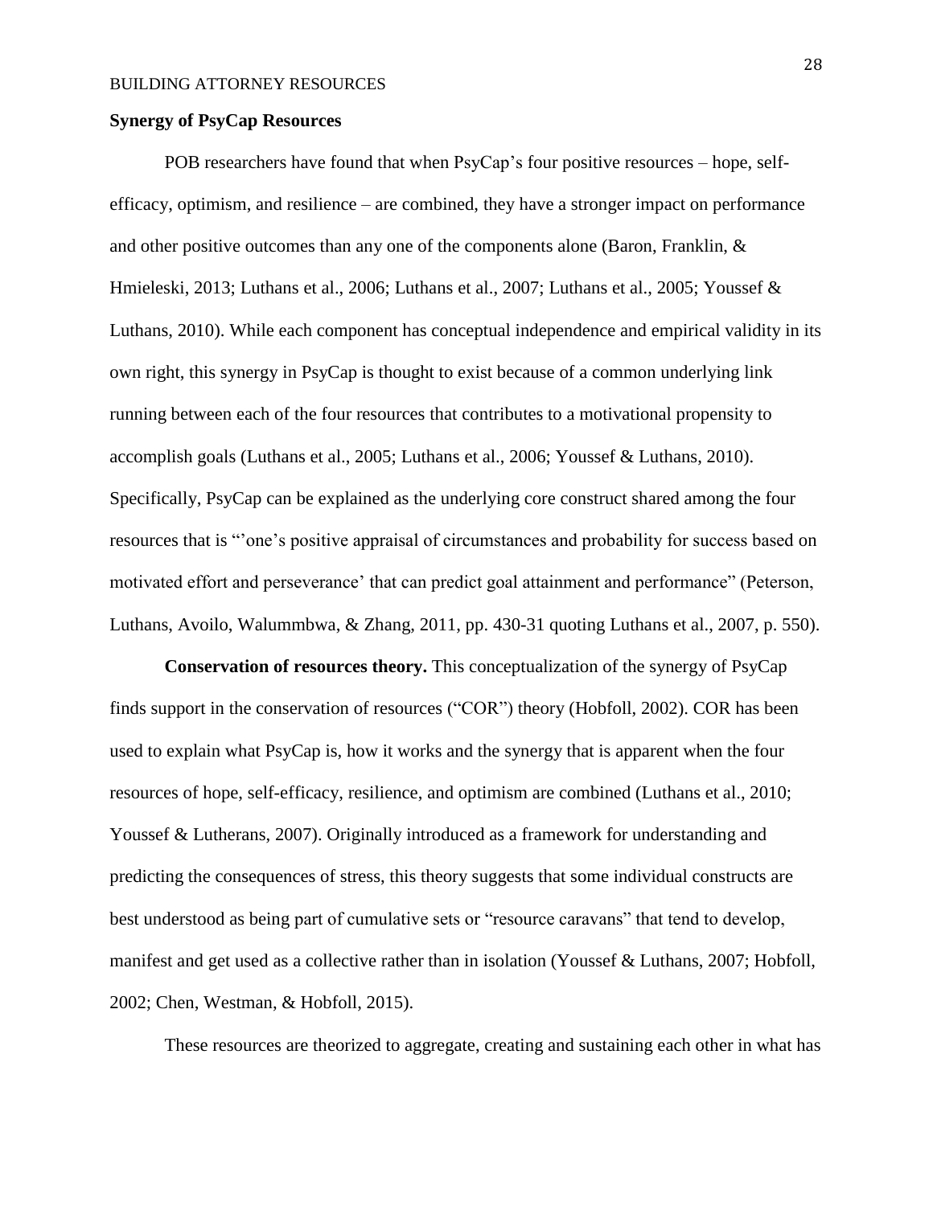## Synergy of PsyCap Resources

POB researchers have found that when PsyCap's four positive resources – hope, self-efficacy, optimism, and resilience – are combined, they have a stronger impact on performance and other positive outcomes than any one of the components alone (Baron, Franklin, & Hmieleski, 2013; Luthans et al., 2006; Luthans et al., 2007; Luthans et al., 2005; Youssef & Luthans, 2010). While each component has conceptual independence and empirical validity in its own right, this synergy in PsyCap is thought to exist because of a common underlying link running between each of the four resources that contributes to a motivational propensity to accomplish goals (Luthans et al., 2005; Luthans et al., 2006; Youssef & Luthans, 2010). Specifically, PsyCap can be explained as the underlying core construct shared among the four resources that is "'one's positive appraisal of circumstances and probability for success based on motivated effort and perseverance' that can predict goal attainment and performance" (Peterson, Luthans, Avoilo, Walummbwa, & Zhang, 2011, pp. 430-31 quoting Luthans et al., 2007, p. 550).

**Conservation of resources theory.** This conceptualization of the synergy of PsyCap finds support in the conservation of resources ("COR") theory (Hobfoll, 2002). COR has been used to explain what PsyCap is, how it works and the synergy that is apparent when the four resources of hope, self-efficacy, resilience, and optimism are combined (Luthans et al., 2010; Youssef & Lutherans, 2007). Originally introduced as a framework for understanding and predicting the consequences of stress, this theory suggests that some individual constructs are best understood as being part of cumulative sets or "resource caravans" that tend to develop, manifest and get used as a collective rather than in isolation (Youssef & Luthans, 2007; Hobfoll, 2002; Chen, Westman, & Hobfoll, 2015).

These resources are theorized to aggregate, creating and sustaining each other in what has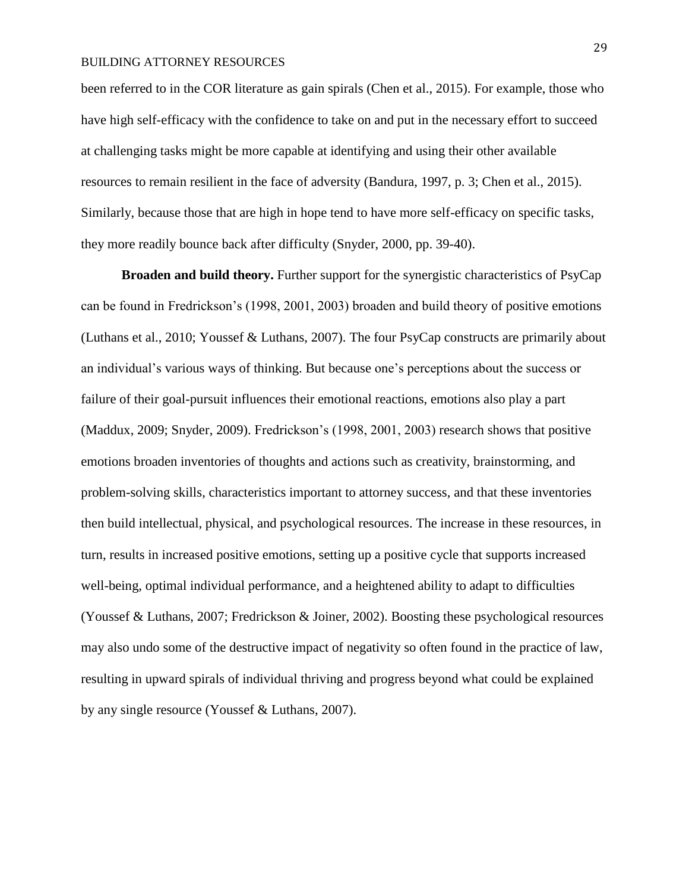been referred to in the COR literature as gain spirals (Chen et al., 2015). For example, those who have high self-efficacy with the confidence to take on and put in the necessary effort to succeed at challenging tasks might be more capable at identifying and using their other available resources to remain resilient in the face of adversity (Bandura, 1997, p. 3; Chen et al., 2015). Similarly, because those that are high in hope tend to have more self-efficacy on specific tasks, they more readily bounce back after difficulty (Snyder, 2000, pp. 39-40).

**Broaden and build theory.** Further support for the synergistic characteristics of PsyCap can be found in Fredrickson's (1998, 2001, 2003) broaden and build theory of positive emotions (Luthans et al., 2010; Youssef & Luthans, 2007). The four PsyCap constructs are primarily about an individual's various ways of thinking. But because one's perceptions about the success or failure of their goal-pursuit influences their emotional reactions, emotions also play a part (Maddux, 2009; Snyder, 2009). Fredrickson's (1998, 2001, 2003) research shows that positive emotions broaden inventories of thoughts and actions such as creativity, brainstorming, and problem-solving skills, characteristics important to attorney success, and that these inventories then build intellectual, physical, and psychological resources. The increase in these resources, in turn, results in increased positive emotions, setting up a positive cycle that supports increased well-being, optimal individual performance, and a heightened ability to adapt to difficulties (Youssef & Luthans, 2007; Fredrickson & Joiner, 2002). Boosting these psychological resources may also undo some of the destructive impact of negativity so often found in the practice of law, resulting in upward spirals of individual thriving and progress beyond what could be explained by any single resource (Youssef & Luthans, 2007).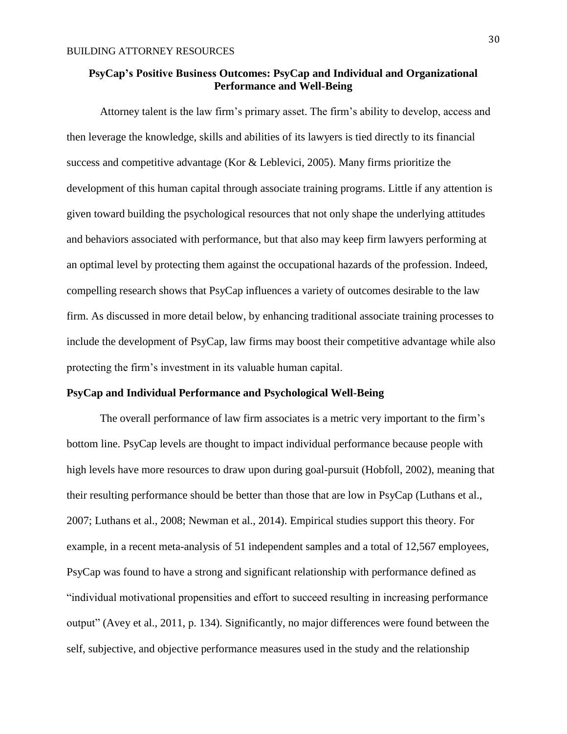## PsyCap's Positive Business Outcomes: PsyCap and Individual and Organizational Performance and Well-Being

Attorney talent is the law firm's primary asset. The firm's ability to develop, access and then leverage the knowledge, skills and abilities of its lawyers is tied directly to its financial success and competitive advantage (Kor & Leblevici, 2005). Many firms prioritize the development of this human capital through associate training programs. Little if any attention is given toward building the psychological resources that not only shape the underlying attitudes and behaviors associated with performance, but that also may keep firm lawyers performing at an optimal level by protecting them against the occupational hazards of the profession. Indeed, compelling research shows that PsyCap influences a variety of outcomes desirable to the law firm. As discussed in more detail below, by enhancing traditional associate training processes to include the development of PsyCap, law firms may boost their competitive advantage while also protecting the firm's investment in its valuable human capital.

### PsyCap and Individual Performance and Psychological Well-Being

The overall performance of law firm associates is a metric very important to the firm's bottom line. PsyCap levels are thought to impact individual performance because people with high levels have more resources to draw upon during goal-pursuit (Hobfoll, 2002), meaning that their resulting performance should be better than those that are low in PsyCap (Luthans et al., 2007; Luthans et al., 2008; Newman et al., 2014). Empirical studies support this theory. For example, in a recent meta-analysis of 51 independent samples and a total of 12,567 employees, PsyCap was found to have a strong and significant relationship with performance defined as "individual motivational propensities and effort to succeed resulting in increasing performance output" (Avey et al., 2011, p. 134). Significantly, no major differences were found between the self, subjective, and objective performance measures used in the study and the relationship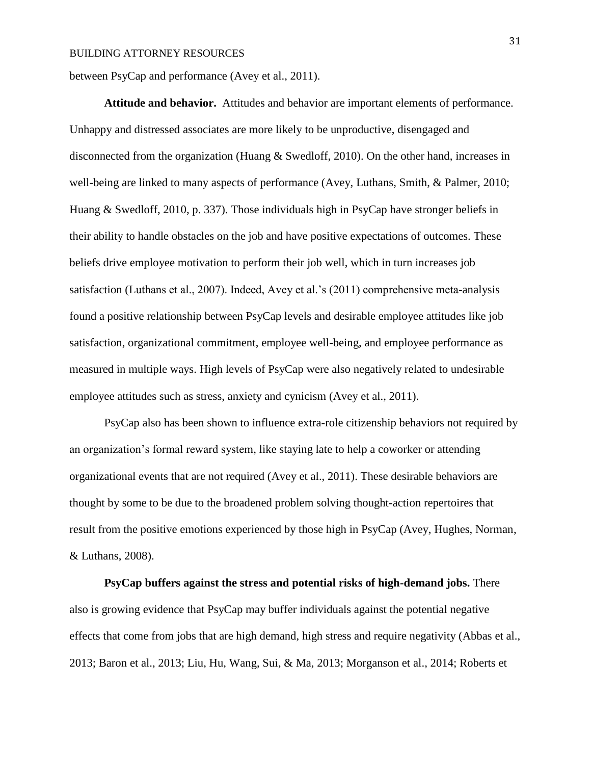between PsyCap and performance (Avey et al., 2011).

**Attitude and behavior.** Attitudes and behavior are important elements of performance. Unhappy and distressed associates are more likely to be unproductive, disengaged and disconnected from the organization (Huang & Swedloff, 2010). On the other hand, increases in well-being are linked to many aspects of performance (Avey, Luthans, Smith, & Palmer, 2010; Huang & Swedloff, 2010, p. 337). Those individuals high in PsyCap have stronger beliefs in their ability to handle obstacles on the job and have positive expectations of outcomes. These beliefs drive employee motivation to perform their job well, which in turn increases job satisfaction (Luthans et al., 2007). Indeed, Avey et al.'s (2011) comprehensive meta-analysis found a positive relationship between PsyCap levels and desirable employee attitudes like job satisfaction, organizational commitment, employee well-being, and employee performance as measured in multiple ways. High levels of PsyCap were also negatively related to undesirable employee attitudes such as stress, anxiety and cynicism (Avey et al., 2011).

PsyCap also has been shown to influence extra-role citizenship behaviors not required by an organization's formal reward system, like staying late to help a coworker or attending organizational events that are not required (Avey et al., 2011). These desirable behaviors are thought by some to be due to the broadened problem solving thought-action repertoires that result from the positive emotions experienced by those high in PsyCap (Avey, Hughes, Norman, & Luthans, 2008).

**PsyCap buffers against the stress and potential risks of high-demand jobs.** There also is growing evidence that PsyCap may buffer individuals against the potential negative effects that come from jobs that are high demand, high stress and require negativity (Abbas et al., 2013; Baron et al., 2013; Liu, Hu, Wang, Sui, & Ma, 2013; Morganson et al., 2014; Roberts et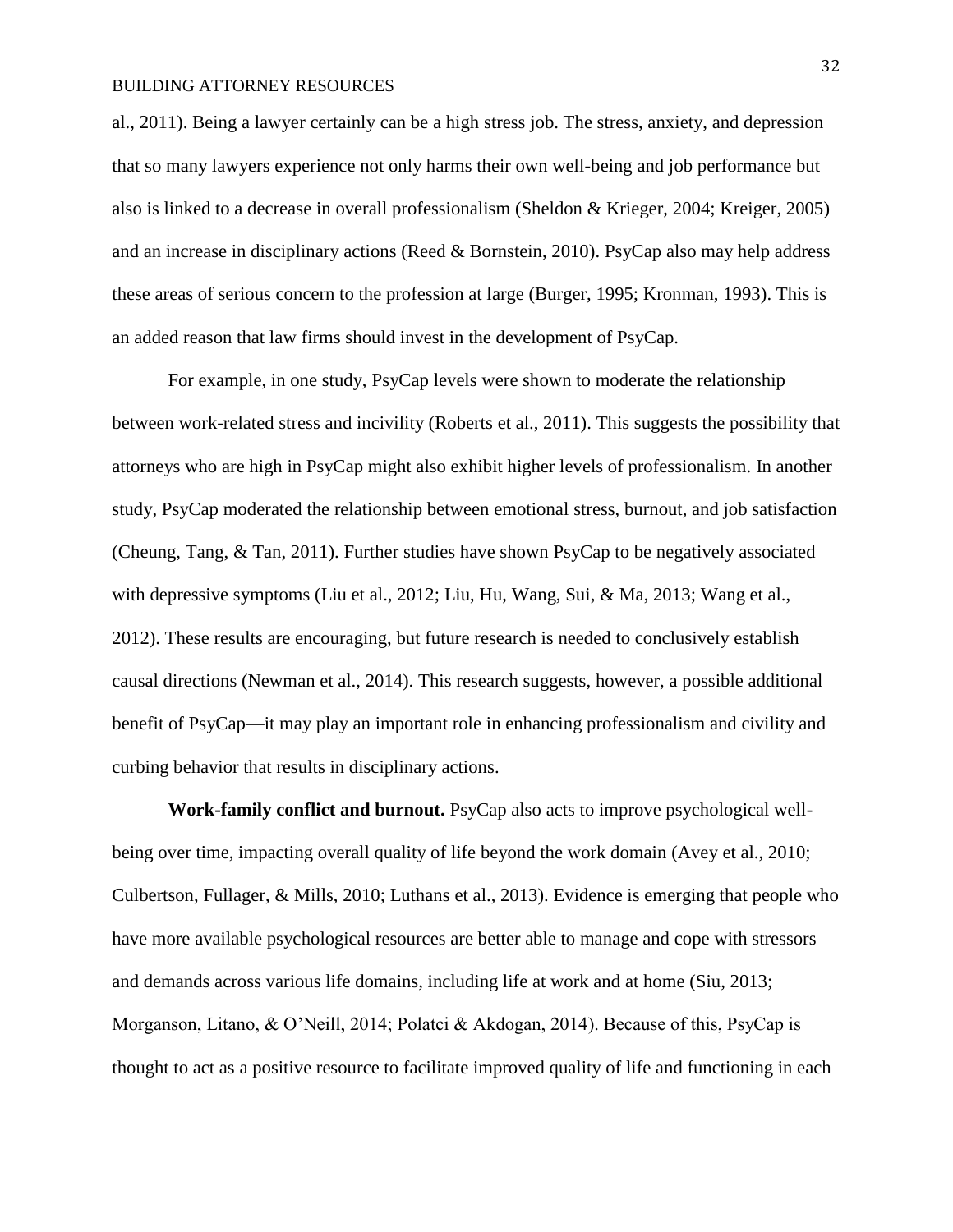al., 2011). Being a lawyer certainly can be a high stress job. The stress, anxiety, and depression that so many lawyers experience not only harms their own well-being and job performance but also is linked to a decrease in overall professionalism (Sheldon & Krieger, 2004; Kreiger, 2005) and an increase in disciplinary actions (Reed & Bornstein, 2010). PsyCap also may help address these areas of serious concern to the profession at large (Burger, 1995; Kronman, 1993). This is an added reason that law firms should invest in the development of PsyCap.

For example, in one study, PsyCap levels were shown to moderate the relationship between work-related stress and incivility (Roberts et al., 2011). This suggests the possibility that attorneys who are high in PsyCap might also exhibit higher levels of professionalism. In another study, PsyCap moderated the relationship between emotional stress, burnout, and job satisfaction (Cheung, Tang, & Tan, 2011). Further studies have shown PsyCap to be negatively associated with depressive symptoms (Liu et al., 2012; Liu, Hu, Wang, Sui, & Ma, 2013; Wang et al., 2012). These results are encouraging, but future research is needed to conclusively establish causal directions (Newman et al., 2014). This research suggests, however, a possible additional benefit of PsyCap—it may play an important role in enhancing professionalism and civility and curbing behavior that results in disciplinary actions.

**Work-family conflict and burnout.** PsyCap also acts to improve psychological well-being over time, impacting overall quality of life beyond the work domain (Avey et al., 2010; Culbertson, Fullager, & Mills, 2010; Luthans et al., 2013). Evidence is emerging that people who have more available psychological resources are better able to manage and cope with stressors and demands across various life domains, including life at work and at home (Siu, 2013; Morganson, Litano, & O'Neill, 2014; Polatci & Akdogan, 2014). Because of this, PsyCap is thought to act as a positive resource to facilitate improved quality of life and functioning in each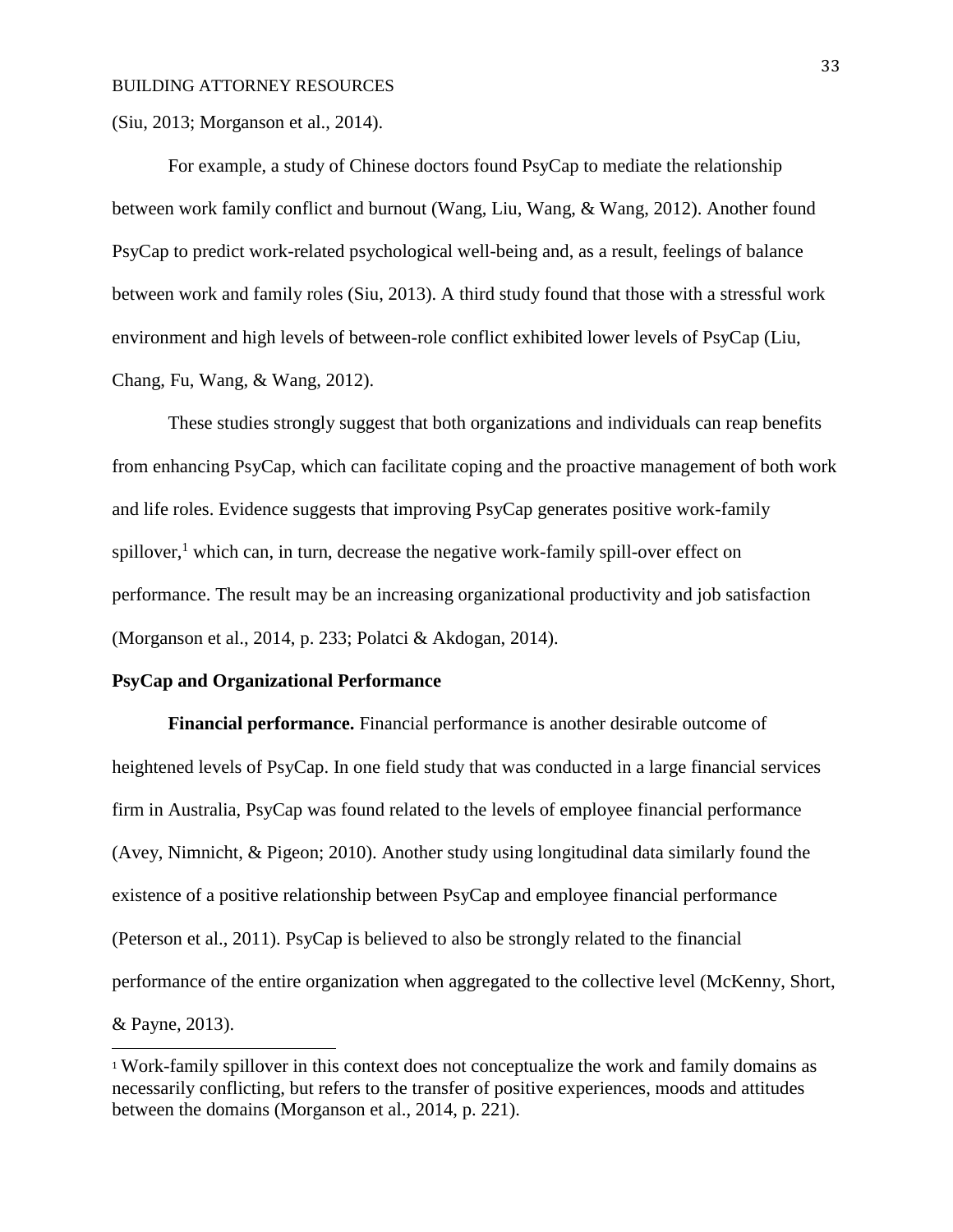(Siu, 2013; Morganson et al., 2014).

For example, a study of Chinese doctors found PsyCap to mediate the relationship between work family conflict and burnout (Wang, Liu, Wang, & Wang, 2012). Another found PsyCap to predict work-related psychological well-being and, as a result, feelings of balance between work and family roles (Siu, 2013). A third study found that those with a stressful work environment and high levels of between-role conflict exhibited lower levels of PsyCap (Liu, Chang, Fu, Wang, & Wang, 2012).

These studies strongly suggest that both organizations and individuals can reap benefits from enhancing PsyCap, which can facilitate coping and the proactive management of both work and life roles. Evidence suggests that improving PsyCap generates positive work-family spillover,[1] which can, in turn, decrease the negative work-family spill-over effect on performance. The result may be an increasing organizational productivity and job satisfaction (Morganson et al., 2014, p. 233; Polatci & Akdogan, 2014).

## PsyCap and Organizational Performance

**Financial performance.** Financial performance is another desirable outcome of heightened levels of PsyCap. In one field study that was conducted in a large financial services firm in Australia, PsyCap was found related to the levels of employee financial performance (Avey, Nimnicht, & Pigeon; 2010). Another study using longitudinal data similarly found the existence of a positive relationship between PsyCap and employee financial performance (Peterson et al., 2011). PsyCap is believed to also be strongly related to the financial performance of the entire organization when aggregated to the collective level (McKenny, Short, & Payne, 2013).

---

[1] Work-family spillover in this context does not conceptualize the work and family domains as necessarily conflicting, but refers to the transfer of positive experiences, moods and attitudes between the domains (Morganson et al., 2014, p. 221).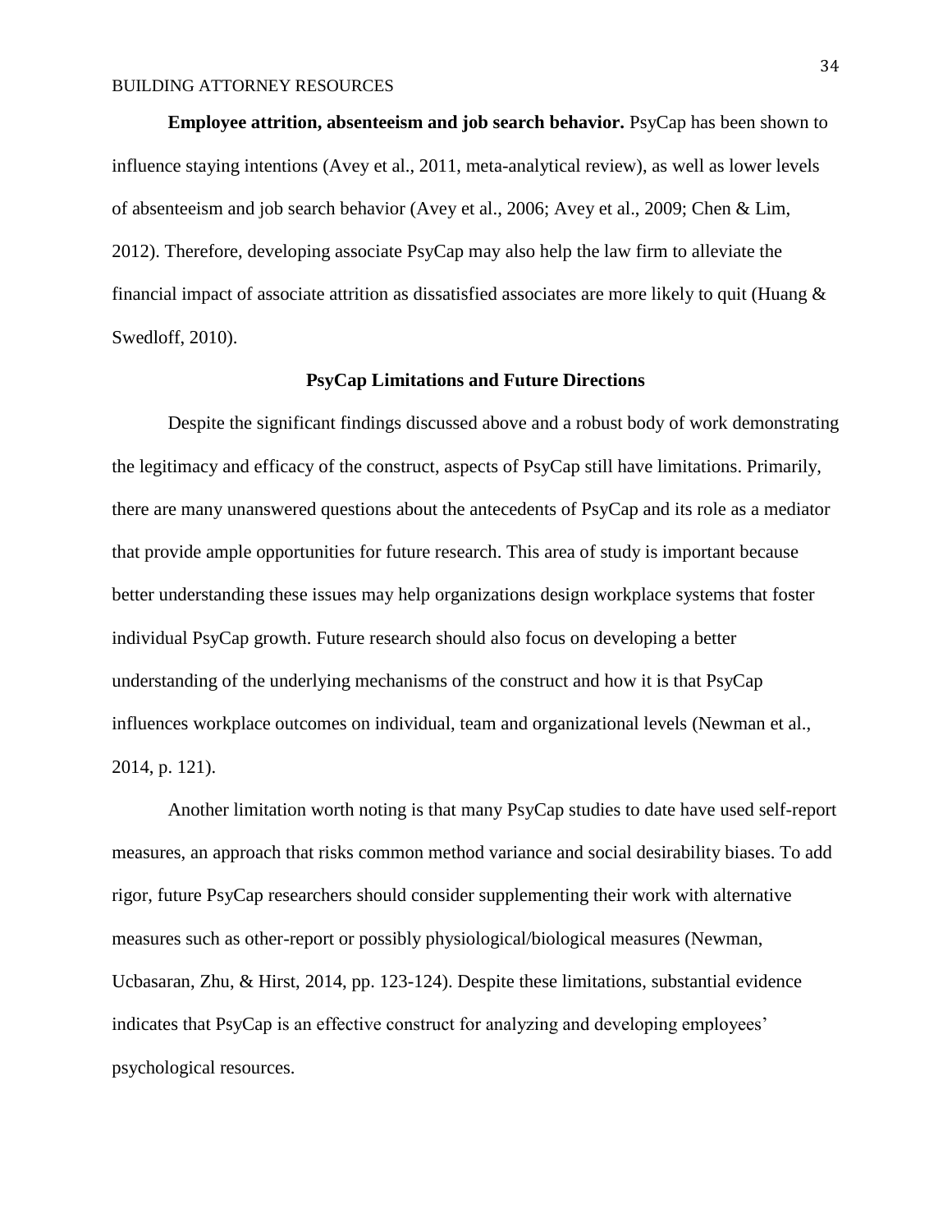**Employee attrition, absenteeism and job search behavior.** PsyCap has been shown to influence staying intentions (Avey et al., 2011, meta-analytical review), as well as lower levels of absenteeism and job search behavior (Avey et al., 2006; Avey et al., 2009; Chen & Lim, 2012). Therefore, developing associate PsyCap may also help the law firm to alleviate the financial impact of associate attrition as dissatisfied associates are more likely to quit (Huang & Swedloff, 2010).

## PsyCap Limitations and Future Directions

Despite the significant findings discussed above and a robust body of work demonstrating the legitimacy and efficacy of the construct, aspects of PsyCap still have limitations. Primarily, there are many unanswered questions about the antecedents of PsyCap and its role as a mediator that provide ample opportunities for future research. This area of study is important because better understanding these issues may help organizations design workplace systems that foster individual PsyCap growth. Future research should also focus on developing a better understanding of the underlying mechanisms of the construct and how it is that PsyCap influences workplace outcomes on individual, team and organizational levels (Newman et al., 2014, p. 121).

Another limitation worth noting is that many PsyCap studies to date have used self-report measures, an approach that risks common method variance and social desirability biases. To add rigor, future PsyCap researchers should consider supplementing their work with alternative measures such as other-report or possibly physiological/biological measures (Newman, Ucbasaran, Zhu, & Hirst, 2014, pp. 123-124). Despite these limitations, substantial evidence indicates that PsyCap is an effective construct for analyzing and developing employees' psychological resources.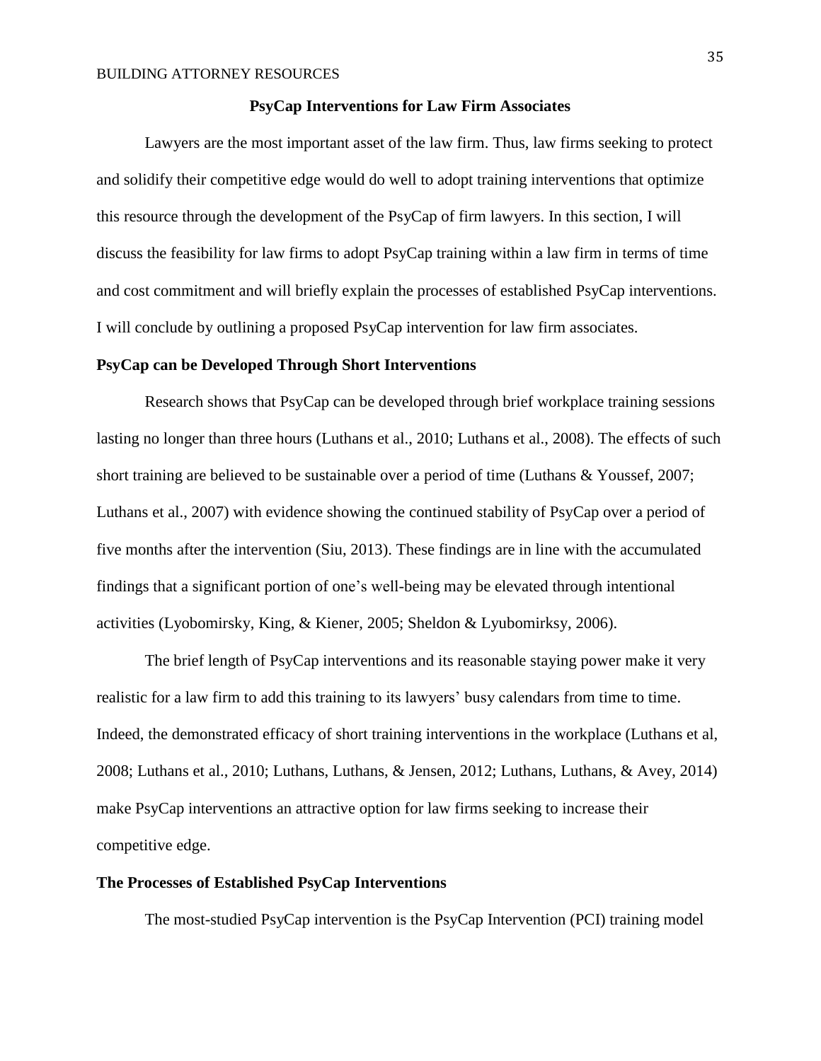## PsyCap Interventions for Law Firm Associates

Lawyers are the most important asset of the law firm. Thus, law firms seeking to protect and solidify their competitive edge would do well to adopt training interventions that optimize this resource through the development of the PsyCap of firm lawyers. In this section, I will discuss the feasibility for law firms to adopt PsyCap training within a law firm in terms of time and cost commitment and will briefly explain the processes of established PsyCap interventions. I will conclude by outlining a proposed PsyCap intervention for law firm associates.

### PsyCap can be Developed Through Short Interventions

Research shows that PsyCap can be developed through brief workplace training sessions lasting no longer than three hours (Luthans et al., 2010; Luthans et al., 2008). The effects of such short training are believed to be sustainable over a period of time (Luthans & Youssef, 2007; Luthans et al., 2007) with evidence showing the continued stability of PsyCap over a period of five months after the intervention (Siu, 2013). These findings are in line with the accumulated findings that a significant portion of one's well-being may be elevated through intentional activities (Lyobomirsky, King, & Kiener, 2005; Sheldon & Lyubomirksy, 2006).

The brief length of PsyCap interventions and its reasonable staying power make it very realistic for a law firm to add this training to its lawyers' busy calendars from time to time. Indeed, the demonstrated efficacy of short training interventions in the workplace (Luthans et al, 2008; Luthans et al., 2010; Luthans, Luthans, & Jensen, 2012; Luthans, Luthans, & Avey, 2014) make PsyCap interventions an attractive option for law firms seeking to increase their competitive edge.

### The Processes of Established PsyCap Interventions

The most-studied PsyCap intervention is the PsyCap Intervention (PCI) training model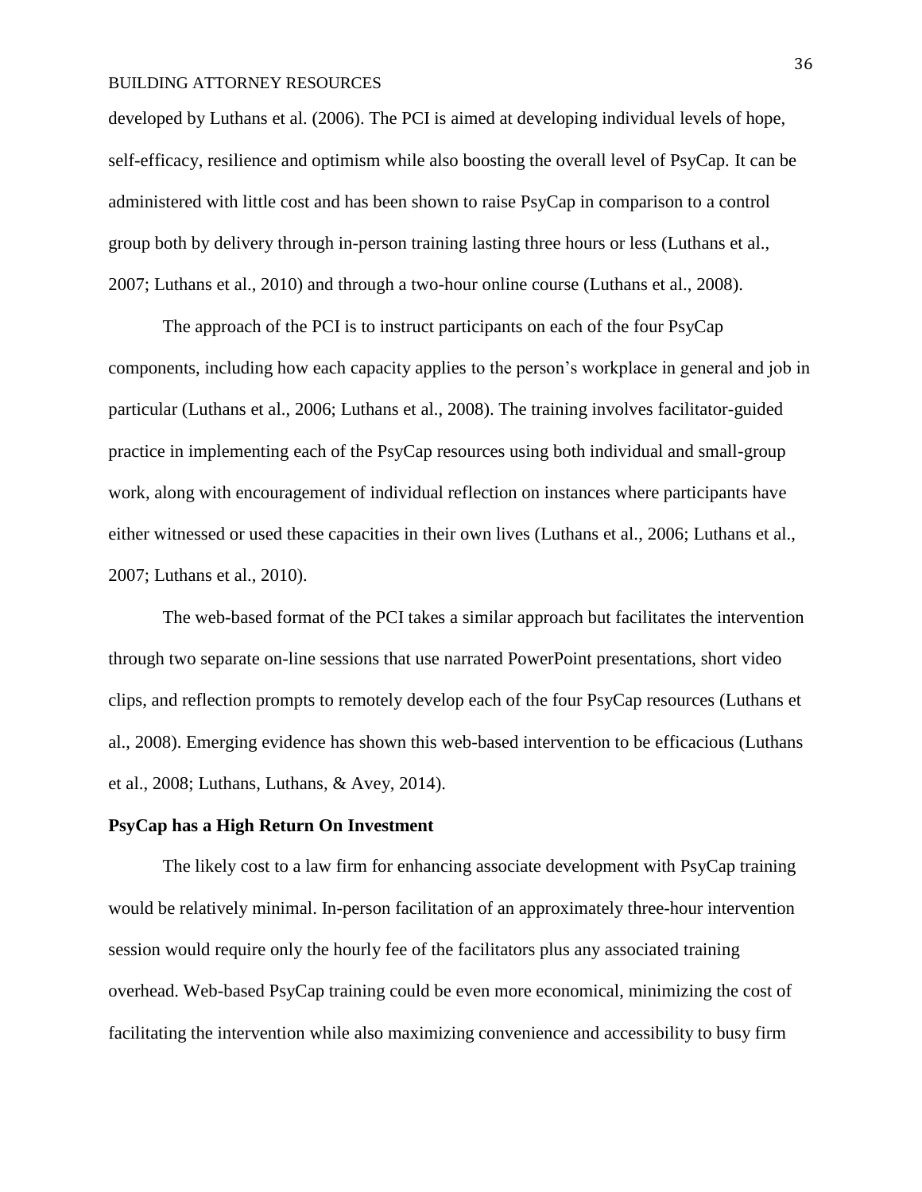developed by Luthans et al. (2006). The PCI is aimed at developing individual levels of hope, self-efficacy, resilience and optimism while also boosting the overall level of PsyCap. It can be administered with little cost and has been shown to raise PsyCap in comparison to a control group both by delivery through in-person training lasting three hours or less (Luthans et al., 2007; Luthans et al., 2010) and through a two-hour online course (Luthans et al., 2008).

The approach of the PCI is to instruct participants on each of the four PsyCap components, including how each capacity applies to the person's workplace in general and job in particular (Luthans et al., 2006; Luthans et al., 2008). The training involves facilitator-guided practice in implementing each of the PsyCap resources using both individual and small-group work, along with encouragement of individual reflection on instances where participants have either witnessed or used these capacities in their own lives (Luthans et al., 2006; Luthans et al., 2007; Luthans et al., 2010).

The web-based format of the PCI takes a similar approach but facilitates the intervention through two separate on-line sessions that use narrated PowerPoint presentations, short video clips, and reflection prompts to remotely develop each of the four PsyCap resources (Luthans et al., 2008). Emerging evidence has shown this web-based intervention to be efficacious (Luthans et al., 2008; Luthans, Luthans, & Avey, 2014).

**PsyCap has a High Return On Investment**

The likely cost to a law firm for enhancing associate development with PsyCap training would be relatively minimal. In-person facilitation of an approximately three-hour intervention session would require only the hourly fee of the facilitators plus any associated training overhead. Web-based PsyCap training could be even more economical, minimizing the cost of facilitating the intervention while also maximizing convenience and accessibility to busy firm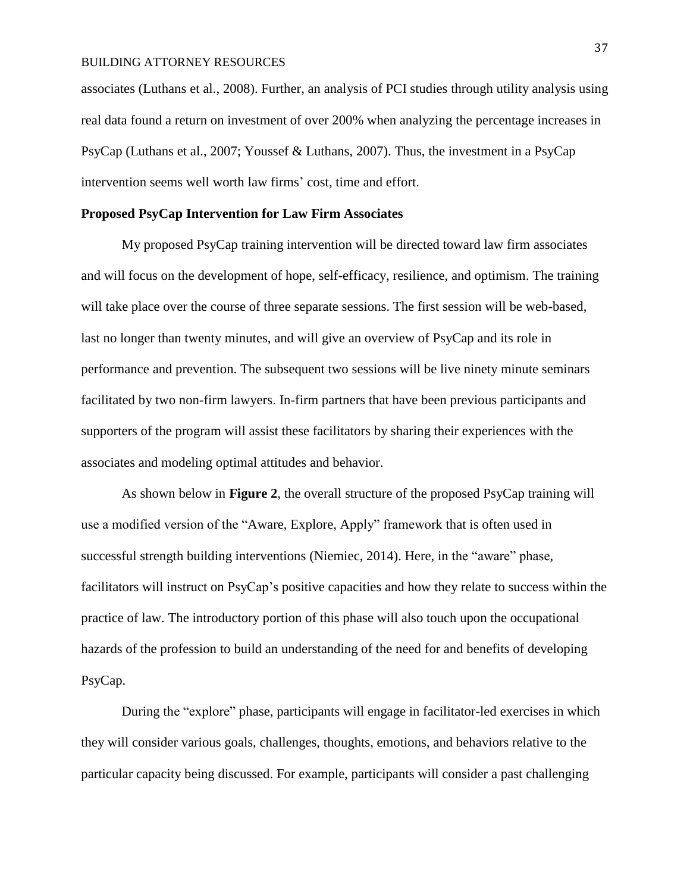associates (Luthans et al., 2008). Further, an analysis of PCI studies through utility analysis using real data found a return on investment of over 200% when analyzing the percentage increases in PsyCap (Luthans et al., 2007; Youssef & Luthans, 2007). Thus, the investment in a PsyCap intervention seems well worth law firms' cost, time and effort.

**Proposed PsyCap Intervention for Law Firm Associates**

My proposed PsyCap training intervention will be directed toward law firm associates and will focus on the development of hope, self-efficacy, resilience, and optimism. The training will take place over the course of three separate sessions. The first session will be web-based, last no longer than twenty minutes, and will give an overview of PsyCap and its role in performance and prevention. The subsequent two sessions will be live ninety minute seminars facilitated by two non-firm lawyers. In-firm partners that have been previous participants and supporters of the program will assist these facilitators by sharing their experiences with the associates and modeling optimal attitudes and behavior.

As shown below in **Figure 2**, the overall structure of the proposed PsyCap training will use a modified version of the "Aware, Explore, Apply" framework that is often used in successful strength building interventions (Niemiec, 2014). Here, in the "aware" phase, facilitators will instruct on PsyCap's positive capacities and how they relate to success within the practice of law. The introductory portion of this phase will also touch upon the occupational hazards of the profession to build an understanding of the need for and benefits of developing PsyCap.

During the "explore" phase, participants will engage in facilitator-led exercises in which they will consider various goals, challenges, thoughts, emotions, and behaviors relative to the particular capacity being discussed. For example, participants will consider a past challenging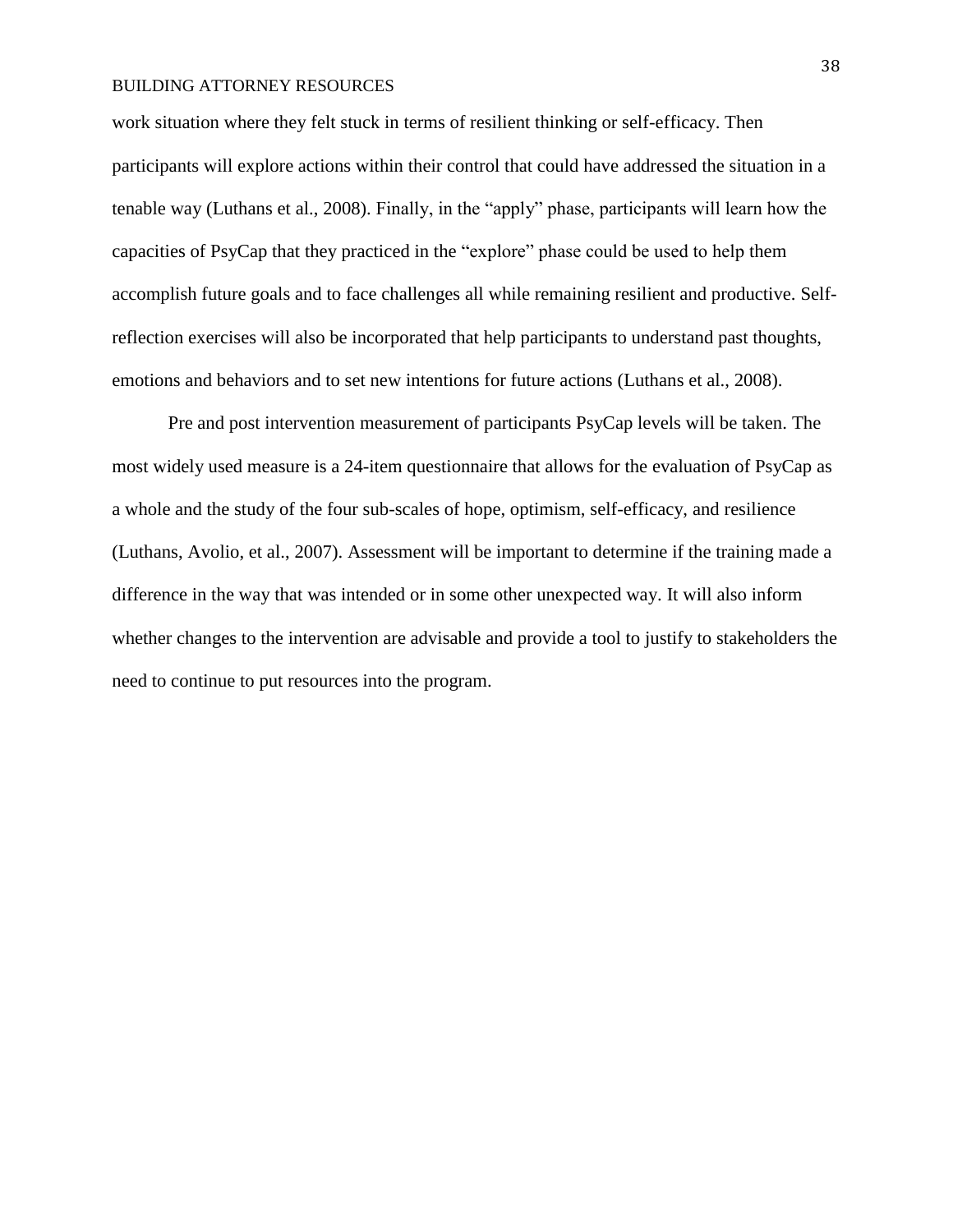work situation where they felt stuck in terms of resilient thinking or self-efficacy. Then participants will explore actions within their control that could have addressed the situation in a tenable way (Luthans et al., 2008). Finally, in the "apply" phase, participants will learn how the capacities of PsyCap that they practiced in the "explore" phase could be used to help them accomplish future goals and to face challenges all while remaining resilient and productive. Self-reflection exercises will also be incorporated that help participants to understand past thoughts, emotions and behaviors and to set new intentions for future actions (Luthans et al., 2008).

Pre and post intervention measurement of participants PsyCap levels will be taken. The most widely used measure is a 24-item questionnaire that allows for the evaluation of PsyCap as a whole and the study of the four sub-scales of hope, optimism, self-efficacy, and resilience (Luthans, Avolio, et al., 2007). Assessment will be important to determine if the training made a difference in the way that was intended or in some other unexpected way. It will also inform whether changes to the intervention are advisable and provide a tool to justify to stakeholders the need to continue to put resources into the program.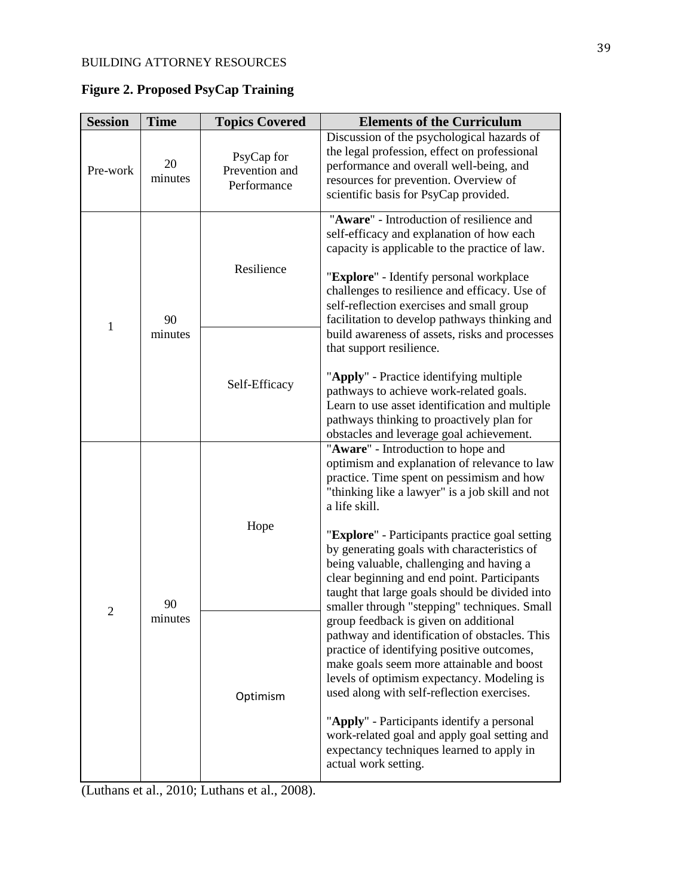**Figure 2. Proposed PsyCap Training**

| Session | Time | Topics Covered | Elements of the Curriculum |
|---|---|---|---|
| Pre-work | 20 minutes | PsyCap for Prevention and Performance | Discussion of the psychological hazards of the legal profession, effect on professional performance and overall well-being, and resources for prevention. Overview of scientific basis for PsyCap provided. |
| 1 | 90 minutes | Resilience<br><br>Self-Efficacy | "**Aware**" - Introduction of resilience and self-efficacy and explanation of how each capacity is applicable to the practice of law.<br><br>"**Explore**" - Identify personal workplace challenges to resilience and efficacy. Use of self-reflection exercises and small group facilitation to develop pathways thinking and build awareness of assets, risks and processes that support resilience.<br><br>"**Apply**" - Practice identifying multiple pathways to achieve work-related goals. Learn to use asset identification and multiple pathways thinking to proactively plan for obstacles and leverage goal achievement. |
| 2 | 90 minutes | Hope<br><br>Optimism | "**Aware**" - Introduction to hope and optimism and explanation of relevance to law practice. Time spent on pessimism and how "thinking like a lawyer" is a job skill and not a life skill.<br><br>"**Explore**" - Participants practice goal setting by generating goals with characteristics of being valuable, challenging and having a clear beginning and end point. Participants taught that large goals should be divided into smaller through "stepping" techniques. Small group feedback is given on additional pathway and identification of obstacles. This practice of identifying positive outcomes, make goals seem more attainable and boost levels of optimism expectancy. Modeling is used along with self-reflection exercises.<br><br>"**Apply**" - Participants identify a personal work-related goal and apply goal setting and expectancy techniques learned to apply in actual work setting. |

(Luthans et al., 2010; Luthans et al., 2008).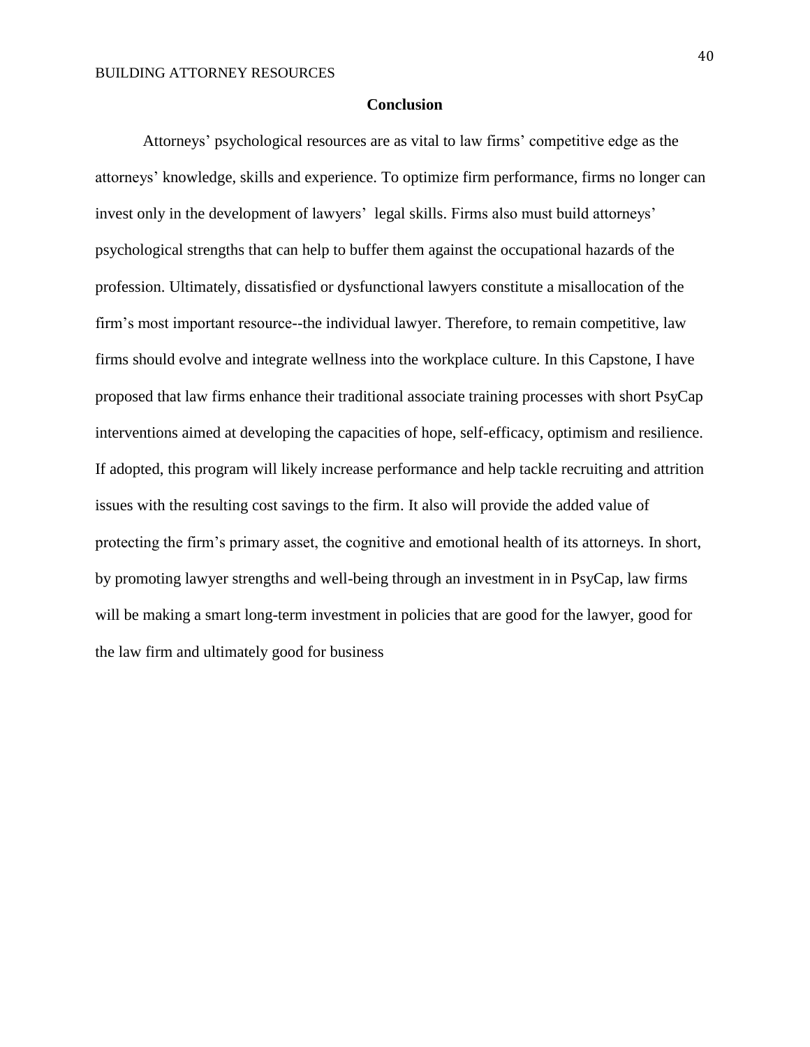# Conclusion

Attorneys' psychological resources are as vital to law firms' competitive edge as the attorneys' knowledge, skills and experience. To optimize firm performance, firms no longer can invest only in the development of lawyers' legal skills. Firms also must build attorneys' psychological strengths that can help to buffer them against the occupational hazards of the profession. Ultimately, dissatisfied or dysfunctional lawyers constitute a misallocation of the firm's most important resource--the individual lawyer. Therefore, to remain competitive, law firms should evolve and integrate wellness into the workplace culture. In this Capstone, I have proposed that law firms enhance their traditional associate training processes with short PsyCap interventions aimed at developing the capacities of hope, self-efficacy, optimism and resilience. If adopted, this program will likely increase performance and help tackle recruiting and attrition issues with the resulting cost savings to the firm. It also will provide the added value of protecting the firm's primary asset, the cognitive and emotional health of its attorneys. In short, by promoting lawyer strengths and well-being through an investment in in PsyCap, law firms will be making a smart long-term investment in policies that are good for the lawyer, good for the law firm and ultimately good for business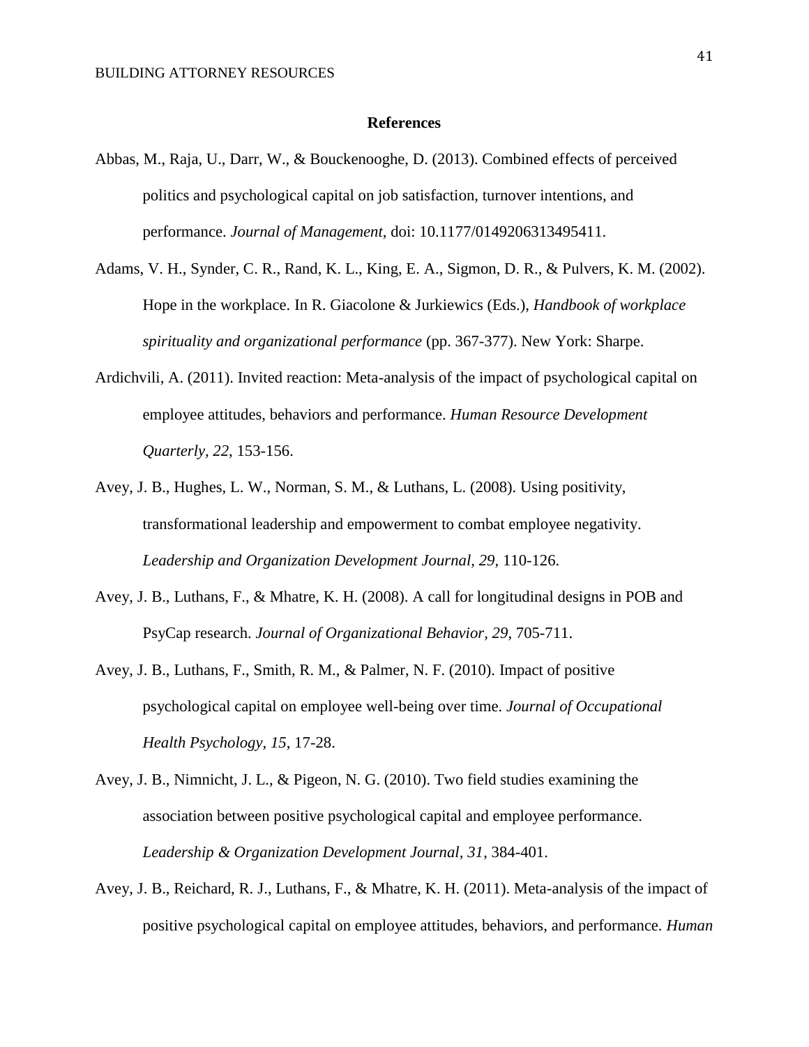**References**

Abbas, M., Raja, U., Darr, W., & Bouckenooghe, D. (2013). Combined effects of perceived politics and psychological capital on job satisfaction, turnover intentions, and performance. *Journal of Management*, doi: 10.1177/0149206313495411.

Adams, V. H., Synder, C. R., Rand, K. L., King, E. A., Sigmon, D. R., & Pulvers, K. M. (2002). Hope in the workplace. In R. Giacolone & Jurkiewics (Eds.), *Handbook of workplace spirituality and organizational performance* (pp. 367-377). New York: Sharpe.

Ardichvili, A. (2011). Invited reaction: Meta-analysis of the impact of psychological capital on employee attitudes, behaviors and performance. *Human Resource Development Quarterly, 22*, 153-156.

Avey, J. B., Hughes, L. W., Norman, S. M., & Luthans, L. (2008). Using positivity, transformational leadership and empowerment to combat employee negativity. *Leadership and Organization Development Journal, 29*, 110-126.

Avey, J. B., Luthans, F., & Mhatre, K. H. (2008). A call for longitudinal designs in POB and PsyCap research. *Journal of Organizational Behavior, 29*, 705-711.

Avey, J. B., Luthans, F., Smith, R. M., & Palmer, N. F. (2010). Impact of positive psychological capital on employee well-being over time. *Journal of Occupational Health Psychology, 15*, 17-28.

Avey, J. B., Nimnicht, J. L., & Pigeon, N. G. (2010). Two field studies examining the association between positive psychological capital and employee performance. *Leadership & Organization Development Journal, 31*, 384-401.

Avey, J. B., Reichard, R. J., Luthans, F., & Mhatre, K. H. (2011). Meta-analysis of the impact of positive psychological capital on employee attitudes, behaviors, and performance. *Human*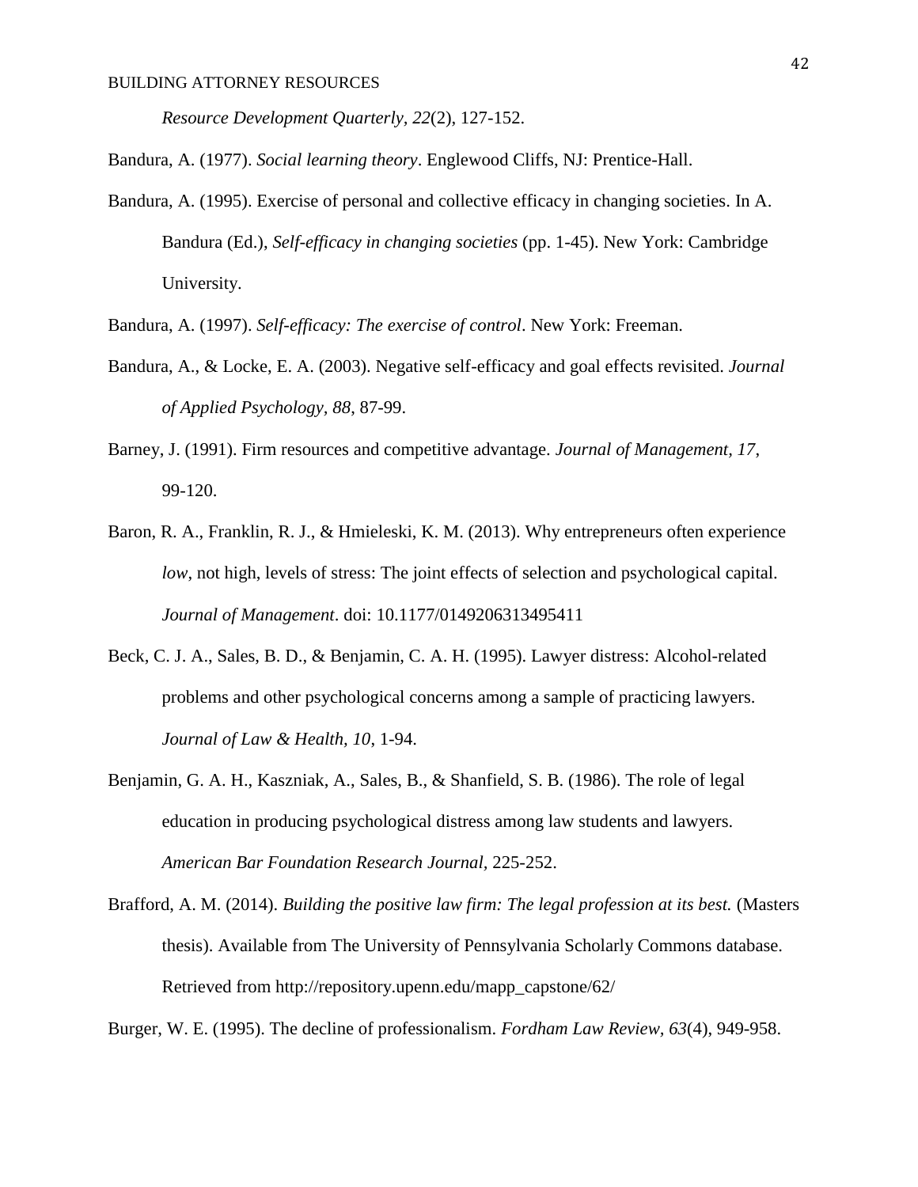*Resource Development Quarterly, 22*(2), 127-152.

Bandura, A. (1977). *Social learning theory*. Englewood Cliffs, NJ: Prentice-Hall.

Bandura, A. (1995). Exercise of personal and collective efficacy in changing societies. In A. Bandura (Ed.), *Self-efficacy in changing societies* (pp. 1-45). New York: Cambridge University.

Bandura, A. (1997). *Self-efficacy: The exercise of control*. New York: Freeman.

Bandura, A., & Locke, E. A. (2003). Negative self-efficacy and goal effects revisited. *Journal of Applied Psychology, 88*, 87-99.

Barney, J. (1991). Firm resources and competitive advantage. *Journal of Management, 17*, 99-120.

Baron, R. A., Franklin, R. J., & Hmieleski, K. M. (2013). Why entrepreneurs often experience *low*, not high, levels of stress: The joint effects of selection and psychological capital. *Journal of Management*. doi: 10.1177/0149206313495411

Beck, C. J. A., Sales, B. D., & Benjamin, C. A. H. (1995). Lawyer distress: Alcohol-related problems and other psychological concerns among a sample of practicing lawyers. *Journal of Law & Health, 10*, 1-94.

Benjamin, G. A. H., Kaszniak, A., Sales, B., & Shanfield, S. B. (1986). The role of legal education in producing psychological distress among law students and lawyers. *American Bar Foundation Research Journal*, 225-252.

Brafford, A. M. (2014). *Building the positive law firm: The legal profession at its best.* (Masters thesis). Available from The University of Pennsylvania Scholarly Commons database. Retrieved from http://repository.upenn.edu/mapp_capstone/62/

Burger, W. E. (1995). The decline of professionalism. *Fordham Law Review, 63*(4), 949-958.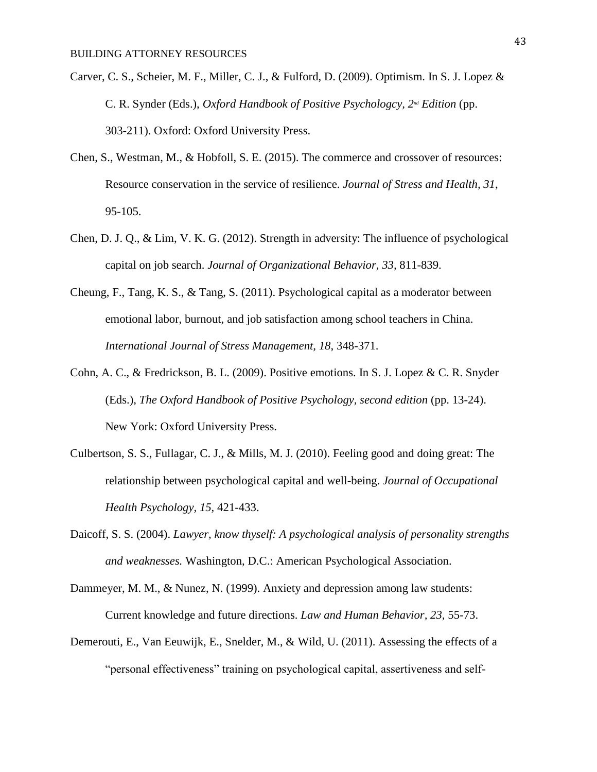Carver, C. S., Scheier, M. F., Miller, C. J., & Fulford, D. (2009). Optimism. In S. J. Lopez & C. R. Synder (Eds.), *Oxford Handbook of Positive Psychologcy, 2nd Edition* (pp. 303-211). Oxford: Oxford University Press.

Chen, S., Westman, M., & Hobfoll, S. E. (2015). The commerce and crossover of resources: Resource conservation in the service of resilience. *Journal of Stress and Health, 31*, 95-105.

Chen, D. J. Q., & Lim, V. K. G. (2012). Strength in adversity: The influence of psychological capital on job search. *Journal of Organizational Behavior, 33*, 811-839.

Cheung, F., Tang, K. S., & Tang, S. (2011). Psychological capital as a moderator between emotional labor, burnout, and job satisfaction among school teachers in China. *International Journal of Stress Management, 18*, 348-371.

Cohn, A. C., & Fredrickson, B. L. (2009). Positive emotions. In S. J. Lopez & C. R. Snyder (Eds.), *The Oxford Handbook of Positive Psychology, second edition* (pp. 13-24). New York: Oxford University Press.

Culbertson, S. S., Fullagar, C. J., & Mills, M. J. (2010). Feeling good and doing great: The relationship between psychological capital and well-being. *Journal of Occupational Health Psychology, 15*, 421-433.

Daicoff, S. S. (2004). *Lawyer, know thyself: A psychological analysis of personality strengths and weaknesses.* Washington, D.C.: American Psychological Association.

Dammeyer, M. M., & Nunez, N. (1999). Anxiety and depression among law students: Current knowledge and future directions. *Law and Human Behavior, 23*, 55-73.

Demerouti, E., Van Eeuwijk, E., Snelder, M., & Wild, U. (2011). Assessing the effects of a "personal effectiveness" training on psychological capital, assertiveness and self-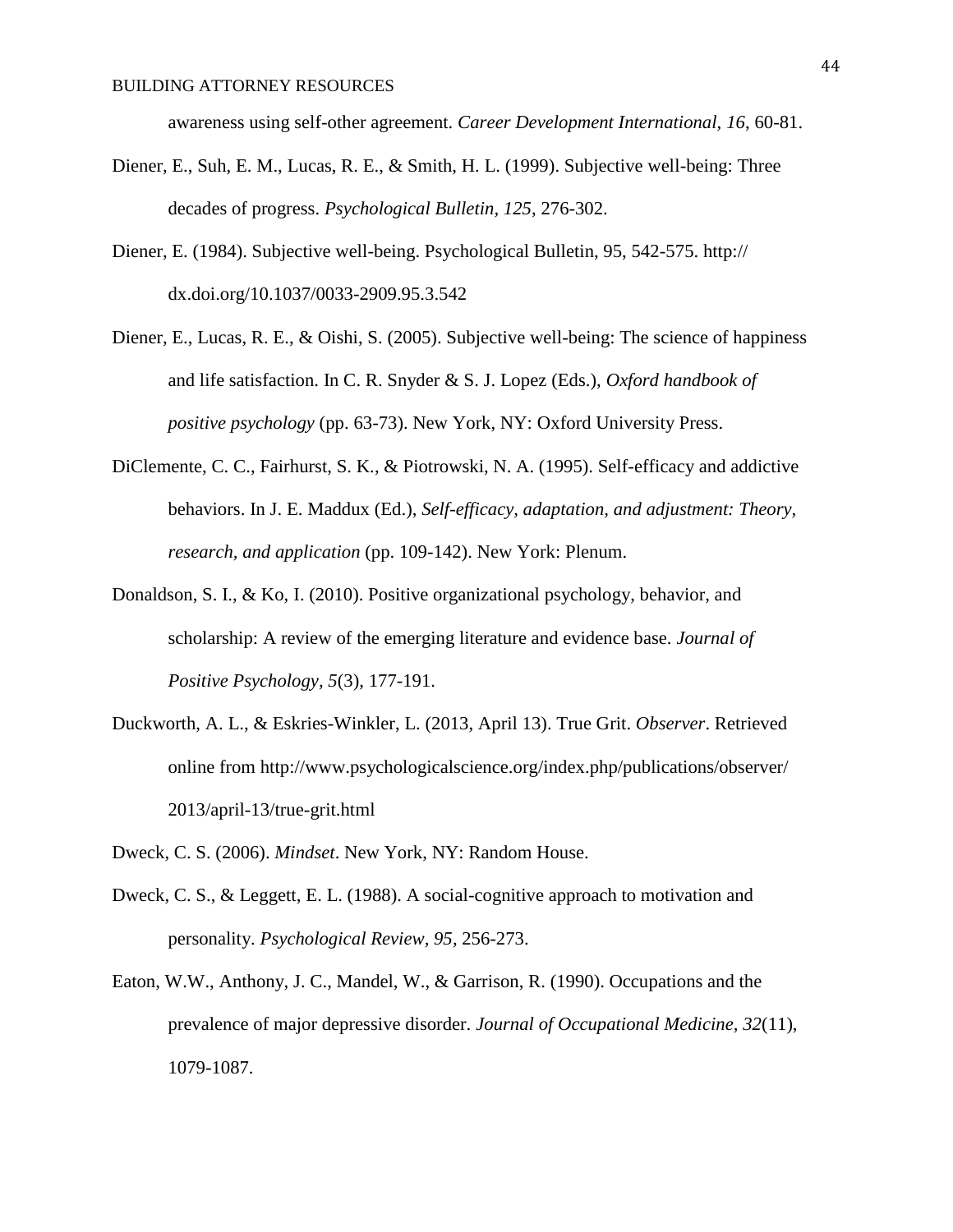awareness using self-other agreement. *Career Development International, 16*, 60-81.

Diener, E., Suh, E. M., Lucas, R. E., & Smith, H. L. (1999). Subjective well-being: Three decades of progress. *Psychological Bulletin, 125*, 276-302.

Diener, E. (1984). Subjective well-being. Psychological Bulletin, 95, 542-575. http://dx.doi.org/10.1037/0033-2909.95.3.542

Diener, E., Lucas, R. E., & Oishi, S. (2005). Subjective well-being: The science of happiness and life satisfaction. In C. R. Snyder & S. J. Lopez (Eds.), *Oxford handbook of positive psychology* (pp. 63-73). New York, NY: Oxford University Press.

DiClemente, C. C., Fairhurst, S. K., & Piotrowski, N. A. (1995). Self-efficacy and addictive behaviors. In J. E. Maddux (Ed.), *Self-efficacy, adaptation, and adjustment: Theory, research, and application* (pp. 109-142). New York: Plenum.

Donaldson, S. I., & Ko, I. (2010). Positive organizational psychology, behavior, and scholarship: A review of the emerging literature and evidence base. *Journal of Positive Psychology, 5*(3), 177-191.

Duckworth, A. L., & Eskries-Winkler, L. (2013, April 13). True Grit. *Observer*. Retrieved online from http://www.psychologicalscience.org/index.php/publications/observer/2013/april-13/true-grit.html

Dweck, C. S. (2006). *Mindset*. New York, NY: Random House.

Dweck, C. S., & Leggett, E. L. (1988). A social-cognitive approach to motivation and personality. *Psychological Review, 95*, 256-273.

Eaton, W.W., Anthony, J. C., Mandel, W., & Garrison, R. (1990). Occupations and the prevalence of major depressive disorder. *Journal of Occupational Medicine, 32*(11), 1079-1087.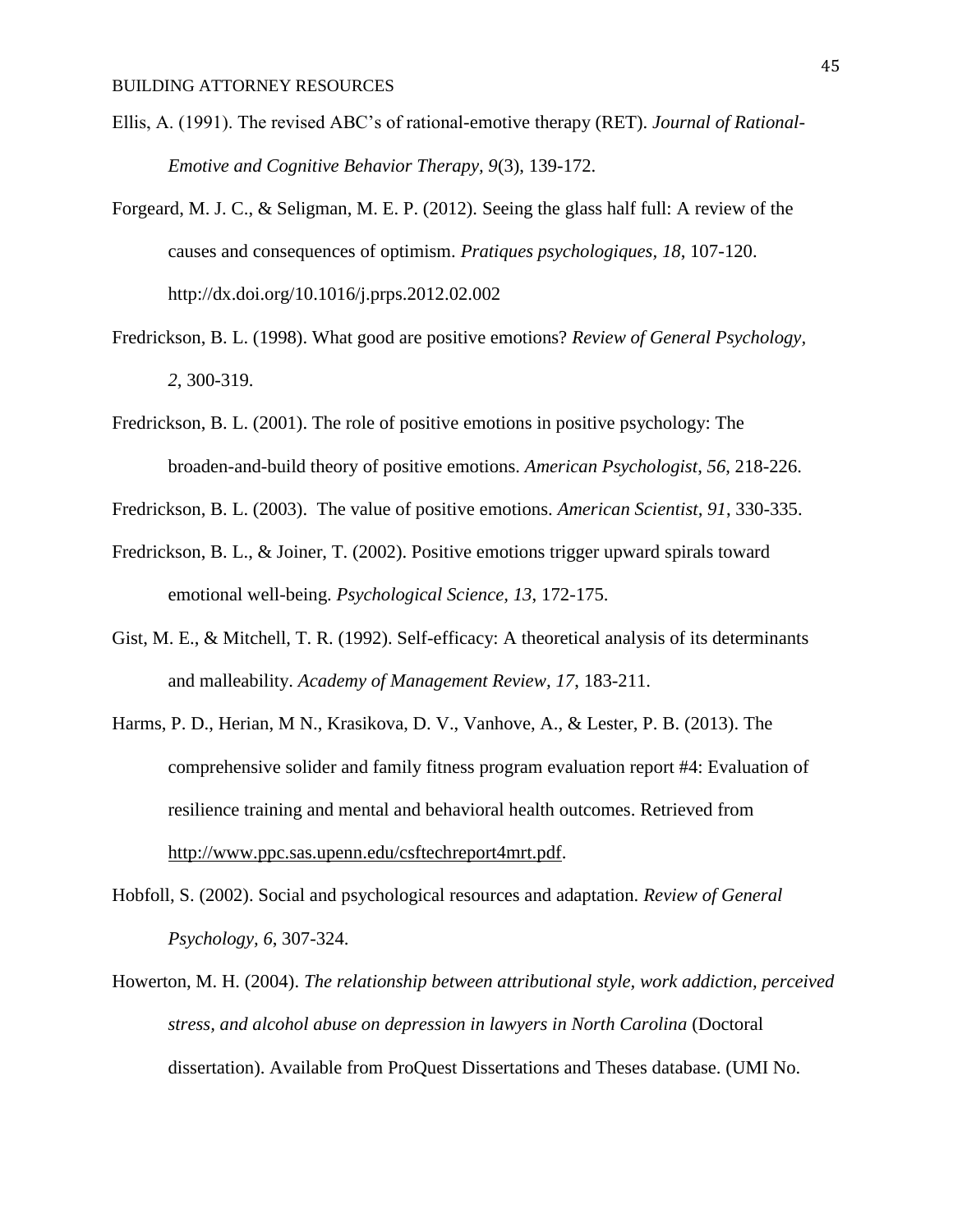Ellis, A. (1991). The revised ABC's of rational-emotive therapy (RET). *Journal of Rational-Emotive and Cognitive Behavior Therapy, 9*(3), 139-172.

Forgeard, M. J. C., & Seligman, M. E. P. (2012). Seeing the glass half full: A review of the causes and consequences of optimism. *Pratiques psychologiques, 18*, 107-120. http://dx.doi.org/10.1016/j.prps.2012.02.002

Fredrickson, B. L. (1998). What good are positive emotions? *Review of General Psychology, 2*, 300-319.

Fredrickson, B. L. (2001). The role of positive emotions in positive psychology: The broaden-and-build theory of positive emotions. *American Psychologist, 56*, 218-226.

Fredrickson, B. L. (2003). The value of positive emotions. *American Scientist, 91*, 330-335.

Fredrickson, B. L., & Joiner, T. (2002). Positive emotions trigger upward spirals toward emotional well-being. *Psychological Science, 13*, 172-175.

Gist, M. E., & Mitchell, T. R. (1992). Self-efficacy: A theoretical analysis of its determinants and malleability. *Academy of Management Review, 17*, 183-211.

Harms, P. D., Herian, M N., Krasikova, D. V., Vanhove, A., & Lester, P. B. (2013). The comprehensive solider and family fitness program evaluation report #4: Evaluation of resilience training and mental and behavioral health outcomes. Retrieved from http://www.ppc.sas.upenn.edu/csftechreport4mrt.pdf.

Hobfoll, S. (2002). Social and psychological resources and adaptation. *Review of General Psychology, 6*, 307-324.

Howerton, M. H. (2004). *The relationship between attributional style, work addiction, perceived stress, and alcohol abuse on depression in lawyers in North Carolina* (Doctoral dissertation). Available from ProQuest Dissertations and Theses database. (UMI No.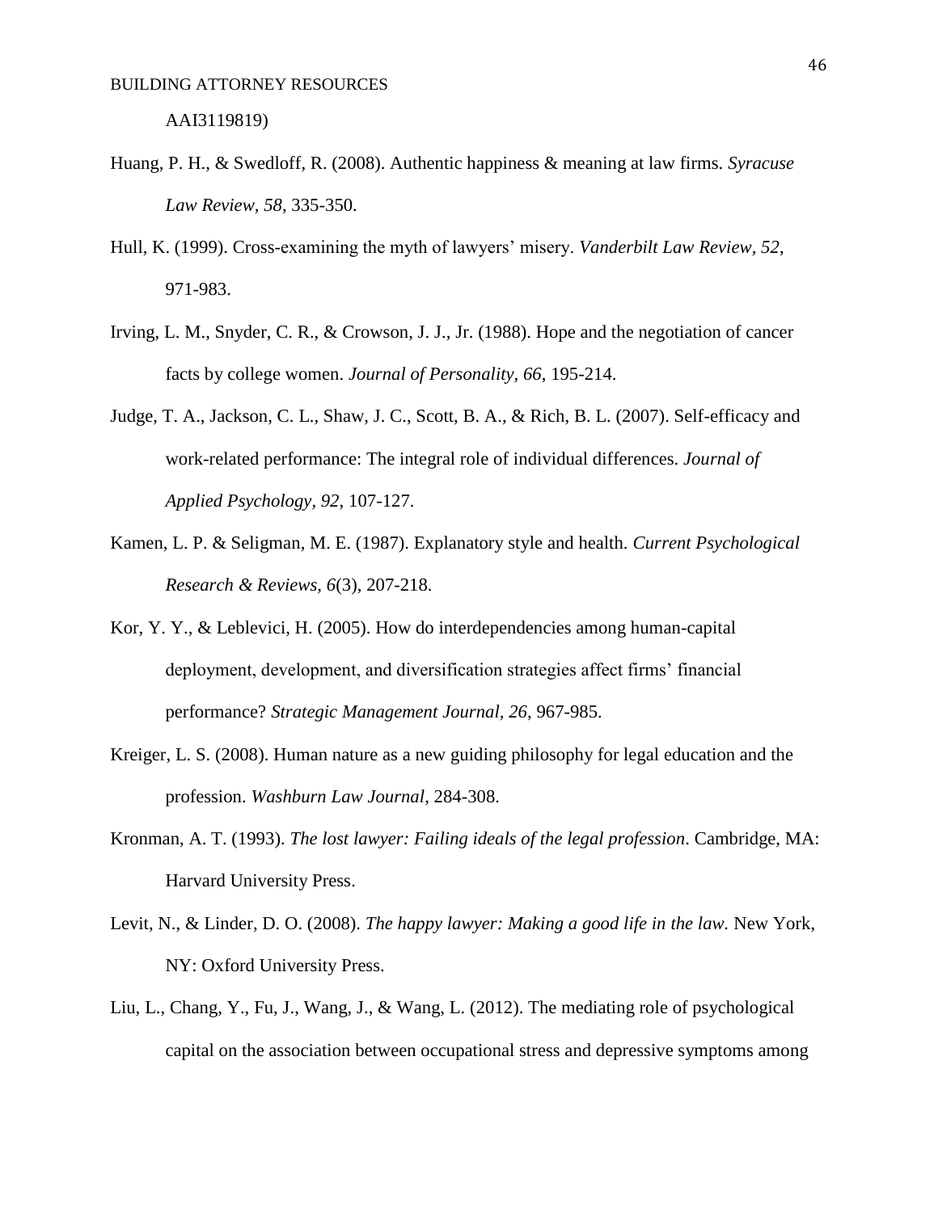AAI3119819)

Huang, P. H., & Swedloff, R. (2008). Authentic happiness & meaning at law firms. *Syracuse Law Review*, *58*, 335-350.

Hull, K. (1999). Cross-examining the myth of lawyers' misery. *Vanderbilt Law Review, 52*, 971-983.

Irving, L. M., Snyder, C. R., & Crowson, J. J., Jr. (1988). Hope and the negotiation of cancer facts by college women. *Journal of Personality, 66*, 195-214.

Judge, T. A., Jackson, C. L., Shaw, J. C., Scott, B. A., & Rich, B. L. (2007). Self-efficacy and work-related performance: The integral role of individual differences. *Journal of Applied Psychology, 92*, 107-127.

Kamen, L. P. & Seligman, M. E. (1987). Explanatory style and health. *Current Psychological Research & Reviews, 6*(3), 207-218.

Kor, Y. Y., & Leblevici, H. (2005). How do interdependencies among human-capital deployment, development, and diversification strategies affect firms' financial performance? *Strategic Management Journal, 26*, 967-985.

Kreiger, L. S. (2008). Human nature as a new guiding philosophy for legal education and the profession. *Washburn Law Journal*, 284-308.

Kronman, A. T. (1993). *The lost lawyer: Failing ideals of the legal profession*. Cambridge, MA: Harvard University Press.

Levit, N., & Linder, D. O. (2008). *The happy lawyer: Making a good life in the law.* New York, NY: Oxford University Press.

Liu, L., Chang, Y., Fu, J., Wang, J., & Wang, L. (2012). The mediating role of psychological capital on the association between occupational stress and depressive symptoms among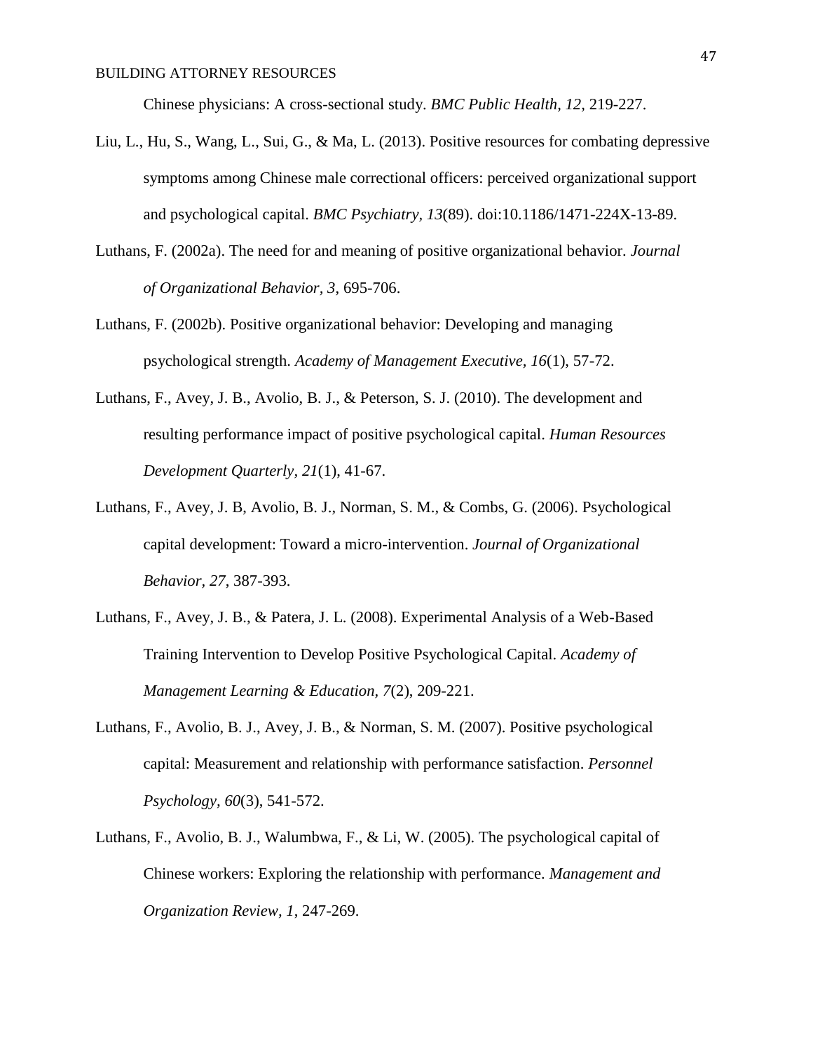Chinese physicians: A cross-sectional study. *BMC Public Health, 12,* 219-227.

Liu, L., Hu, S., Wang, L., Sui, G., & Ma, L. (2013). Positive resources for combating depressive symptoms among Chinese male correctional officers: perceived organizational support and psychological capital. *BMC Psychiatry, 13*(89). doi:10.1186/1471-224X-13-89.

Luthans, F. (2002a). The need for and meaning of positive organizational behavior. *Journal of Organizational Behavior, 3*, 695-706.

Luthans, F. (2002b). Positive organizational behavior: Developing and managing psychological strength. *Academy of Management Executive, 16*(1), 57-72.

Luthans, F., Avey, J. B., Avolio, B. J., & Peterson, S. J. (2010). The development and resulting performance impact of positive psychological capital. *Human Resources Development Quarterly, 21*(1), 41-67.

Luthans, F., Avey, J. B, Avolio, B. J., Norman, S. M., & Combs, G. (2006). Psychological capital development: Toward a micro-intervention. *Journal of Organizational Behavior, 27*, 387-393.

Luthans, F., Avey, J. B., & Patera, J. L. (2008). Experimental Analysis of a Web-Based Training Intervention to Develop Positive Psychological Capital. *Academy of Management Learning & Education, 7*(2), 209-221.

Luthans, F., Avolio, B. J., Avey, J. B., & Norman, S. M. (2007). Positive psychological capital: Measurement and relationship with performance satisfaction. *Personnel Psychology, 60*(3), 541-572.

Luthans, F., Avolio, B. J., Walumbwa, F., & Li, W. (2005). The psychological capital of Chinese workers: Exploring the relationship with performance. *Management and Organization Review, 1*, 247-269.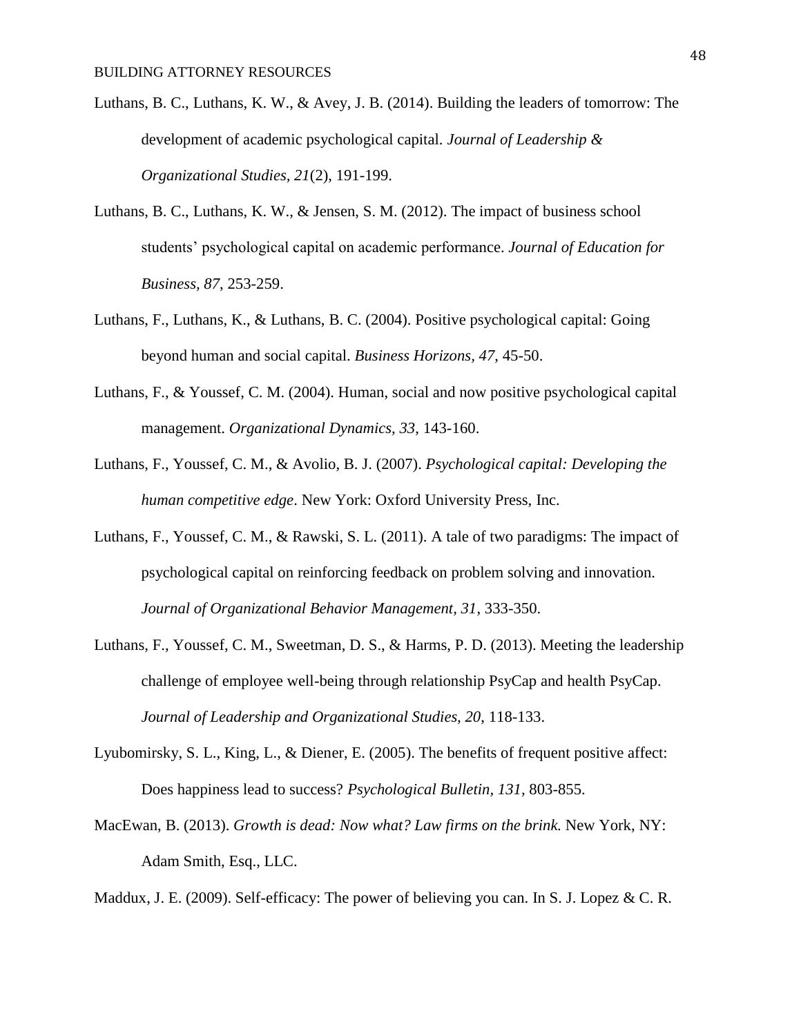Luthans, B. C., Luthans, K. W., & Avey, J. B. (2014). Building the leaders of tomorrow: The development of academic psychological capital. *Journal of Leadership & Organizational Studies, 21*(2), 191-199.

Luthans, B. C., Luthans, K. W., & Jensen, S. M. (2012). The impact of business school students' psychological capital on academic performance. *Journal of Education for Business, 87*, 253-259.

Luthans, F., Luthans, K., & Luthans, B. C. (2004). Positive psychological capital: Going beyond human and social capital. *Business Horizons, 47*, 45-50.

Luthans, F., & Youssef, C. M. (2004). Human, social and now positive psychological capital management. *Organizational Dynamics, 33*, 143-160.

Luthans, F., Youssef, C. M., & Avolio, B. J. (2007). *Psychological capital: Developing the human competitive edge*. New York: Oxford University Press, Inc.

Luthans, F., Youssef, C. M., & Rawski, S. L. (2011). A tale of two paradigms: The impact of psychological capital on reinforcing feedback on problem solving and innovation. *Journal of Organizational Behavior Management, 31*, 333-350.

Luthans, F., Youssef, C. M., Sweetman, D. S., & Harms, P. D. (2013). Meeting the leadership challenge of employee well-being through relationship PsyCap and health PsyCap. *Journal of Leadership and Organizational Studies, 20*, 118-133.

Lyubomirsky, S. L., King, L., & Diener, E. (2005). The benefits of frequent positive affect: Does happiness lead to success? *Psychological Bulletin, 131*, 803-855.

MacEwan, B. (2013). *Growth is dead: Now what? Law firms on the brink.* New York, NY: Adam Smith, Esq., LLC.

Maddux, J. E. (2009). Self-efficacy: The power of believing you can. In S. J. Lopez & C. R.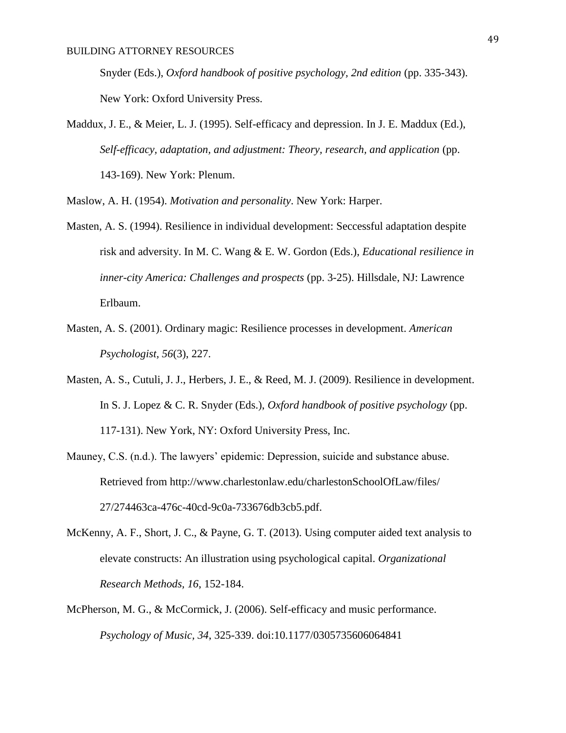Snyder (Eds.), *Oxford handbook of positive psychology, 2nd edition* (pp. 335-343). New York: Oxford University Press.

Maddux, J. E., & Meier, L. J. (1995). Self-efficacy and depression. In J. E. Maddux (Ed.), *Self-efficacy, adaptation, and adjustment: Theory, research, and application* (pp. 143-169). New York: Plenum.

Maslow, A. H. (1954). *Motivation and personality*. New York: Harper.

Masten, A. S. (1994). Resilience in individual development: Seccessful adaptation despite risk and adversity. In M. C. Wang & E. W. Gordon (Eds.), *Educational resilience in inner-city America: Challenges and prospects* (pp. 3-25). Hillsdale, NJ: Lawrence Erlbaum.

Masten, A. S. (2001). Ordinary magic: Resilience processes in development. *American Psychologist*, *56*(3), 227.

Masten, A. S., Cutuli, J. J., Herbers, J. E., & Reed, M. J. (2009). Resilience in development. In S. J. Lopez & C. R. Snyder (Eds.), *Oxford handbook of positive psychology* (pp. 117-131). New York, NY: Oxford University Press, Inc.

Mauney, C.S. (n.d.). The lawyers' epidemic: Depression, suicide and substance abuse. Retrieved from http://www.charlestonlaw.edu/charlestonSchoolOfLaw/files/27/274463ca-476c-40cd-9c0a-733676db3cb5.pdf.

McKenny, A. F., Short, J. C., & Payne, G. T. (2013). Using computer aided text analysis to elevate constructs: An illustration using psychological capital. *Organizational Research Methods, 16*, 152-184.

McPherson, M. G., & McCormick, J. (2006). Self-efficacy and music performance. *Psychology of Music, 34*, 325-339. doi:10.1177/0305735606064841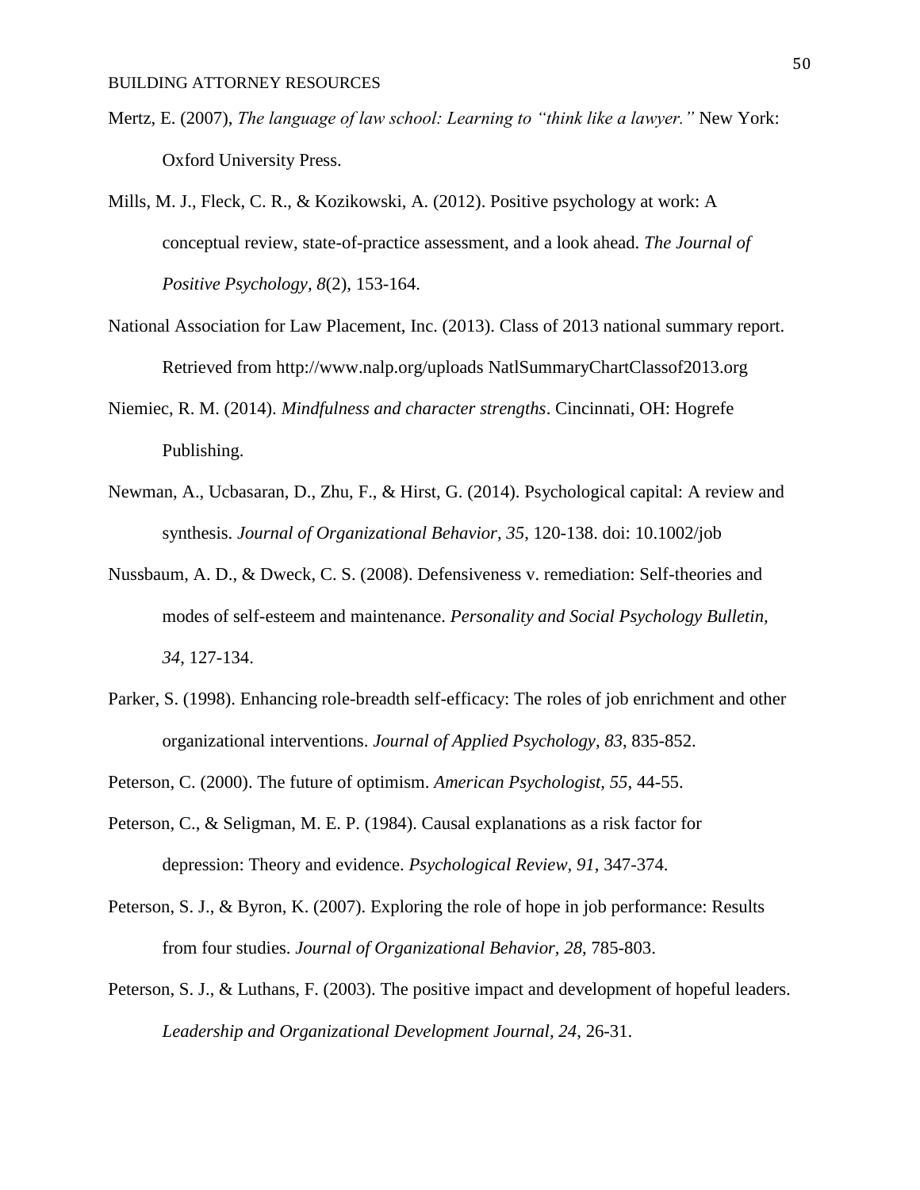Mertz, E. (2007), *The language of law school: Learning to "think like a lawyer."* New York: Oxford University Press.

Mills, M. J., Fleck, C. R., & Kozikowski, A. (2012). Positive psychology at work: A conceptual review, state-of-practice assessment, and a look ahead. *The Journal of Positive Psychology, 8*(2), 153-164.

National Association for Law Placement, Inc. (2013). Class of 2013 national summary report. Retrieved from http://www.nalp.org/uploads NatlSummaryChartClassof2013.org

Niemiec, R. M. (2014). *Mindfulness and character strengths*. Cincinnati, OH: Hogrefe Publishing.

Newman, A., Ucbasaran, D., Zhu, F., & Hirst, G. (2014). Psychological capital: A review and synthesis. *Journal of Organizational Behavior, 35*, 120-138. doi: 10.1002/job

Nussbaum, A. D., & Dweck, C. S. (2008). Defensiveness v. remediation: Self-theories and modes of self-esteem and maintenance. *Personality and Social Psychology Bulletin, 34*, 127-134.

Parker, S. (1998). Enhancing role-breadth self-efficacy: The roles of job enrichment and other organizational interventions. *Journal of Applied Psychology*, *83*, 835-852.

Peterson, C. (2000). The future of optimism. *American Psychologist, 55*, 44-55.

Peterson, C., & Seligman, M. E. P. (1984). Causal explanations as a risk factor for depression: Theory and evidence. *Psychological Review, 91*, 347-374.

Peterson, S. J., & Byron, K. (2007). Exploring the role of hope in job performance: Results from four studies. *Journal of Organizational Behavior, 28*, 785-803.

Peterson, S. J., & Luthans, F. (2003). The positive impact and development of hopeful leaders. *Leadership and Organizational Development Journal, 24*, 26-31.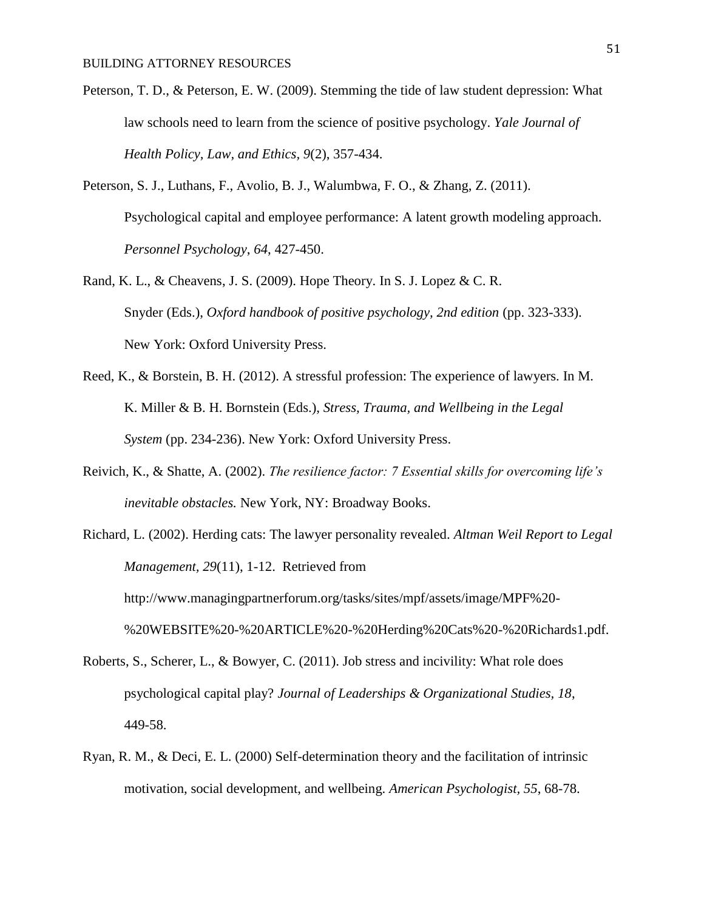Peterson, T. D., & Peterson, E. W. (2009). Stemming the tide of law student depression: What law schools need to learn from the science of positive psychology. *Yale Journal of Health Policy, Law, and Ethics, 9*(2), 357-434.

Peterson, S. J., Luthans, F., Avolio, B. J., Walumbwa, F. O., & Zhang, Z. (2011). Psychological capital and employee performance: A latent growth modeling approach. *Personnel Psychology*, *64*, 427-450.

Rand, K. L., & Cheavens, J. S. (2009). Hope Theory. In S. J. Lopez & C. R. Snyder (Eds.), *Oxford handbook of positive psychology, 2nd edition* (pp. 323-333). New York: Oxford University Press.

Reed, K., & Borstein, B. H. (2012). A stressful profession: The experience of lawyers. In M. K. Miller & B. H. Bornstein (Eds.), *Stress, Trauma, and Wellbeing in the Legal System* (pp. 234-236). New York: Oxford University Press.

Reivich, K., & Shatte, A. (2002). *The resilience factor: 7 Essential skills for overcoming life's inevitable obstacles.* New York, NY: Broadway Books.

Richard, L. (2002). Herding cats: The lawyer personality revealed. *Altman Weil Report to Legal Management, 29*(11), 1-12. Retrieved from http://www.managingpartnerforum.org/tasks/sites/mpf/assets/image/MPF%20-%20WEBSITE%20-%20ARTICLE%20-%20Herding%20Cats%20-%20Richards1.pdf.

Roberts, S., Scherer, L., & Bowyer, C. (2011). Job stress and incivility: What role does psychological capital play? *Journal of Leaderships & Organizational Studies, 18*, 449-58.

Ryan, R. M., & Deci, E. L. (2000) Self-determination theory and the facilitation of intrinsic motivation, social development, and wellbeing. *American Psychologist, 55*, 68-78.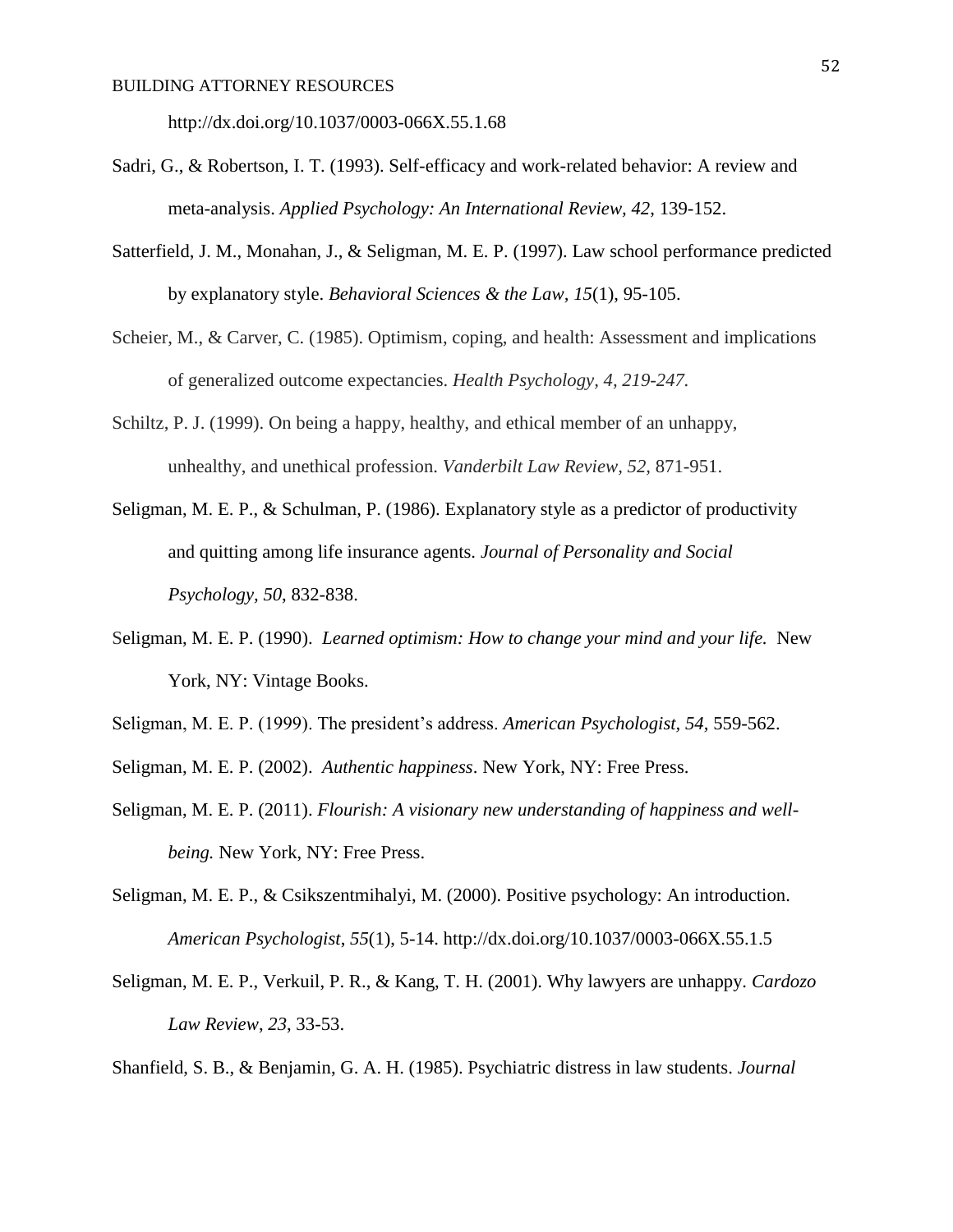http://dx.doi.org/10.1037/0003-066X.55.1.68

Sadri, G., & Robertson, I. T. (1993). Self-efficacy and work-related behavior: A review and meta-analysis. *Applied Psychology: An International Review, 42*, 139-152.

Satterfield, J. M., Monahan, J., & Seligman, M. E. P. (1997). Law school performance predicted by explanatory style. *Behavioral Sciences & the Law, 15*(1), 95-105.

Scheier, M., & Carver, C. (1985). Optimism, coping, and health: Assessment and implications of generalized outcome expectancies. *Health Psychology, 4, 219-247.*

Schiltz, P. J. (1999). On being a happy, healthy, and ethical member of an unhappy, unhealthy, and unethical profession. *Vanderbilt Law Review, 52*, 871-951.

Seligman, M. E. P., & Schulman, P. (1986). Explanatory style as a predictor of productivity and quitting among life insurance agents. *Journal of Personality and Social Psychology, 50*, 832-838.

Seligman, M. E. P. (1990). *Learned optimism: How to change your mind and your life.* New York, NY: Vintage Books.

Seligman, M. E. P. (1999). The president's address. *American Psychologist, 54,* 559-562.

Seligman, M. E. P. (2002). *Authentic happiness*. New York, NY: Free Press.

Seligman, M. E. P. (2011). *Flourish: A visionary new understanding of happiness and well-being.* New York, NY: Free Press.

Seligman, M. E. P., & Csikszentmihalyi, M. (2000). Positive psychology: An introduction. *American Psychologist*, *55*(1), 5-14. http://dx.doi.org/10.1037/0003-066X.55.1.5

Seligman, M. E. P., Verkuil, P. R., & Kang, T. H. (2001). Why lawyers are unhappy. *Cardozo Law Review*, *23*, 33-53.

Shanfield, S. B., & Benjamin, G. A. H. (1985). Psychiatric distress in law students. *Journal*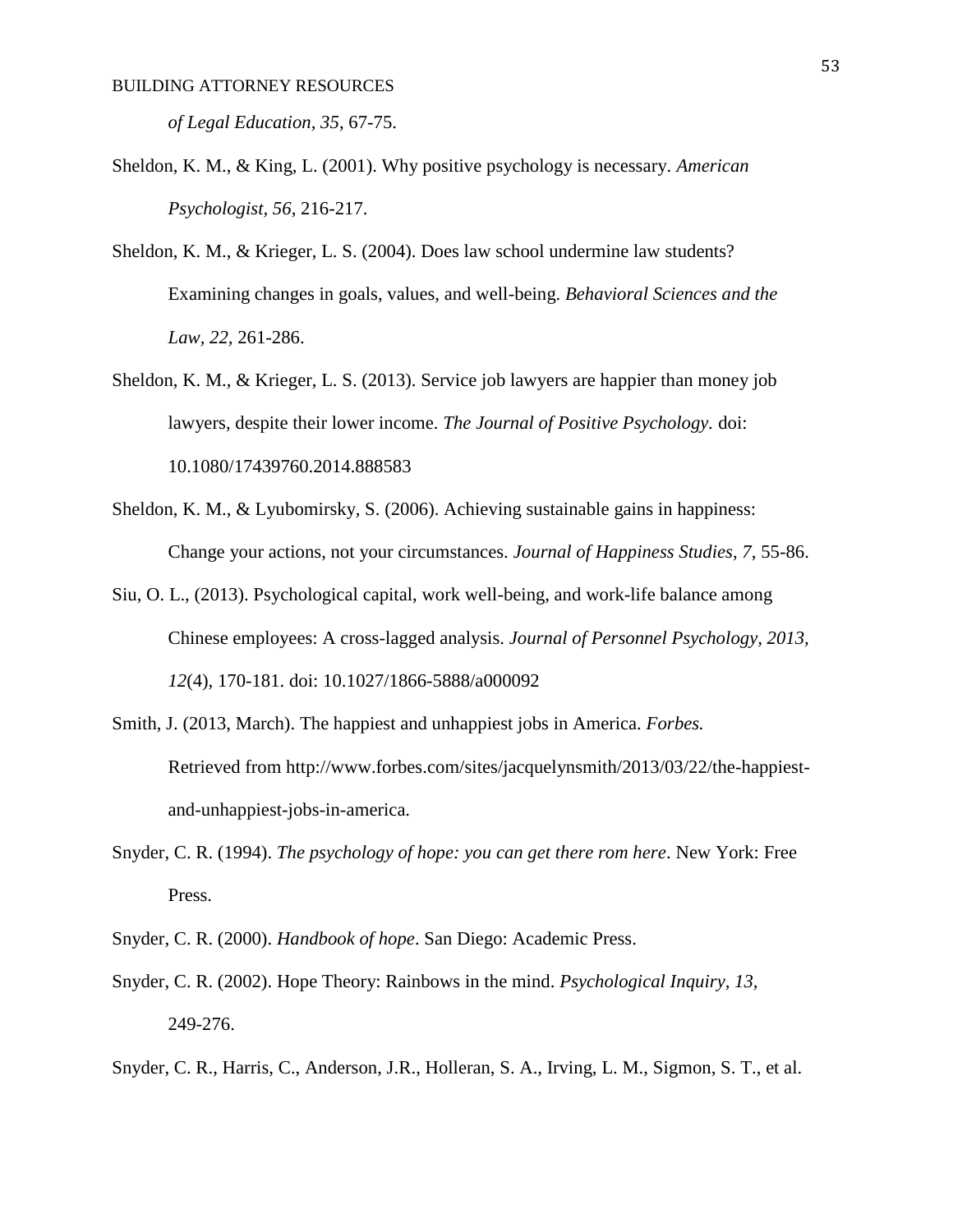*of Legal Education, 35*, 67-75.

Sheldon, K. M., & King, L. (2001). Why positive psychology is necessary. *American Psychologist, 56,* 216-217.

Sheldon, K. M., & Krieger, L. S. (2004). Does law school undermine law students? Examining changes in goals, values, and well-being. *Behavioral Sciences and the Law, 22,* 261-286.

Sheldon, K. M., & Krieger, L. S. (2013). Service job lawyers are happier than money job lawyers, despite their lower income. *The Journal of Positive Psychology.* doi: 10.1080/17439760.2014.888583

Sheldon, K. M., & Lyubomirsky, S. (2006). Achieving sustainable gains in happiness: Change your actions, not your circumstances. *Journal of Happiness Studies, 7*, 55-86.

Siu, O. L., (2013). Psychological capital, work well-being, and work-life balance among Chinese employees: A cross-lagged analysis. *Journal of Personnel Psychology, 2013, 12*(4), 170-181. doi: 10.1027/1866-5888/a000092

Smith, J. (2013, March). The happiest and unhappiest jobs in America. *Forbes.* Retrieved from http://www.forbes.com/sites/jacquelynsmith/2013/03/22/the-happiest-and-unhappiest-jobs-in-america.

Snyder, C. R. (1994). *The psychology of hope: you can get there rom here*. New York: Free Press.

Snyder, C. R. (2000). *Handbook of hope*. San Diego: Academic Press.

Snyder, C. R. (2002). Hope Theory: Rainbows in the mind. *Psychological Inquiry, 13,* 249-276.

Snyder, C. R., Harris, C., Anderson, J.R., Holleran, S. A., Irving, L. M., Sigmon, S. T., et al.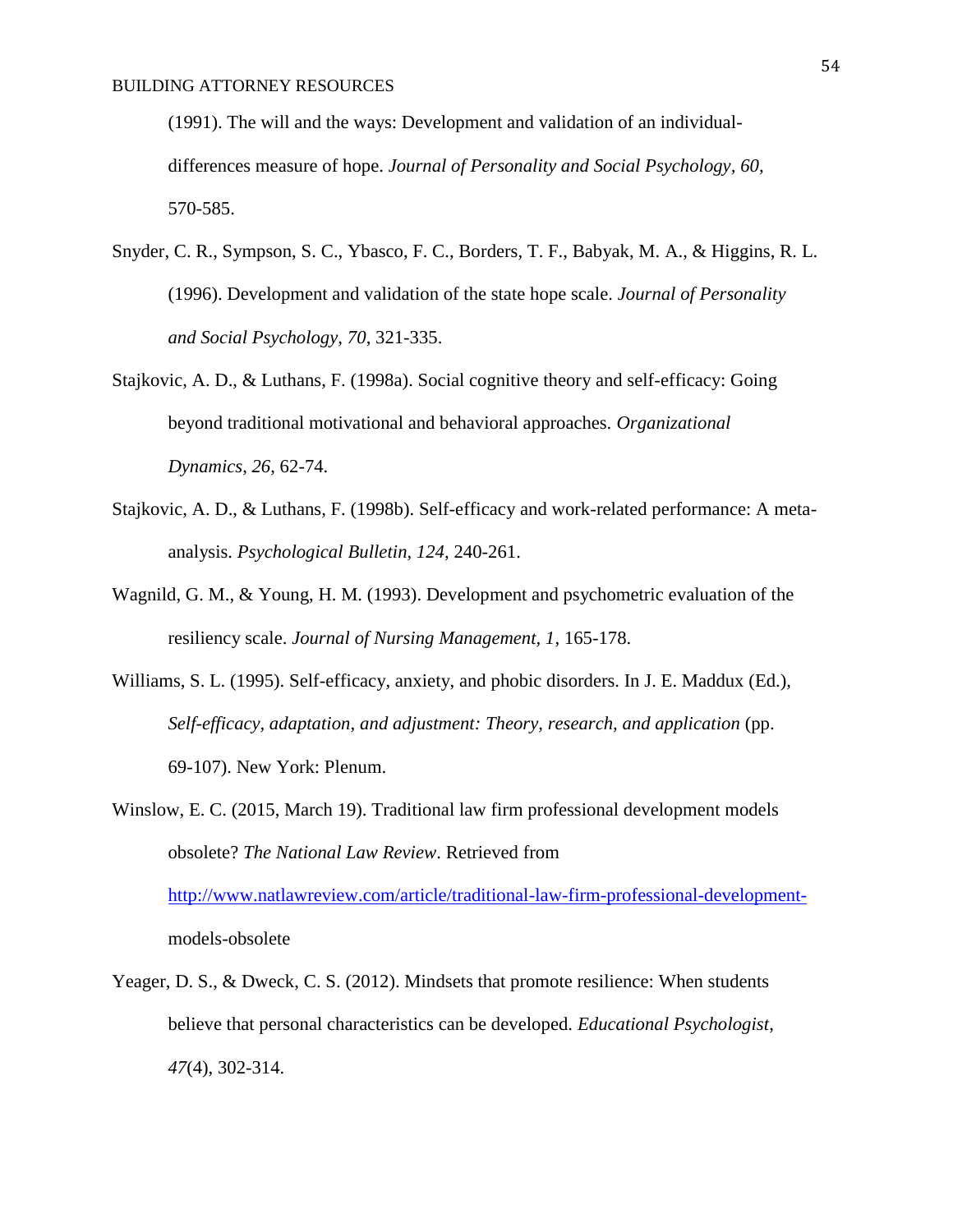(1991). The will and the ways: Development and validation of an individual-differences measure of hope. *Journal of Personality and Social Psychology, 60*, 570-585.

Snyder, C. R., Sympson, S. C., Ybasco, F. C., Borders, T. F., Babyak, M. A., & Higgins, R. L. (1996). Development and validation of the state hope scale. *Journal of Personality and Social Psychology*, *70*, 321-335.

Stajkovic, A. D., & Luthans, F. (1998a). Social cognitive theory and self-efficacy: Going beyond traditional motivational and behavioral approaches. *Organizational Dynamics*, *26*, 62-74.

Stajkovic, A. D., & Luthans, F. (1998b). Self-efficacy and work-related performance: A meta-analysis. *Psychological Bulletin*, *124*, 240-261.

Wagnild, G. M., & Young, H. M. (1993). Development and psychometric evaluation of the resiliency scale. *Journal of Nursing Management*, *1*, 165-178.

Williams, S. L. (1995). Self-efficacy, anxiety, and phobic disorders. In J. E. Maddux (Ed.), *Self-efficacy, adaptation, and adjustment: Theory, research, and application* (pp. 69-107). New York: Plenum.

Winslow, E. C. (2015, March 19). Traditional law firm professional development models obsolete? *The National Law Review*. Retrieved from http://www.natlawreview.com/article/traditional-law-firm-professional-development-models-obsolete

Yeager, D. S., & Dweck, C. S. (2012). Mindsets that promote resilience: When students believe that personal characteristics can be developed. *Educational Psychologist*, *47*(4), 302-314.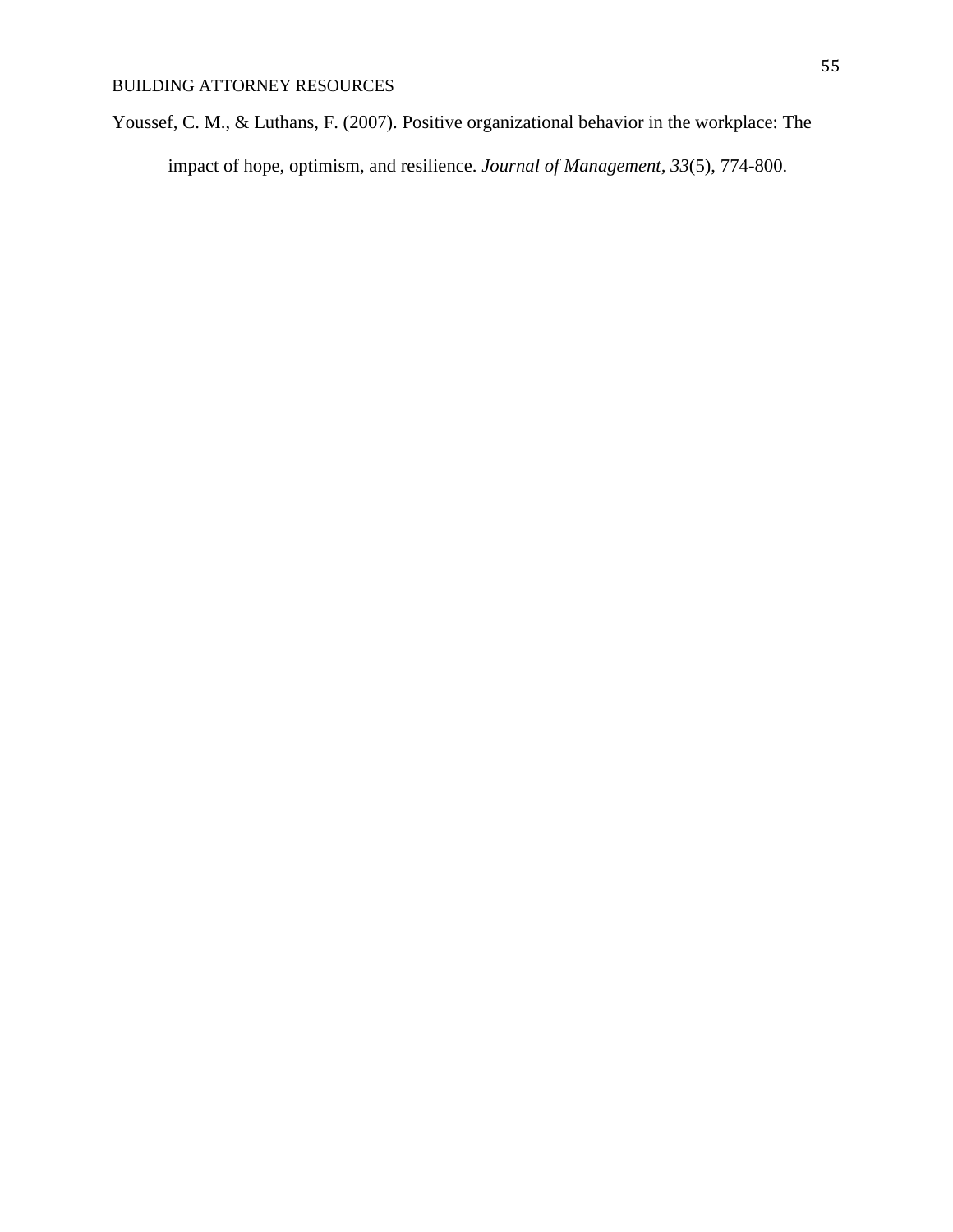Youssef, C. M., & Luthans, F. (2007). Positive organizational behavior in the workplace: The impact of hope, optimism, and resilience. *Journal of Management, 33*(5), 774-800.